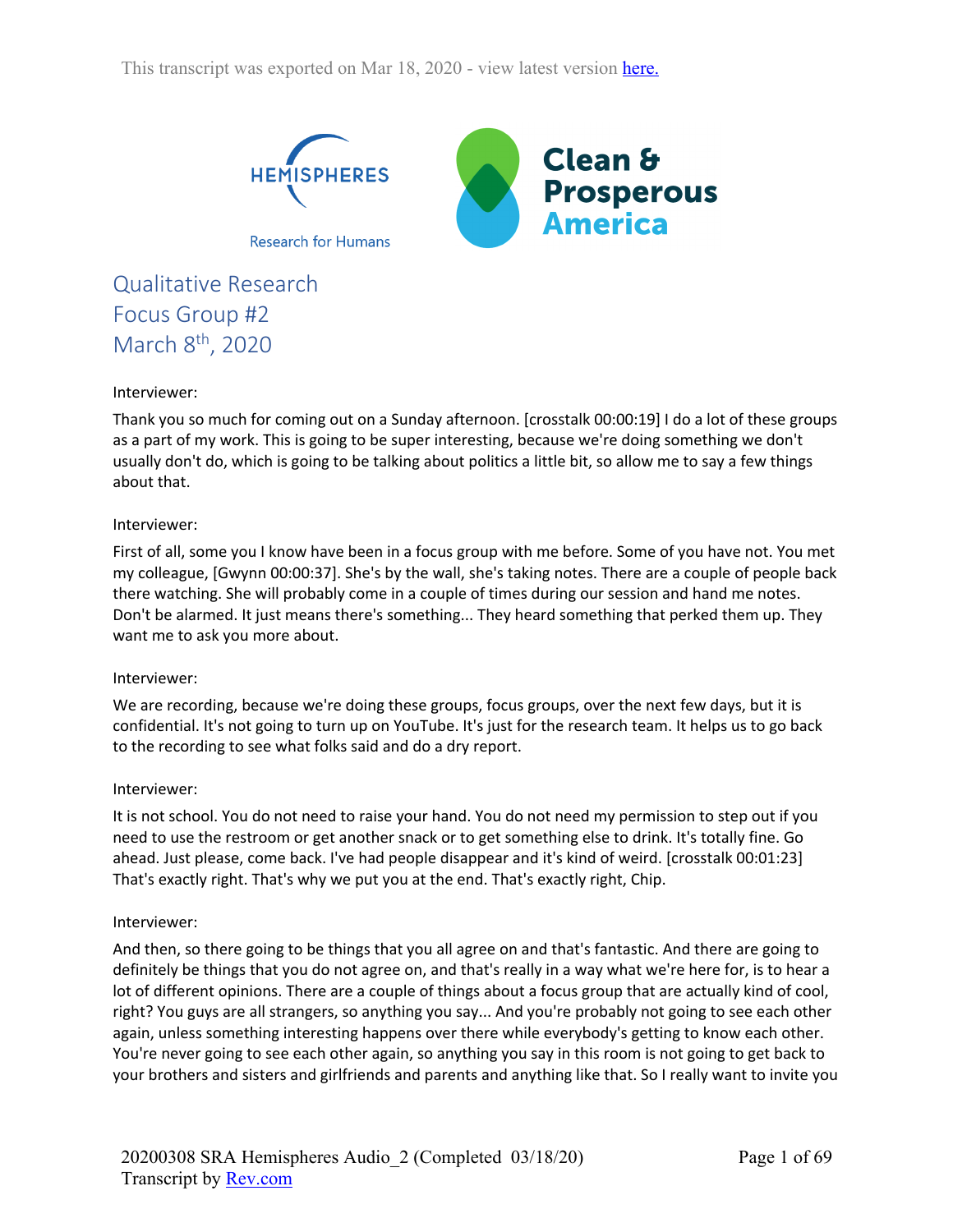This transcript was exported on Mar 18, 2020 - view latest version here.

HEMISPHERES
Research for Humans

Clean & Prosperous America

Qualitative Research
Focus Group #2
March 8th, 2020

Interviewer:

Thank you so much for coming out on a Sunday afternoon. [crosstalk 00:00:19] I do a lot of these groups as a part of my work. This is going to be super interesting, because we're doing something we don't usually don't do, which is going to be talking about politics a little bit, so allow me to say a few things about that.

Interviewer:

First of all, some you I know have been in a focus group with me before. Some of you have not. You met my colleague, [Gwynn 00:00:37]. She's by the wall, she's taking notes. There are a couple of people back there watching. She will probably come in a couple of times during our session and hand me notes. Don't be alarmed. It just means there's something... They heard something that perked them up. They want me to ask you more about.

Interviewer:

We are recording, because we're doing these groups, focus groups, over the next few days, but it is confidential. It's not going to turn up on YouTube. It's just for the research team. It helps us to go back to the recording to see what folks said and do a dry report.

Interviewer:

It is not school. You do not need to raise your hand. You do not need my permission to step out if you need to use the restroom or get another snack or to get something else to drink. It's totally fine. Go ahead. Just please, come back. I've had people disappear and it's kind of weird. [crosstalk 00:01:23] That's exactly right. That's why we put you at the end. That's exactly right, Chip.

Interviewer:

And then, so there going to be things that you all agree on and that's fantastic. And there are going to definitely be things that you do not agree on, and that's really in a way what we're here for, is to hear a lot of different opinions. There are a couple of things about a focus group that are actually kind of cool, right? You guys are all strangers, so anything you say... And you're probably not going to see each other again, unless something interesting happens over there while everybody's getting to know each other. You're never going to see each other again, so anything you say in this room is not going to get back to your brothers and sisters and girlfriends and parents and anything like that. So I really want to invite you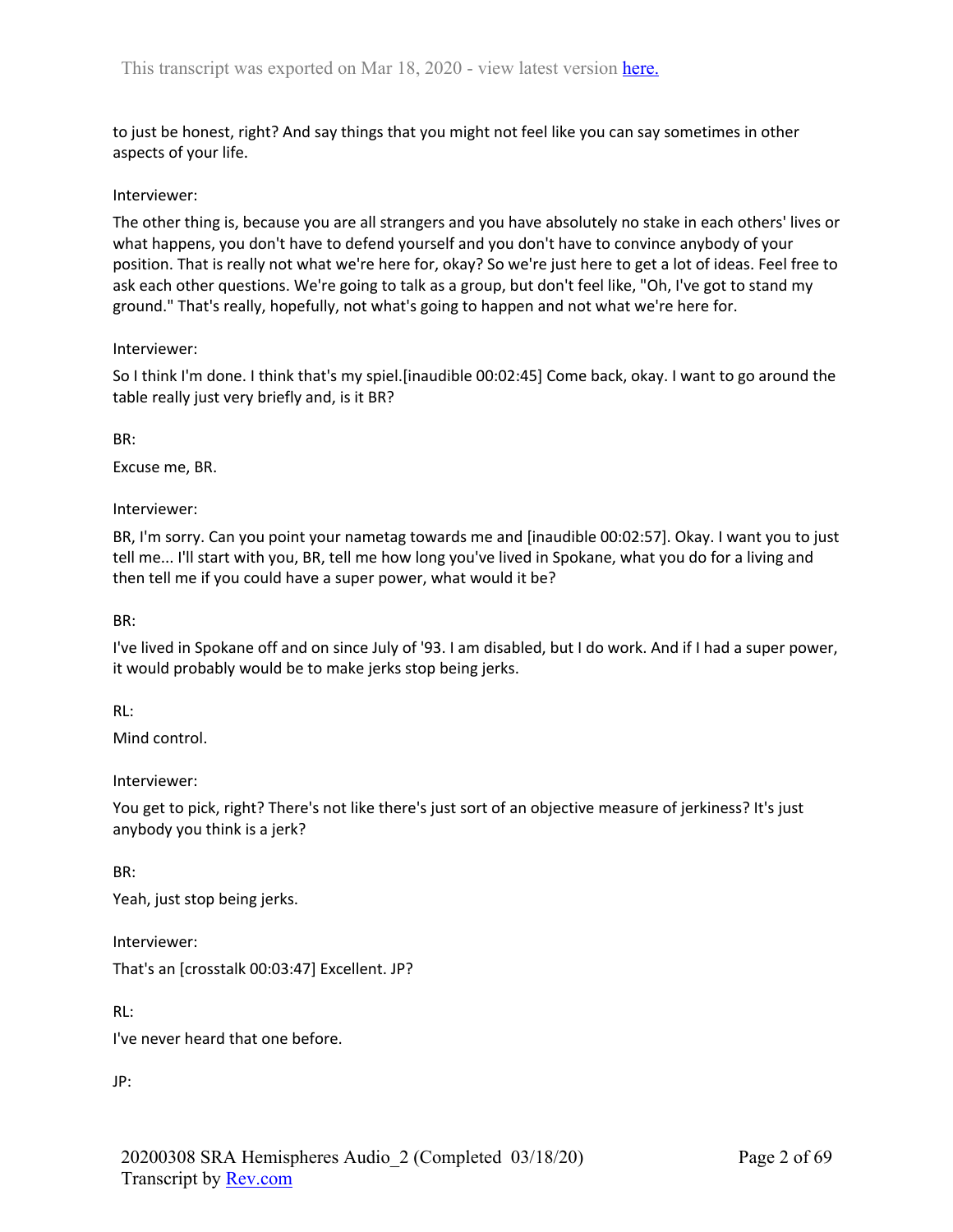to just be honest, right? And say things that you might not feel like you can say sometimes in other aspects of your life.

Interviewer:

The other thing is, because you are all strangers and you have absolutely no stake in each others' lives or what happens, you don't have to defend yourself and you don't have to convince anybody of your position. That is really not what we're here for, okay? So we're just here to get a lot of ideas. Feel free to ask each other questions. We're going to talk as a group, but don't feel like, "Oh, I've got to stand my ground." That's really, hopefully, not what's going to happen and not what we're here for.

Interviewer:

So I think I'm done. I think that's my spiel.[inaudible 00:02:45] Come back, okay. I want to go around the table really just very briefly and, is it BR?

BR:

Excuse me, BR.

Interviewer:

BR, I'm sorry. Can you point your nametag towards me and [inaudible 00:02:57]. Okay. I want you to just tell me... I'll start with you, BR, tell me how long you've lived in Spokane, what you do for a living and then tell me if you could have a super power, what would it be?

BR:

I've lived in Spokane off and on since July of '93. I am disabled, but I do work. And if I had a super power, it would probably would be to make jerks stop being jerks.

RL:

Mind control.

Interviewer:

You get to pick, right? There's not like there's just sort of an objective measure of jerkiness? It's just anybody you think is a jerk?

BR:

Yeah, just stop being jerks.

Interviewer:

That's an [crosstalk 00:03:47] Excellent. JP?

RL:

I've never heard that one before.

JP: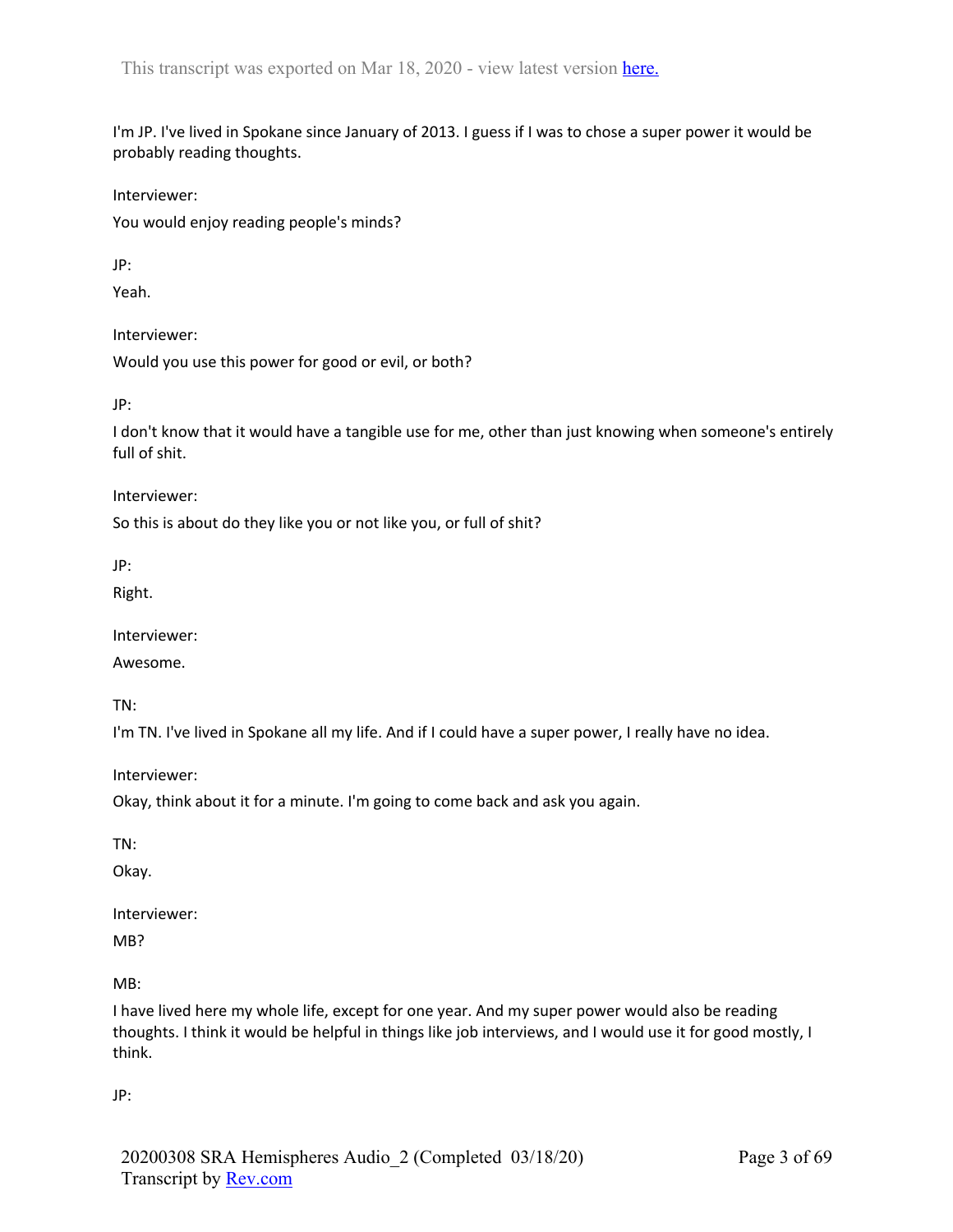I'm JP. I've lived in Spokane since January of 2013. I guess if I was to chose a super power it would be probably reading thoughts.

Interviewer:

You would enjoy reading people's minds?

JP:

Yeah.

Interviewer:

Would you use this power for good or evil, or both?

JP:

I don't know that it would have a tangible use for me, other than just knowing when someone's entirely full of shit.

Interviewer:

So this is about do they like you or not like you, or full of shit?

JP:

Right.

Interviewer:

Awesome.

TN:

I'm TN. I've lived in Spokane all my life. And if I could have a super power, I really have no idea.

Interviewer:

Okay, think about it for a minute. I'm going to come back and ask you again.

TN:

Okay.

Interviewer:

MB?

MB:

I have lived here my whole life, except for one year. And my super power would also be reading thoughts. I think it would be helpful in things like job interviews, and I would use it for good mostly, I think.

JP: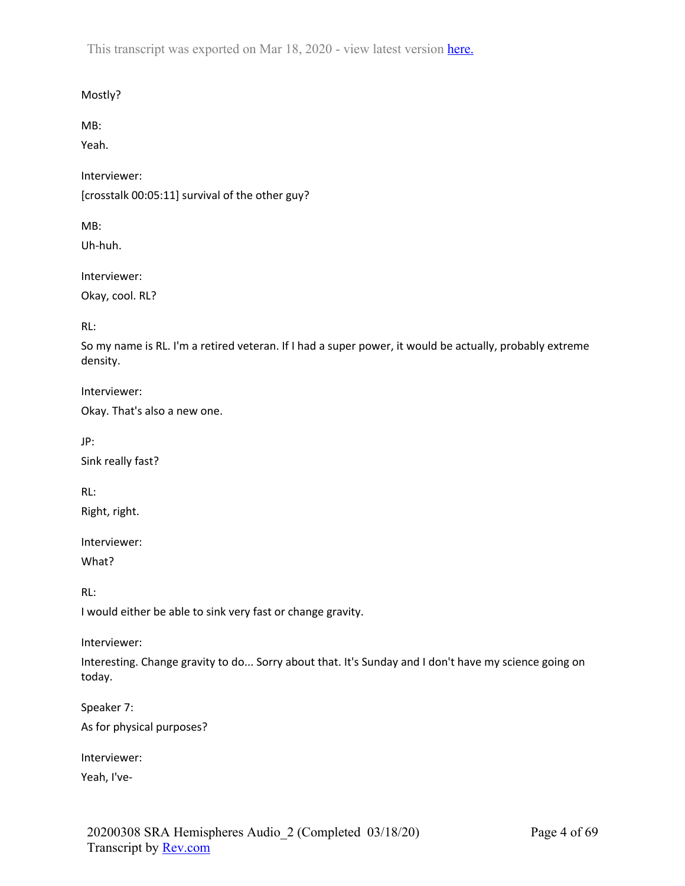Mostly?

MB:

Yeah.

Interviewer:

[crosstalk 00:05:11] survival of the other guy?

MB:

Uh-huh.

Interviewer:

Okay, cool. RL?

RL:

So my name is RL. I'm a retired veteran. If I had a super power, it would be actually, probably extreme density.

Interviewer:

Okay. That's also a new one.

JP:

Sink really fast?

RL:

Right, right.

Interviewer:

What?

RL:

I would either be able to sink very fast or change gravity.

Interviewer:

Interesting. Change gravity to do... Sorry about that. It's Sunday and I don't have my science going on today.

Speaker 7:

As for physical purposes?

Interviewer:

Yeah, I've-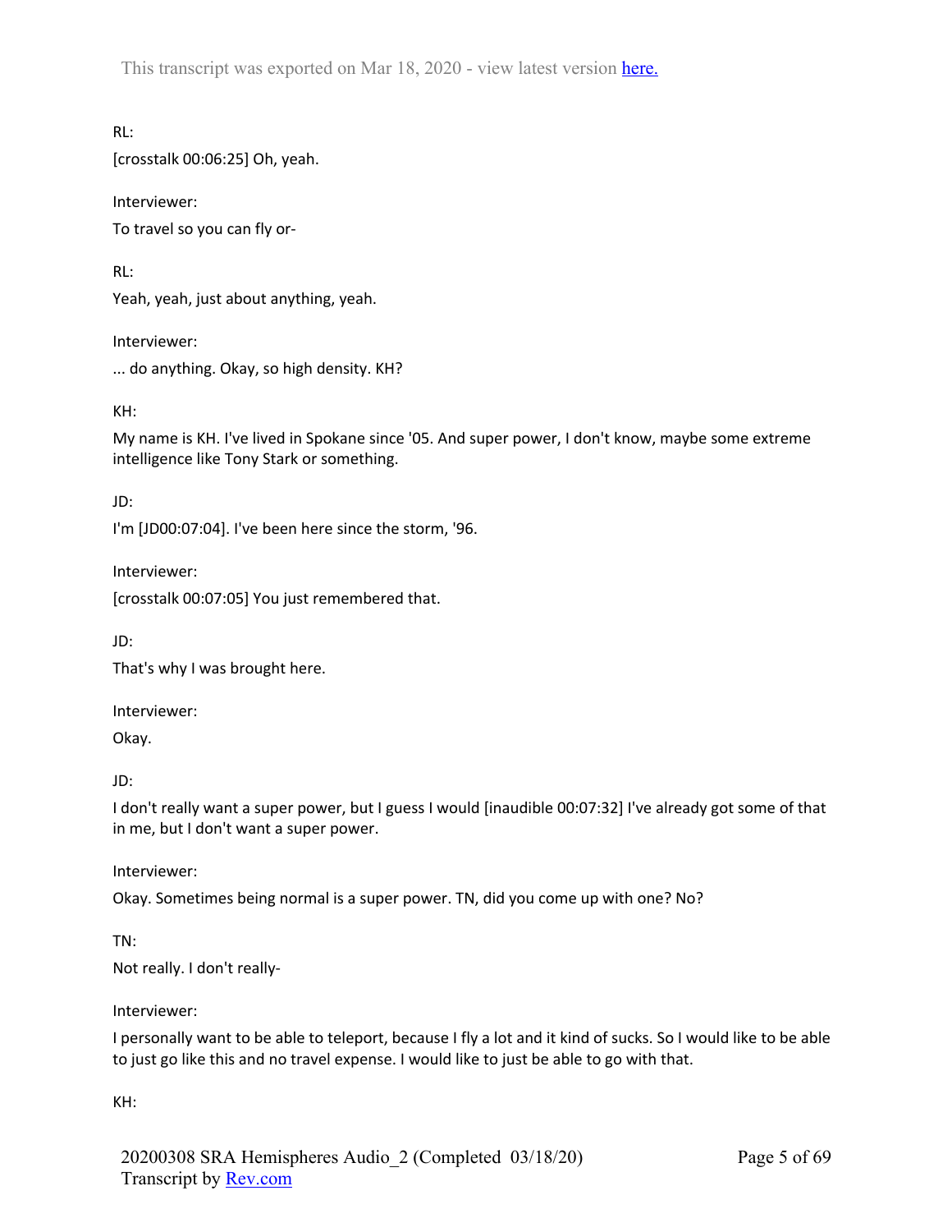RL:

[crosstalk 00:06:25] Oh, yeah.

Interviewer:

To travel so you can fly or-

RL:

Yeah, yeah, just about anything, yeah.

Interviewer:

... do anything. Okay, so high density. KH?

KH:

My name is KH. I've lived in Spokane since '05. And super power, I don't know, maybe some extreme intelligence like Tony Stark or something.

JD:

I'm [JD00:07:04]. I've been here since the storm, '96.

Interviewer:

[crosstalk 00:07:05] You just remembered that.

JD:

That's why I was brought here.

Interviewer:

Okay.

JD:

I don't really want a super power, but I guess I would [inaudible 00:07:32] I've already got some of that in me, but I don't want a super power.

Interviewer:

Okay. Sometimes being normal is a super power. TN, did you come up with one? No?

TN:

Not really. I don't really-

Interviewer:

I personally want to be able to teleport, because I fly a lot and it kind of sucks. So I would like to be able to just go like this and no travel expense. I would like to just be able to go with that.

KH: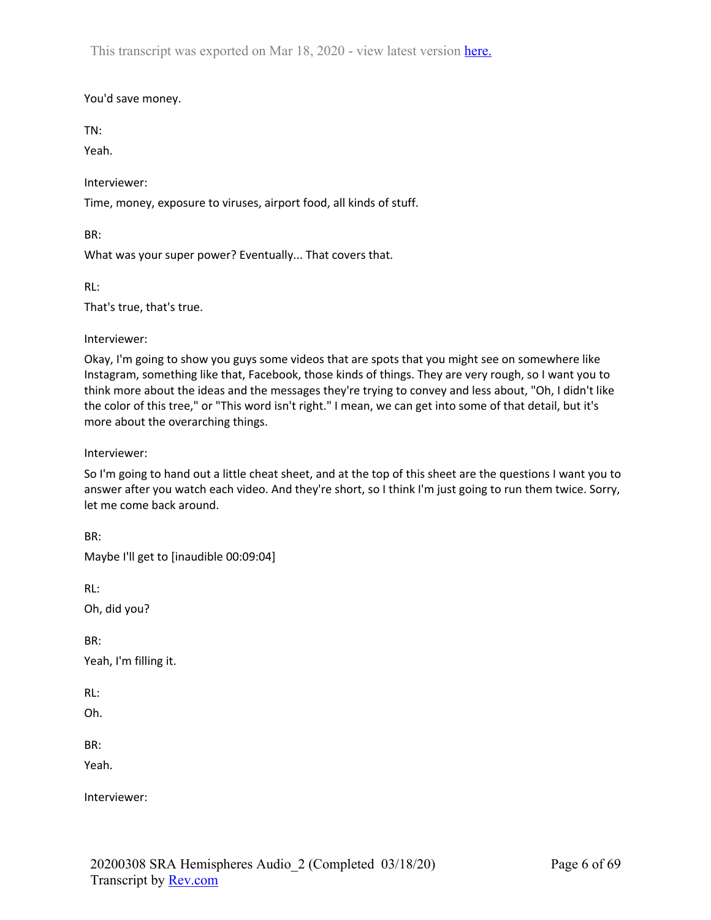You'd save money.

TN:

Yeah.

Interviewer:

Time, money, exposure to viruses, airport food, all kinds of stuff.

BR:

What was your super power? Eventually... That covers that.

RL:

That's true, that's true.

Interviewer:

Okay, I'm going to show you guys some videos that are spots that you might see on somewhere like Instagram, something like that, Facebook, those kinds of things. They are very rough, so I want you to think more about the ideas and the messages they're trying to convey and less about, "Oh, I didn't like the color of this tree," or "This word isn't right." I mean, we can get into some of that detail, but it's more about the overarching things.

Interviewer:

So I'm going to hand out a little cheat sheet, and at the top of this sheet are the questions I want you to answer after you watch each video. And they're short, so I think I'm just going to run them twice. Sorry, let me come back around.

BR:

Maybe I'll get to [inaudible 00:09:04]

RL:

Oh, did you?

BR:

Yeah, I'm filling it.

RL:

Oh.

BR:

Yeah.

Interviewer: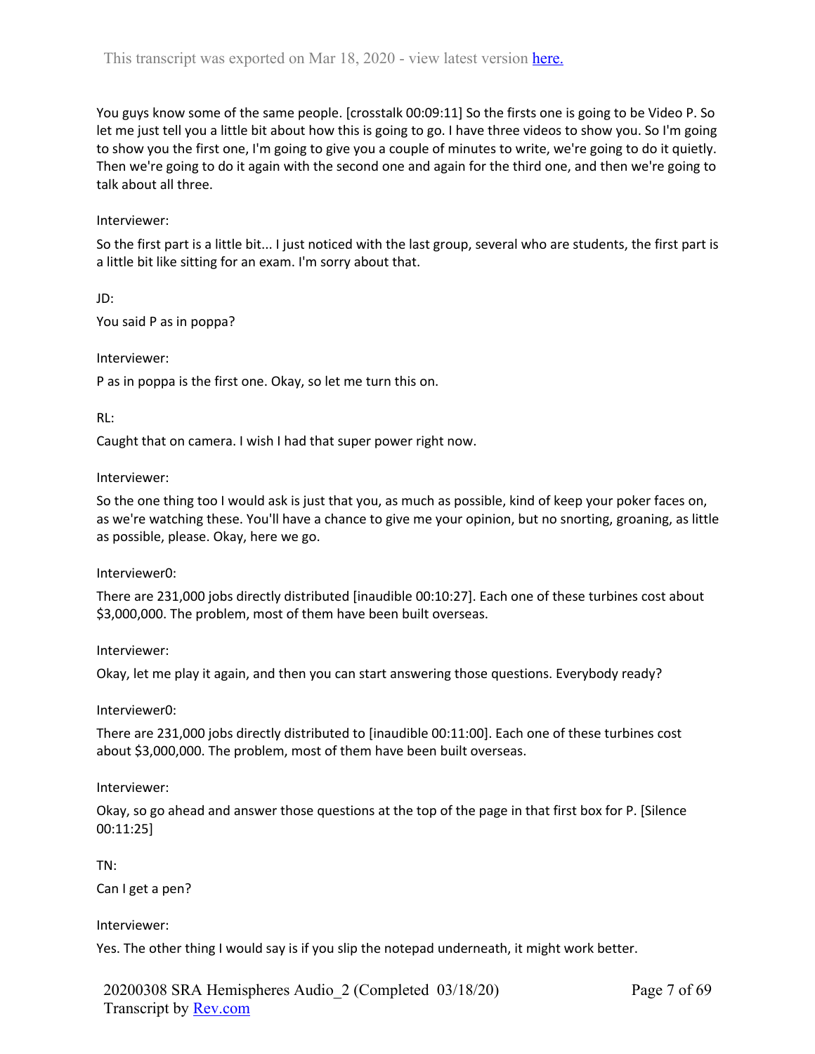You guys know some of the same people. [crosstalk 00:09:11] So the firsts one is going to be Video P. So let me just tell you a little bit about how this is going to go. I have three videos to show you. So I'm going to show you the first one, I'm going to give you a couple of minutes to write, we're going to do it quietly. Then we're going to do it again with the second one and again for the third one, and then we're going to talk about all three.

Interviewer:

So the first part is a little bit... I just noticed with the last group, several who are students, the first part is a little bit like sitting for an exam. I'm sorry about that.

JD:

You said P as in poppa?

Interviewer:

P as in poppa is the first one. Okay, so let me turn this on.

RL:

Caught that on camera. I wish I had that super power right now.

Interviewer:

So the one thing too I would ask is just that you, as much as possible, kind of keep your poker faces on, as we're watching these. You'll have a chance to give me your opinion, but no snorting, groaning, as little as possible, please. Okay, here we go.

Interviewer0:

There are 231,000 jobs directly distributed [inaudible 00:10:27]. Each one of these turbines cost about $3,000,000. The problem, most of them have been built overseas.

Interviewer:

Okay, let me play it again, and then you can start answering those questions. Everybody ready?

Interviewer0:

There are 231,000 jobs directly distributed to [inaudible 00:11:00]. Each one of these turbines cost about $3,000,000. The problem, most of them have been built overseas.

Interviewer:

Okay, so go ahead and answer those questions at the top of the page in that first box for P. [Silence 00:11:25]

TN:

Can I get a pen?

Interviewer:

Yes. The other thing I would say is if you slip the notepad underneath, it might work better.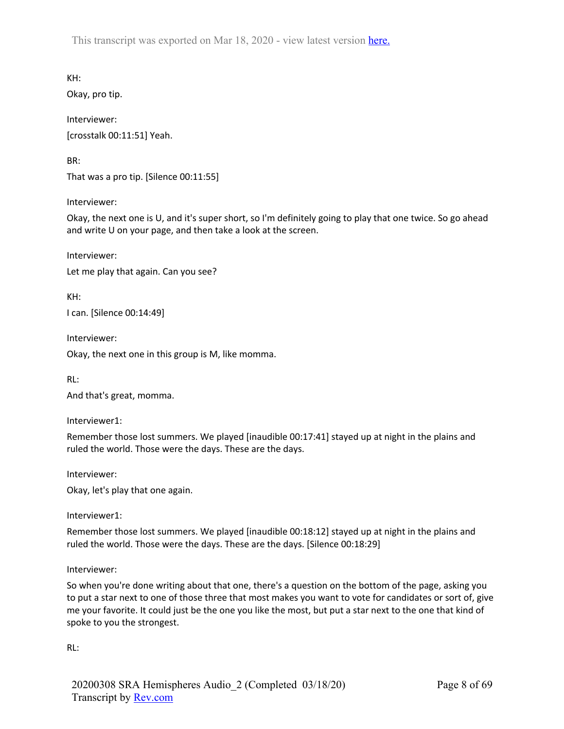KH:

Okay, pro tip.

Interviewer:

[crosstalk 00:11:51] Yeah.

BR:

That was a pro tip. [Silence 00:11:55]

Interviewer:

Okay, the next one is U, and it's super short, so I'm definitely going to play that one twice. So go ahead and write U on your page, and then take a look at the screen.

Interviewer:

Let me play that again. Can you see?

KH:

I can. [Silence 00:14:49]

Interviewer:

Okay, the next one in this group is M, like momma.

RL:

And that's great, momma.

Interviewer1:

Remember those lost summers. We played [inaudible 00:17:41] stayed up at night in the plains and ruled the world. Those were the days. These are the days.

Interviewer:

Okay, let's play that one again.

Interviewer1:

Remember those lost summers. We played [inaudible 00:18:12] stayed up at night in the plains and ruled the world. Those were the days. These are the days. [Silence 00:18:29]

Interviewer:

So when you're done writing about that one, there's a question on the bottom of the page, asking you to put a star next to one of those three that most makes you want to vote for candidates or sort of, give me your favorite. It could just be the one you like the most, but put a star next to the one that kind of spoke to you the strongest.

RL: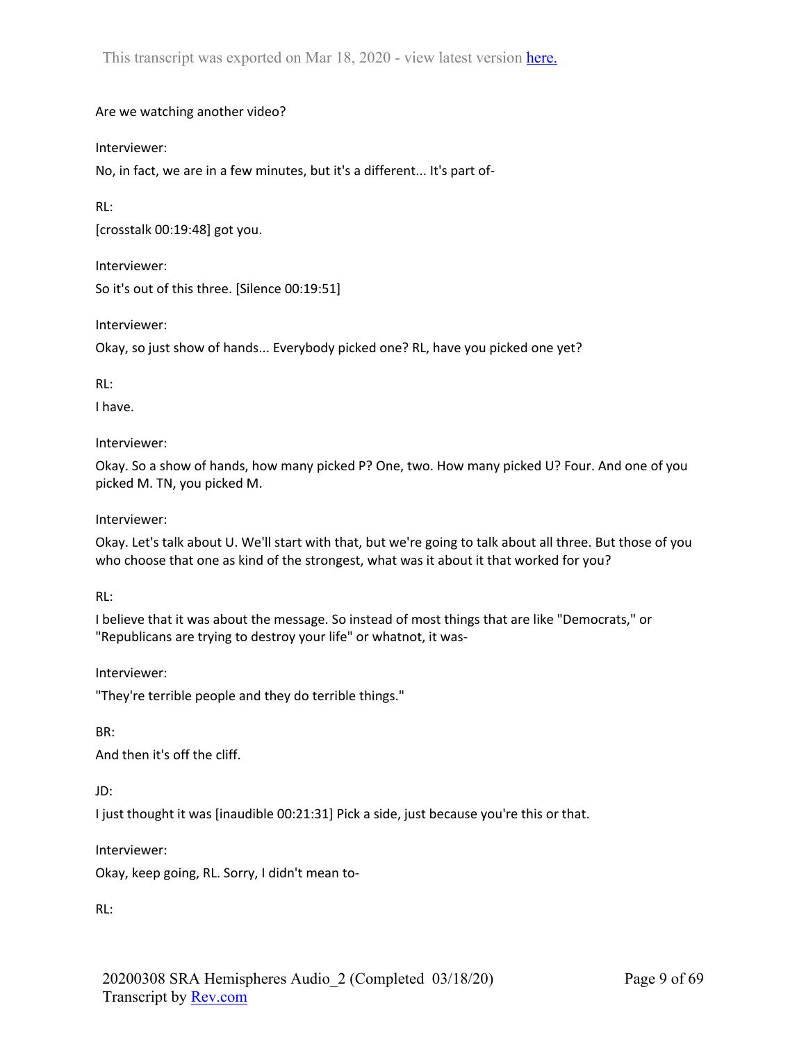Are we watching another video?

Interviewer:

No, in fact, we are in a few minutes, but it's a different... It's part of-

RL:

[crosstalk 00:19:48] got you.

Interviewer:

So it's out of this three. [Silence 00:19:51]

Interviewer:

Okay, so just show of hands... Everybody picked one? RL, have you picked one yet?

RL:

I have.

Interviewer:

Okay. So a show of hands, how many picked P? One, two. How many picked U? Four. And one of you picked M. TN, you picked M.

Interviewer:

Okay. Let's talk about U. We'll start with that, but we're going to talk about all three. But those of you who choose that one as kind of the strongest, what was it about it that worked for you?

RL:

I believe that it was about the message. So instead of most things that are like "Democrats," or "Republicans are trying to destroy your life" or whatnot, it was-

Interviewer:

"They're terrible people and they do terrible things."

BR:

And then it's off the cliff.

JD:

I just thought it was [inaudible 00:21:31] Pick a side, just because you're this or that.

Interviewer:

Okay, keep going, RL. Sorry, I didn't mean to-

RL: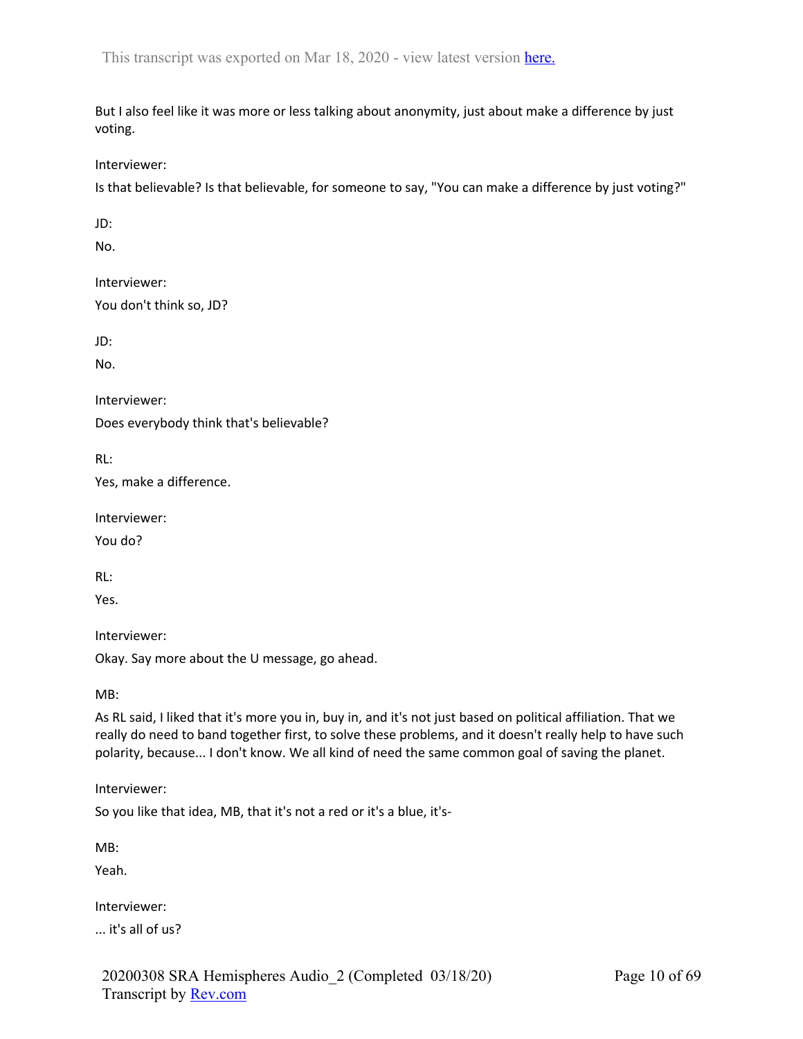But I also feel like it was more or less talking about anonymity, just about make a difference by just voting.

Interviewer:

Is that believable? Is that believable, for someone to say, "You can make a difference by just voting?"

JD:

No.

Interviewer:

You don't think so, JD?

JD:

No.

Interviewer:

Does everybody think that's believable?

RL:

Yes, make a difference.

Interviewer:

You do?

RL:

Yes.

Interviewer:

Okay. Say more about the U message, go ahead.

MB:

As RL said, I liked that it's more you in, buy in, and it's not just based on political affiliation. That we really do need to band together first, to solve these problems, and it doesn't really help to have such polarity, because... I don't know. We all kind of need the same common goal of saving the planet.

Interviewer:

So you like that idea, MB, that it's not a red or it's a blue, it's-

MB:

Yeah.

Interviewer:

... it's all of us?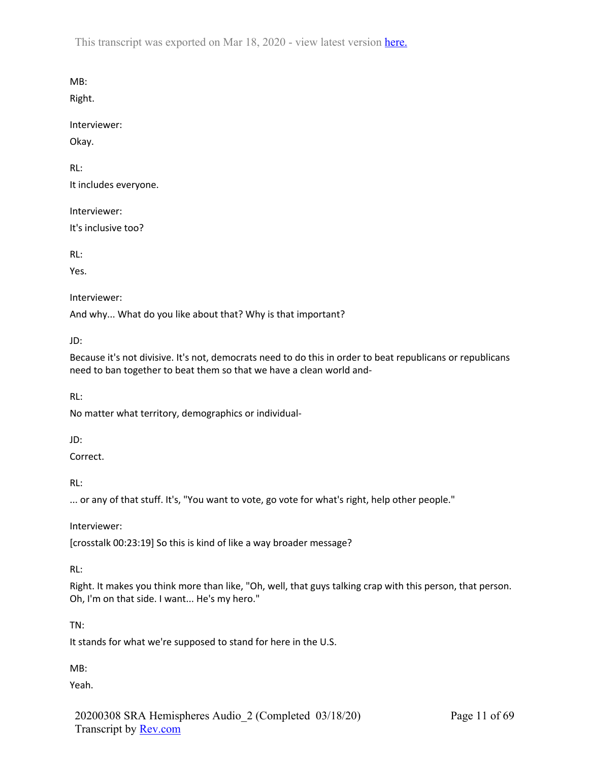MB:

Right.

Interviewer:

Okay.

RL:

It includes everyone.

Interviewer:

It's inclusive too?

RL:

Yes.

Interviewer:

And why... What do you like about that? Why is that important?

JD:

Because it's not divisive. It's not, democrats need to do this in order to beat republicans or republicans need to ban together to beat them so that we have a clean world and-

RL:

No matter what territory, demographics or individual-

JD:

Correct.

RL:

... or any of that stuff. It's, "You want to vote, go vote for what's right, help other people."

Interviewer:

[crosstalk 00:23:19] So this is kind of like a way broader message?

RL:

Right. It makes you think more than like, "Oh, well, that guys talking crap with this person, that person. Oh, I'm on that side. I want... He's my hero."

TN:

It stands for what we're supposed to stand for here in the U.S.

MB:

Yeah.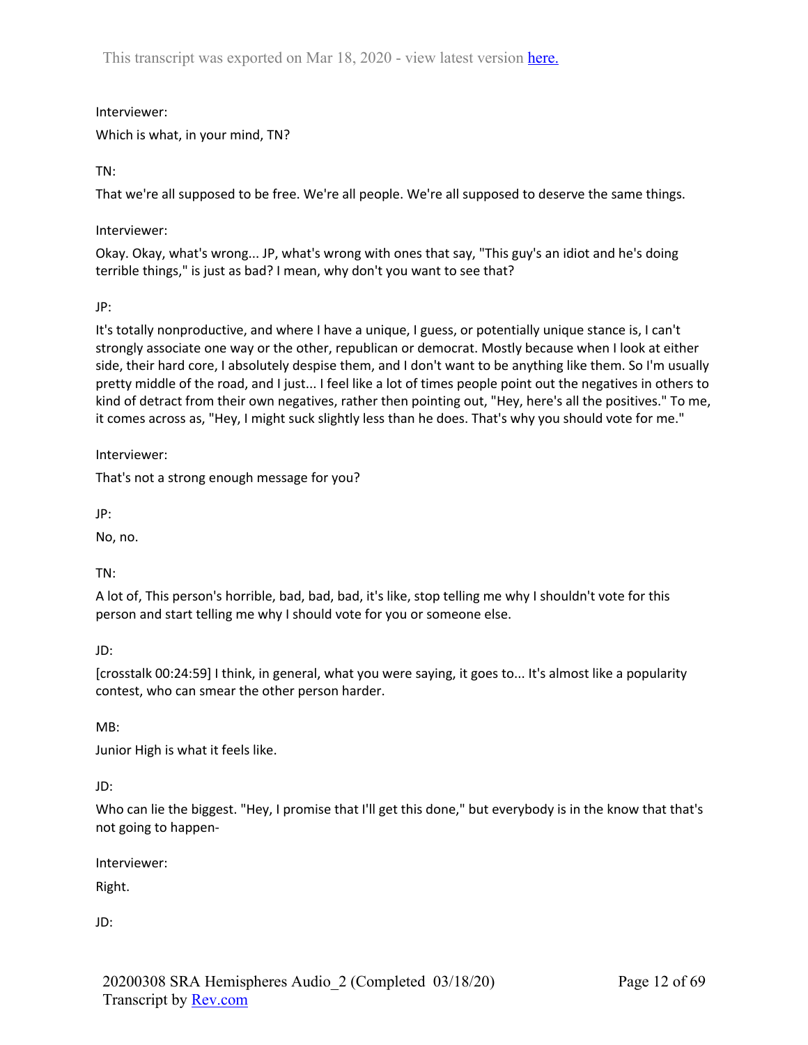Interviewer:

Which is what, in your mind, TN?

TN:

That we're all supposed to be free. We're all people. We're all supposed to deserve the same things.

Interviewer:

Okay. Okay, what's wrong... JP, what's wrong with ones that say, "This guy's an idiot and he's doing terrible things," is just as bad? I mean, why don't you want to see that?

JP:

It's totally nonproductive, and where I have a unique, I guess, or potentially unique stance is, I can't strongly associate one way or the other, republican or democrat. Mostly because when I look at either side, their hard core, I absolutely despise them, and I don't want to be anything like them. So I'm usually pretty middle of the road, and I just... I feel like a lot of times people point out the negatives in others to kind of detract from their own negatives, rather then pointing out, "Hey, here's all the positives." To me, it comes across as, "Hey, I might suck slightly less than he does. That's why you should vote for me."

Interviewer:

That's not a strong enough message for you?

JP:

No, no.

TN:

A lot of, This person's horrible, bad, bad, bad, it's like, stop telling me why I shouldn't vote for this person and start telling me why I should vote for you or someone else.

JD:

[crosstalk 00:24:59] I think, in general, what you were saying, it goes to... It's almost like a popularity contest, who can smear the other person harder.

MB:

Junior High is what it feels like.

JD:

Who can lie the biggest. "Hey, I promise that I'll get this done," but everybody is in the know that that's not going to happen-

Interviewer:

Right.

JD: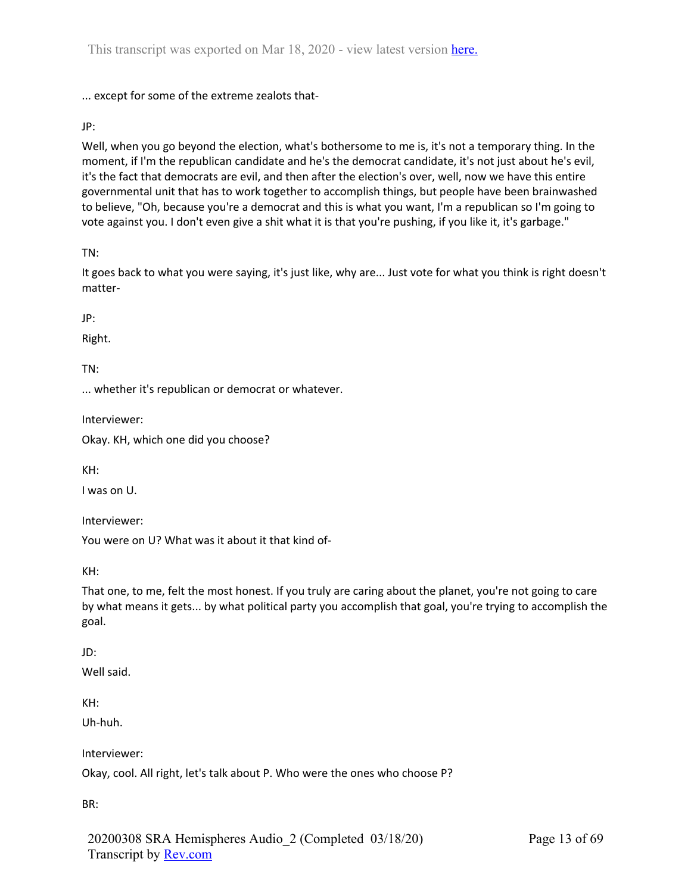... except for some of the extreme zealots that-

JP:

Well, when you go beyond the election, what's bothersome to me is, it's not a temporary thing. In the moment, if I'm the republican candidate and he's the democrat candidate, it's not just about he's evil, it's the fact that democrats are evil, and then after the election's over, well, now we have this entire governmental unit that has to work together to accomplish things, but people have been brainwashed to believe, "Oh, because you're a democrat and this is what you want, I'm a republican so I'm going to vote against you. I don't even give a shit what it is that you're pushing, if you like it, it's garbage."

TN:

It goes back to what you were saying, it's just like, why are... Just vote for what you think is right doesn't matter-

JP:

Right.

TN:

... whether it's republican or democrat or whatever.

Interviewer:

Okay. KH, which one did you choose?

KH:

I was on U.

Interviewer:

You were on U? What was it about it that kind of-

KH:

That one, to me, felt the most honest. If you truly are caring about the planet, you're not going to care by what means it gets... by what political party you accomplish that goal, you're trying to accomplish the goal.

JD:

Well said.

KH:

Uh-huh.

Interviewer:

Okay, cool. All right, let's talk about P. Who were the ones who choose P?

BR: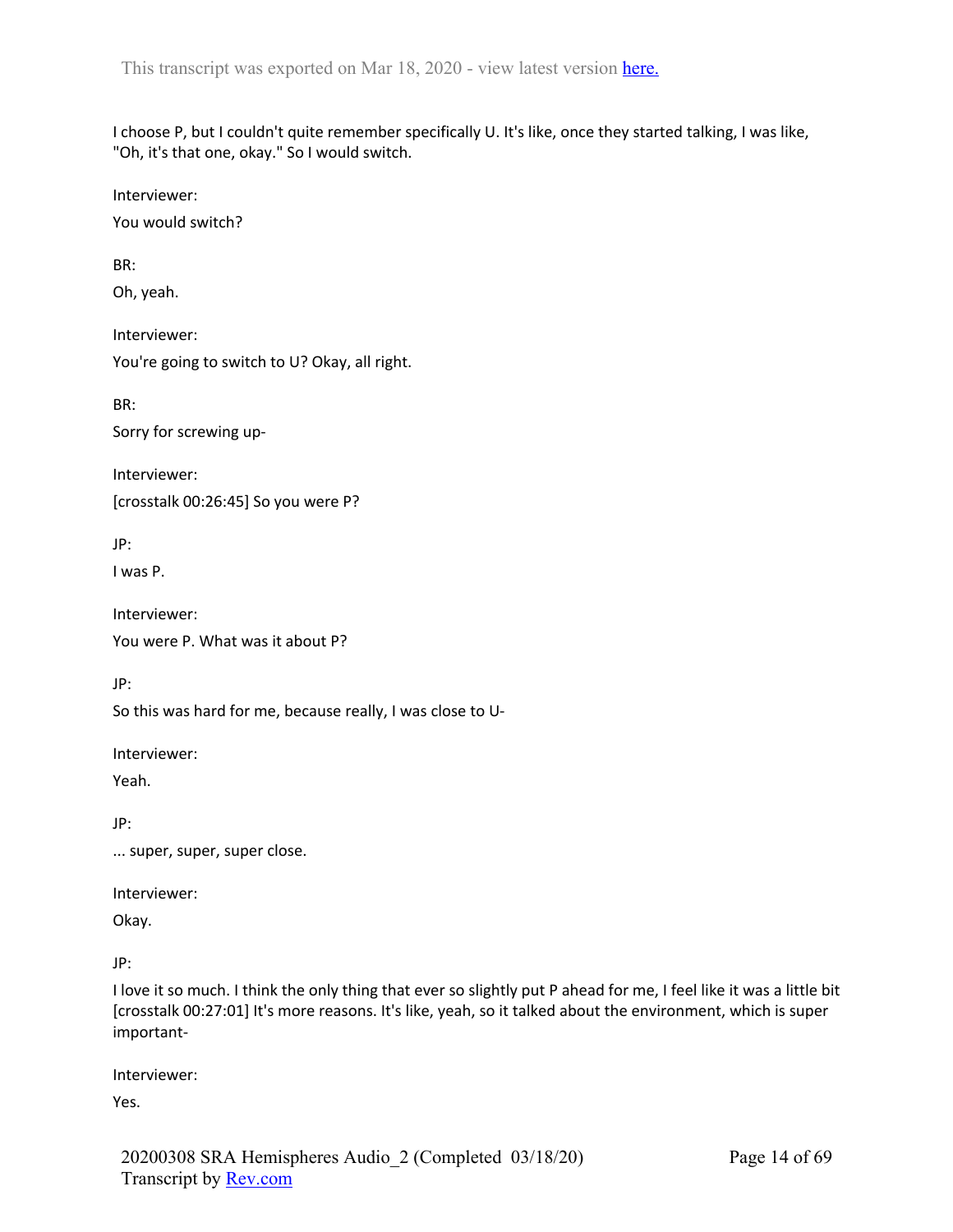I choose P, but I couldn't quite remember specifically U. It's like, once they started talking, I was like, "Oh, it's that one, okay." So I would switch.

Interviewer:

You would switch?

BR:

Oh, yeah.

Interviewer:

You're going to switch to U? Okay, all right.

BR:

Sorry for screwing up-

Interviewer:

[crosstalk 00:26:45] So you were P?

JP:

I was P.

Interviewer:

You were P. What was it about P?

JP:

So this was hard for me, because really, I was close to U-

Interviewer:

Yeah.

JP:

... super, super, super close.

Interviewer:

Okay.

JP:

I love it so much. I think the only thing that ever so slightly put P ahead for me, I feel like it was a little bit [crosstalk 00:27:01] It's more reasons. It's like, yeah, so it talked about the environment, which is super important-

Interviewer:

Yes.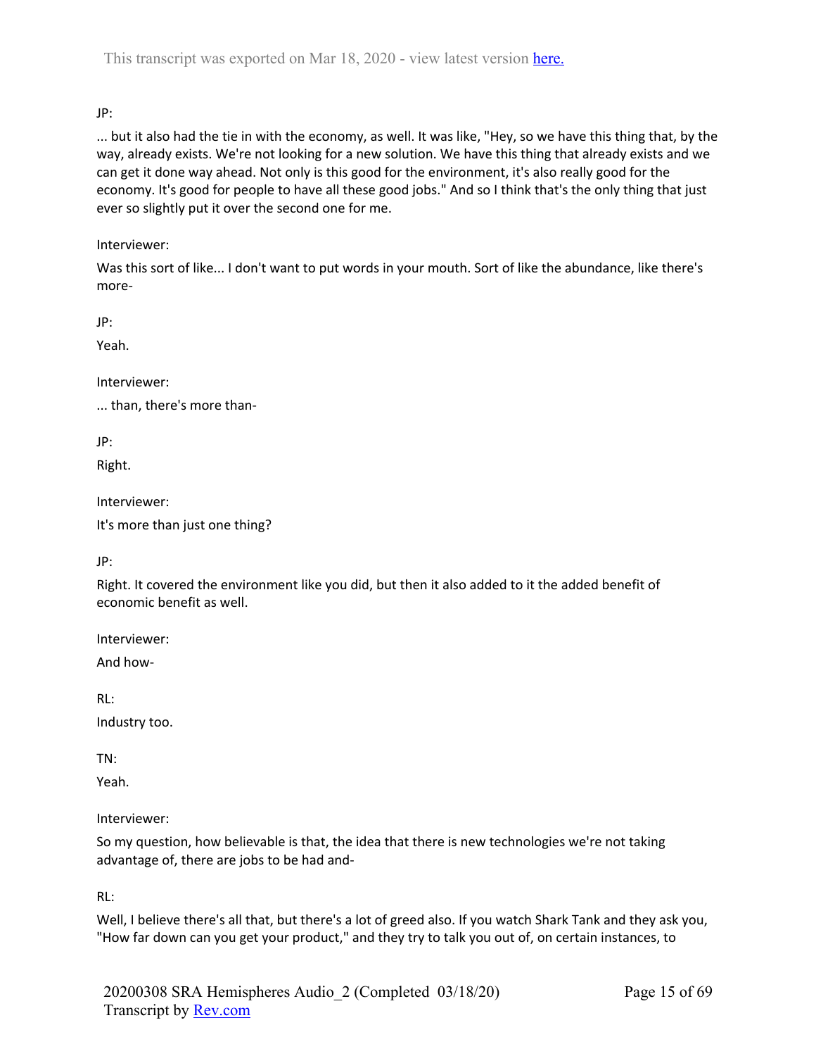JP:

... but it also had the tie in with the economy, as well. It was like, "Hey, so we have this thing that, by the way, already exists. We're not looking for a new solution. We have this thing that already exists and we can get it done way ahead. Not only is this good for the environment, it's also really good for the economy. It's good for people to have all these good jobs." And so I think that's the only thing that just ever so slightly put it over the second one for me.

Interviewer:

Was this sort of like... I don't want to put words in your mouth. Sort of like the abundance, like there's more-

JP:

Yeah.

Interviewer:

... than, there's more than-

JP:

Right.

Interviewer:

It's more than just one thing?

JP:

Right. It covered the environment like you did, but then it also added to it the added benefit of economic benefit as well.

Interviewer:

And how-

RL:

Industry too.

TN:

Yeah.

Interviewer:

So my question, how believable is that, the idea that there is new technologies we're not taking advantage of, there are jobs to be had and-

RL:

Well, I believe there's all that, but there's a lot of greed also. If you watch Shark Tank and they ask you, "How far down can you get your product," and they try to talk you out of, on certain instances, to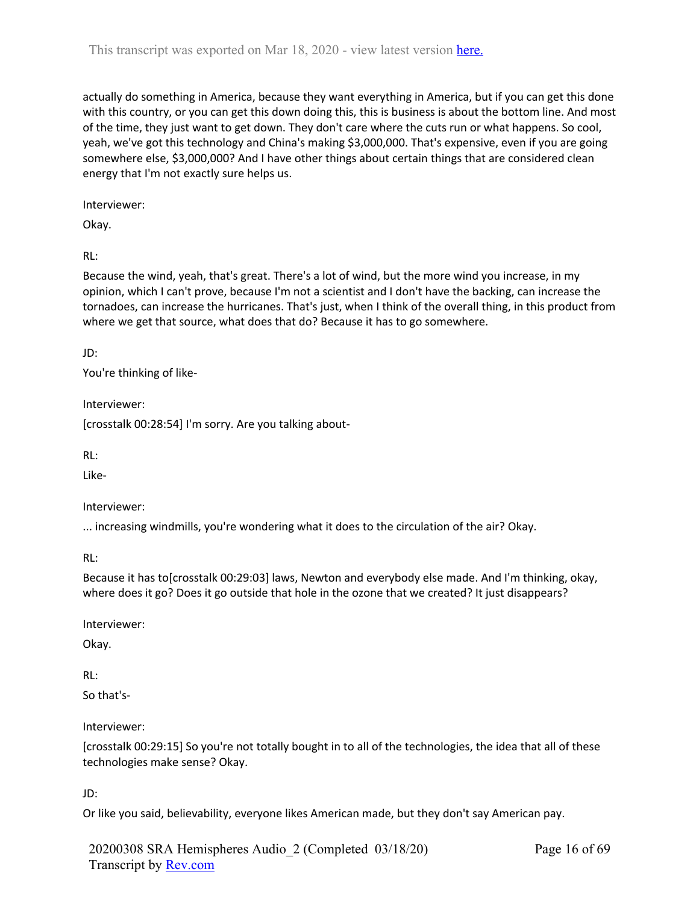actually do something in America, because they want everything in America, but if you can get this done with this country, or you can get this down doing this, this is business is about the bottom line. And most of the time, they just want to get down. They don't care where the cuts run or what happens. So cool, yeah, we've got this technology and China's making $3,000,000. That's expensive, even if you are going somewhere else, $3,000,000? And I have other things about certain things that are considered clean energy that I'm not exactly sure helps us.

Interviewer:

Okay.

RL:

Because the wind, yeah, that's great. There's a lot of wind, but the more wind you increase, in my opinion, which I can't prove, because I'm not a scientist and I don't have the backing, can increase the tornadoes, can increase the hurricanes. That's just, when I think of the overall thing, in this product from where we get that source, what does that do? Because it has to go somewhere.

JD:

You're thinking of like-

Interviewer:

[crosstalk 00:28:54] I'm sorry. Are you talking about-

RL:

Like-

Interviewer:

... increasing windmills, you're wondering what it does to the circulation of the air? Okay.

RL:

Because it has to[crosstalk 00:29:03] laws, Newton and everybody else made. And I'm thinking, okay, where does it go? Does it go outside that hole in the ozone that we created? It just disappears?

Interviewer:

Okay.

RL:

So that's-

Interviewer:

[crosstalk 00:29:15] So you're not totally bought in to all of the technologies, the idea that all of these technologies make sense? Okay.

JD:

Or like you said, believability, everyone likes American made, but they don't say American pay.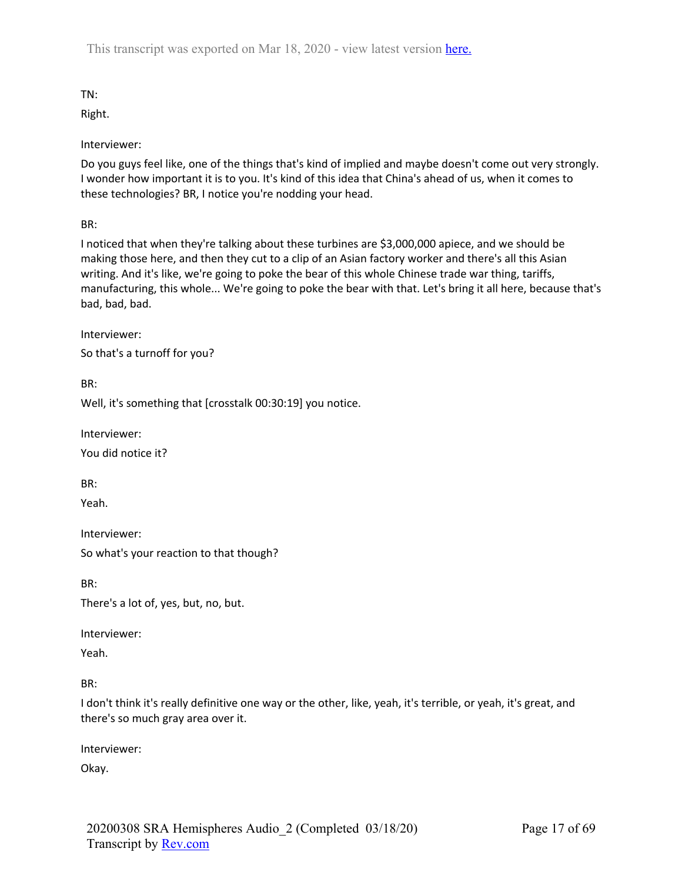TN:

Right.

Interviewer:

Do you guys feel like, one of the things that's kind of implied and maybe doesn't come out very strongly. I wonder how important it is to you. It's kind of this idea that China's ahead of us, when it comes to these technologies? BR, I notice you're nodding your head.

BR:

I noticed that when they're talking about these turbines are $3,000,000 apiece, and we should be making those here, and then they cut to a clip of an Asian factory worker and there's all this Asian writing. And it's like, we're going to poke the bear of this whole Chinese trade war thing, tariffs, manufacturing, this whole... We're going to poke the bear with that. Let's bring it all here, because that's bad, bad, bad.

Interviewer:

So that's a turnoff for you?

BR:

Well, it's something that [crosstalk 00:30:19] you notice.

Interviewer:

You did notice it?

BR:

Yeah.

Interviewer:

So what's your reaction to that though?

BR:

There's a lot of, yes, but, no, but.

Interviewer:

Yeah.

BR:

I don't think it's really definitive one way or the other, like, yeah, it's terrible, or yeah, it's great, and there's so much gray area over it.

Interviewer:

Okay.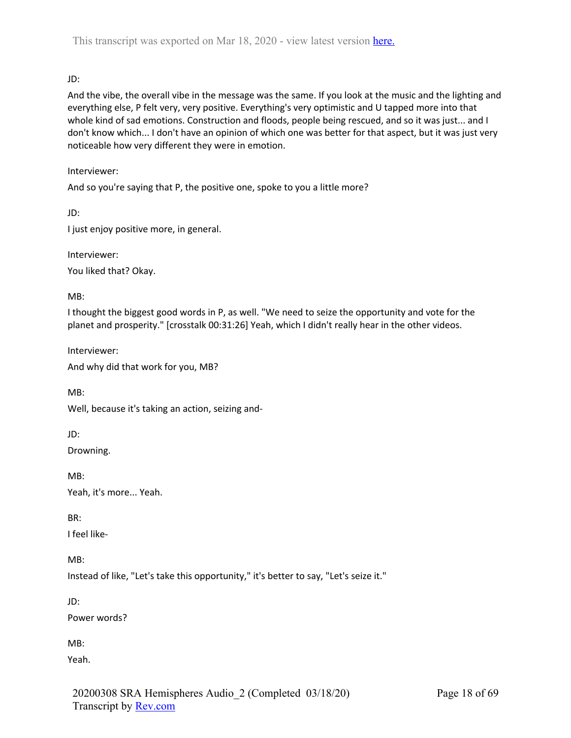JD:

And the vibe, the overall vibe in the message was the same. If you look at the music and the lighting and everything else, P felt very, very positive. Everything's very optimistic and U tapped more into that whole kind of sad emotions. Construction and floods, people being rescued, and so it was just... and I don't know which... I don't have an opinion of which one was better for that aspect, but it was just very noticeable how very different they were in emotion.

Interviewer:

And so you're saying that P, the positive one, spoke to you a little more?

JD:

I just enjoy positive more, in general.

Interviewer:

You liked that? Okay.

MB:

I thought the biggest good words in P, as well. "We need to seize the opportunity and vote for the planet and prosperity." [crosstalk 00:31:26] Yeah, which I didn't really hear in the other videos.

Interviewer:

And why did that work for you, MB?

MB:

Well, because it's taking an action, seizing and-

JD:

Drowning.

MB:

Yeah, it's more... Yeah.

BR:

I feel like-

MB:

Instead of like, "Let's take this opportunity," it's better to say, "Let's seize it."

JD:

Power words?

MB:

Yeah.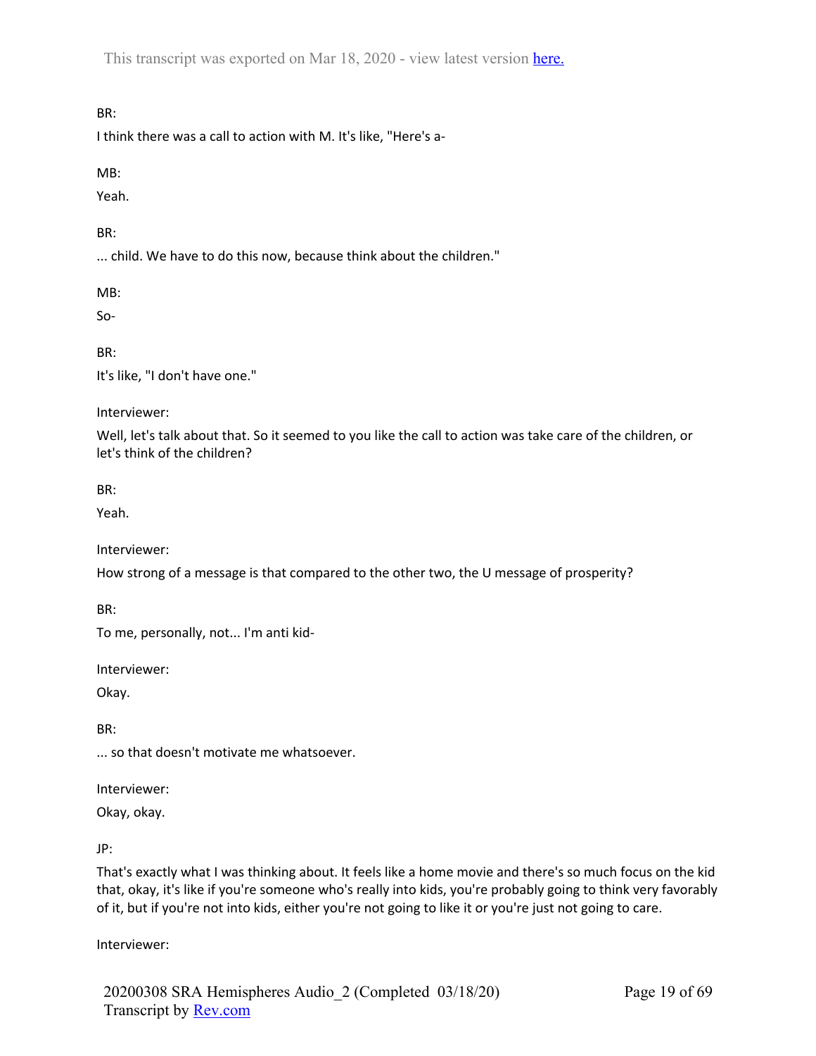BR:

I think there was a call to action with M. It's like, "Here's a-

MB:

Yeah.

BR:

... child. We have to do this now, because think about the children."

MB:

So-

BR:

It's like, "I don't have one."

Interviewer:

Well, let's talk about that. So it seemed to you like the call to action was take care of the children, or let's think of the children?

BR:

Yeah.

Interviewer:

How strong of a message is that compared to the other two, the U message of prosperity?

BR:

To me, personally, not... I'm anti kid-

Interviewer:

Okay.

BR:

... so that doesn't motivate me whatsoever.

Interviewer:

Okay, okay.

JP:

That's exactly what I was thinking about. It feels like a home movie and there's so much focus on the kid that, okay, it's like if you're someone who's really into kids, you're probably going to think very favorably of it, but if you're not into kids, either you're not going to like it or you're just not going to care.

Interviewer: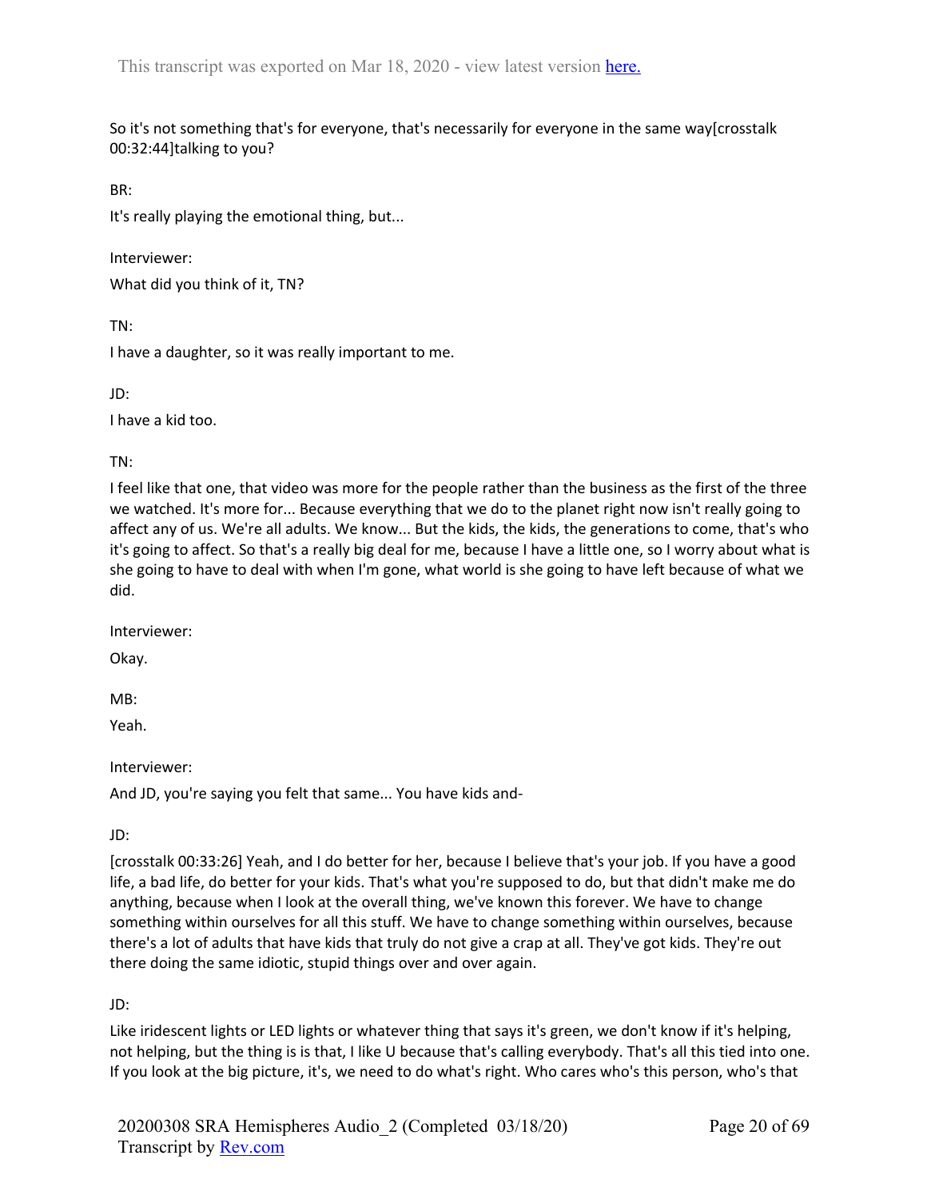So it's not something that's for everyone, that's necessarily for everyone in the same way[crosstalk 00:32:44]talking to you?

BR:

It's really playing the emotional thing, but...

Interviewer:

What did you think of it, TN?

TN:

I have a daughter, so it was really important to me.

JD:

I have a kid too.

TN:

I feel like that one, that video was more for the people rather than the business as the first of the three we watched. It's more for... Because everything that we do to the planet right now isn't really going to affect any of us. We're all adults. We know... But the kids, the kids, the generations to come, that's who it's going to affect. So that's a really big deal for me, because I have a little one, so I worry about what is she going to have to deal with when I'm gone, what world is she going to have left because of what we did.

Interviewer:

Okay.

MB:

Yeah.

Interviewer:

And JD, you're saying you felt that same... You have kids and-

JD:

[crosstalk 00:33:26] Yeah, and I do better for her, because I believe that's your job. If you have a good life, a bad life, do better for your kids. That's what you're supposed to do, but that didn't make me do anything, because when I look at the overall thing, we've known this forever. We have to change something within ourselves for all this stuff. We have to change something within ourselves, because there's a lot of adults that have kids that truly do not give a crap at all. They've got kids. They're out there doing the same idiotic, stupid things over and over again.

JD:

Like iridescent lights or LED lights or whatever thing that says it's green, we don't know if it's helping, not helping, but the thing is is that, I like U because that's calling everybody. That's all this tied into one. If you look at the big picture, it's, we need to do what's right. Who cares who's this person, who's that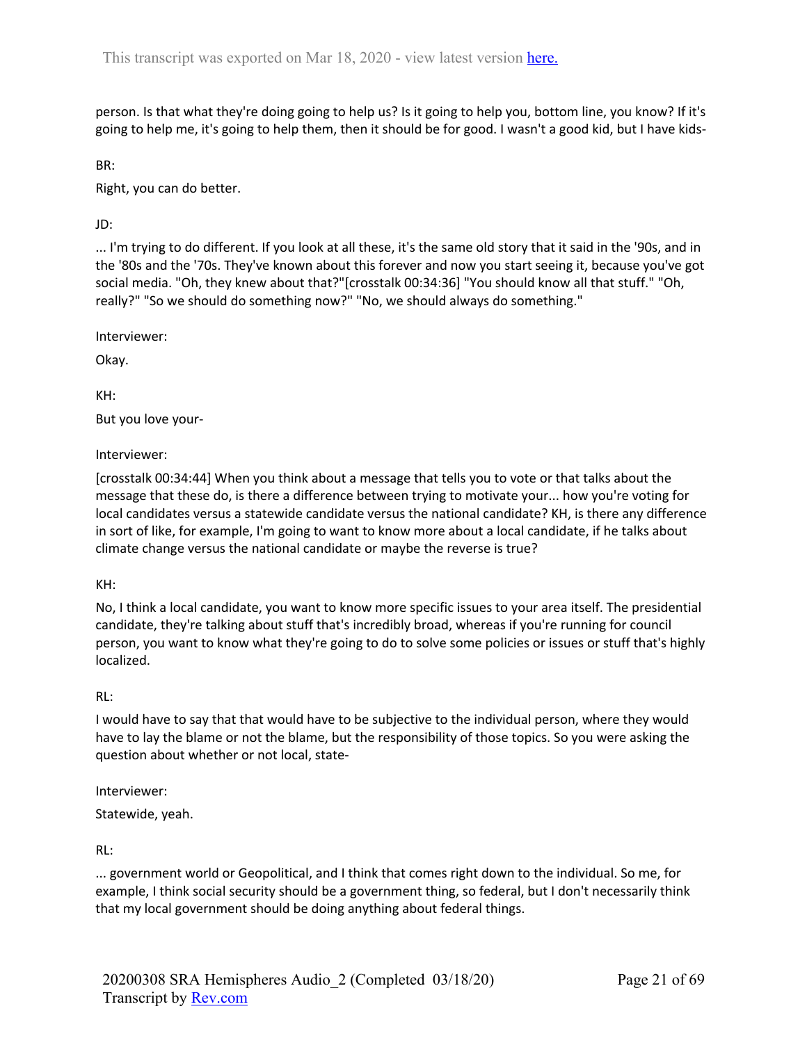person. Is that what they're doing going to help us? Is it going to help you, bottom line, you know? If it's going to help me, it's going to help them, then it should be for good. I wasn't a good kid, but I have kids-

BR:

Right, you can do better.

JD:

... I'm trying to do different. If you look at all these, it's the same old story that it said in the '90s, and in the '80s and the '70s. They've known about this forever and now you start seeing it, because you've got social media. "Oh, they knew about that?"[crosstalk 00:34:36] "You should know all that stuff." "Oh, really?" "So we should do something now?" "No, we should always do something."

Interviewer:

Okay.

KH:

But you love your-

Interviewer:

[crosstalk 00:34:44] When you think about a message that tells you to vote or that talks about the message that these do, is there a difference between trying to motivate your... how you're voting for local candidates versus a statewide candidate versus the national candidate? KH, is there any difference in sort of like, for example, I'm going to want to know more about a local candidate, if he talks about climate change versus the national candidate or maybe the reverse is true?

KH:

No, I think a local candidate, you want to know more specific issues to your area itself. The presidential candidate, they're talking about stuff that's incredibly broad, whereas if you're running for council person, you want to know what they're going to do to solve some policies or issues or stuff that's highly localized.

RL:

I would have to say that that would have to be subjective to the individual person, where they would have to lay the blame or not the blame, but the responsibility of those topics. So you were asking the question about whether or not local, state-

Interviewer:

Statewide, yeah.

RL:

... government world or Geopolitical, and I think that comes right down to the individual. So me, for example, I think social security should be a government thing, so federal, but I don't necessarily think that my local government should be doing anything about federal things.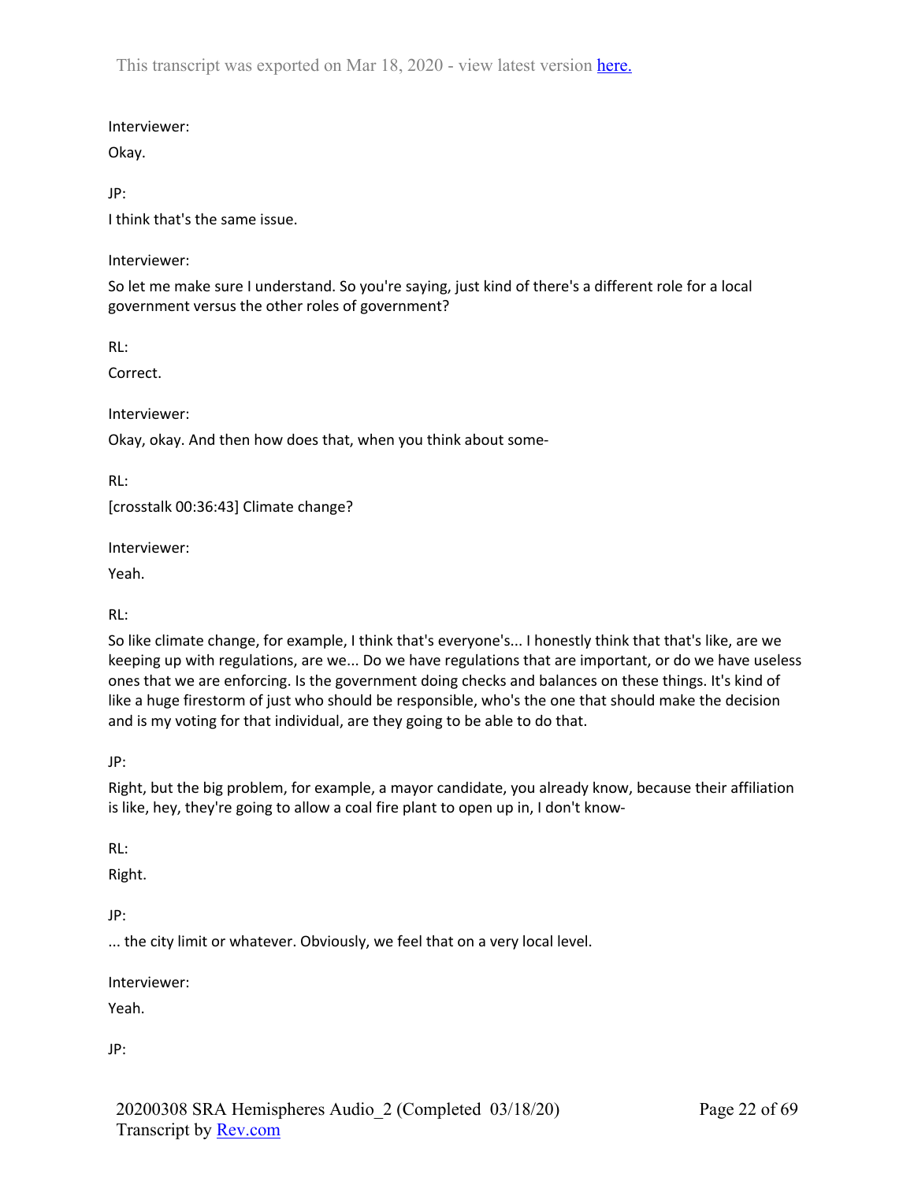Interviewer:

Okay.

JP:

I think that's the same issue.

Interviewer:

So let me make sure I understand. So you're saying, just kind of there's a different role for a local government versus the other roles of government?

RL:

Correct.

Interviewer:

Okay, okay. And then how does that, when you think about some-

RL:

[crosstalk 00:36:43] Climate change?

Interviewer:

Yeah.

RL:

So like climate change, for example, I think that's everyone's... I honestly think that that's like, are we keeping up with regulations, are we... Do we have regulations that are important, or do we have useless ones that we are enforcing. Is the government doing checks and balances on these things. It's kind of like a huge firestorm of just who should be responsible, who's the one that should make the decision and is my voting for that individual, are they going to be able to do that.

JP:

Right, but the big problem, for example, a mayor candidate, you already know, because their affiliation is like, hey, they're going to allow a coal fire plant to open up in, I don't know-

RL:

Right.

JP:

... the city limit or whatever. Obviously, we feel that on a very local level.

Interviewer:

Yeah.

JP: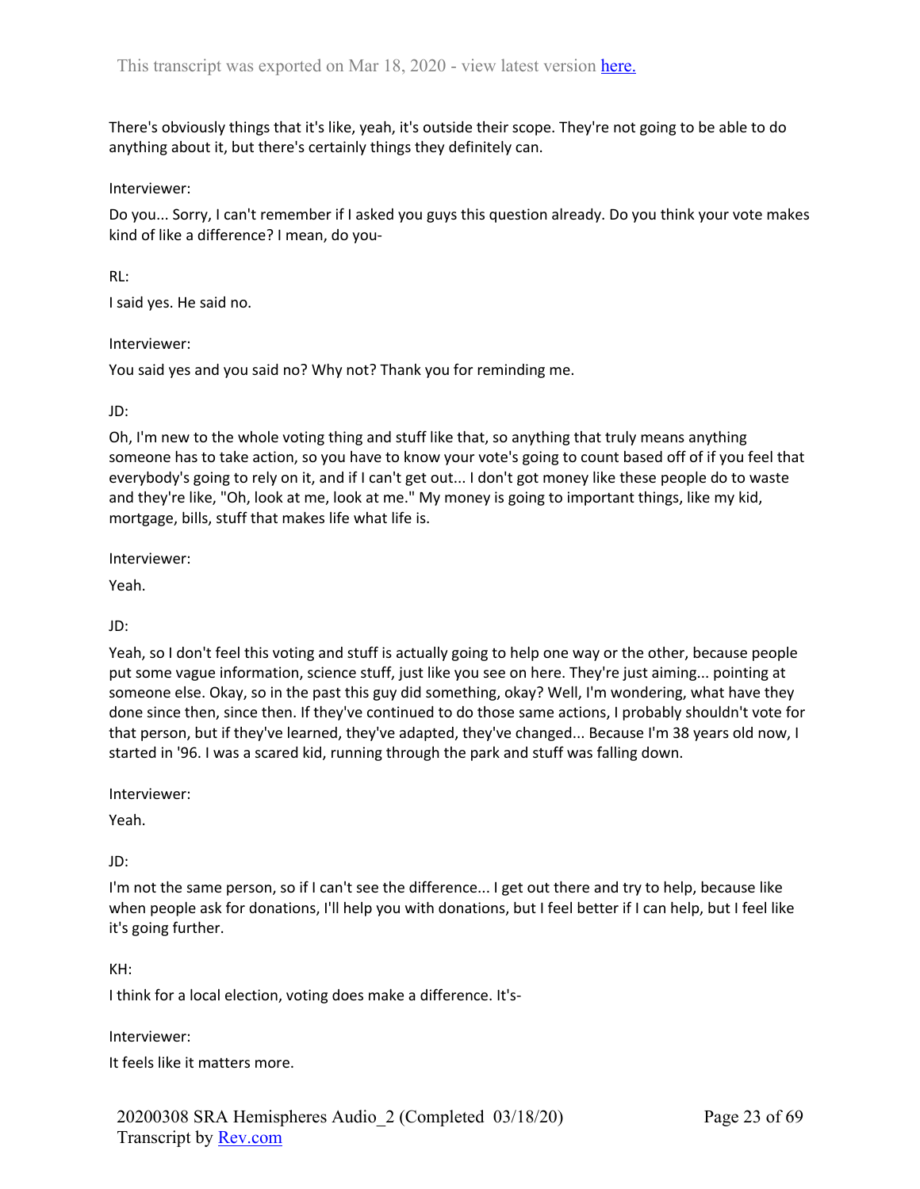There's obviously things that it's like, yeah, it's outside their scope. They're not going to be able to do anything about it, but there's certainly things they definitely can.

Interviewer:

Do you... Sorry, I can't remember if I asked you guys this question already. Do you think your vote makes kind of like a difference? I mean, do you-

RL:

I said yes. He said no.

Interviewer:

You said yes and you said no? Why not? Thank you for reminding me.

JD:

Oh, I'm new to the whole voting thing and stuff like that, so anything that truly means anything someone has to take action, so you have to know your vote's going to count based off of if you feel that everybody's going to rely on it, and if I can't get out... I don't got money like these people do to waste and they're like, "Oh, look at me, look at me." My money is going to important things, like my kid, mortgage, bills, stuff that makes life what life is.

Interviewer:

Yeah.

JD:

Yeah, so I don't feel this voting and stuff is actually going to help one way or the other, because people put some vague information, science stuff, just like you see on here. They're just aiming... pointing at someone else. Okay, so in the past this guy did something, okay? Well, I'm wondering, what have they done since then, since then. If they've continued to do those same actions, I probably shouldn't vote for that person, but if they've learned, they've adapted, they've changed... Because I'm 38 years old now, I started in '96. I was a scared kid, running through the park and stuff was falling down.

Interviewer:

Yeah.

JD:

I'm not the same person, so if I can't see the difference... I get out there and try to help, because like when people ask for donations, I'll help you with donations, but I feel better if I can help, but I feel like it's going further.

KH:

I think for a local election, voting does make a difference. It's-

Interviewer:

It feels like it matters more.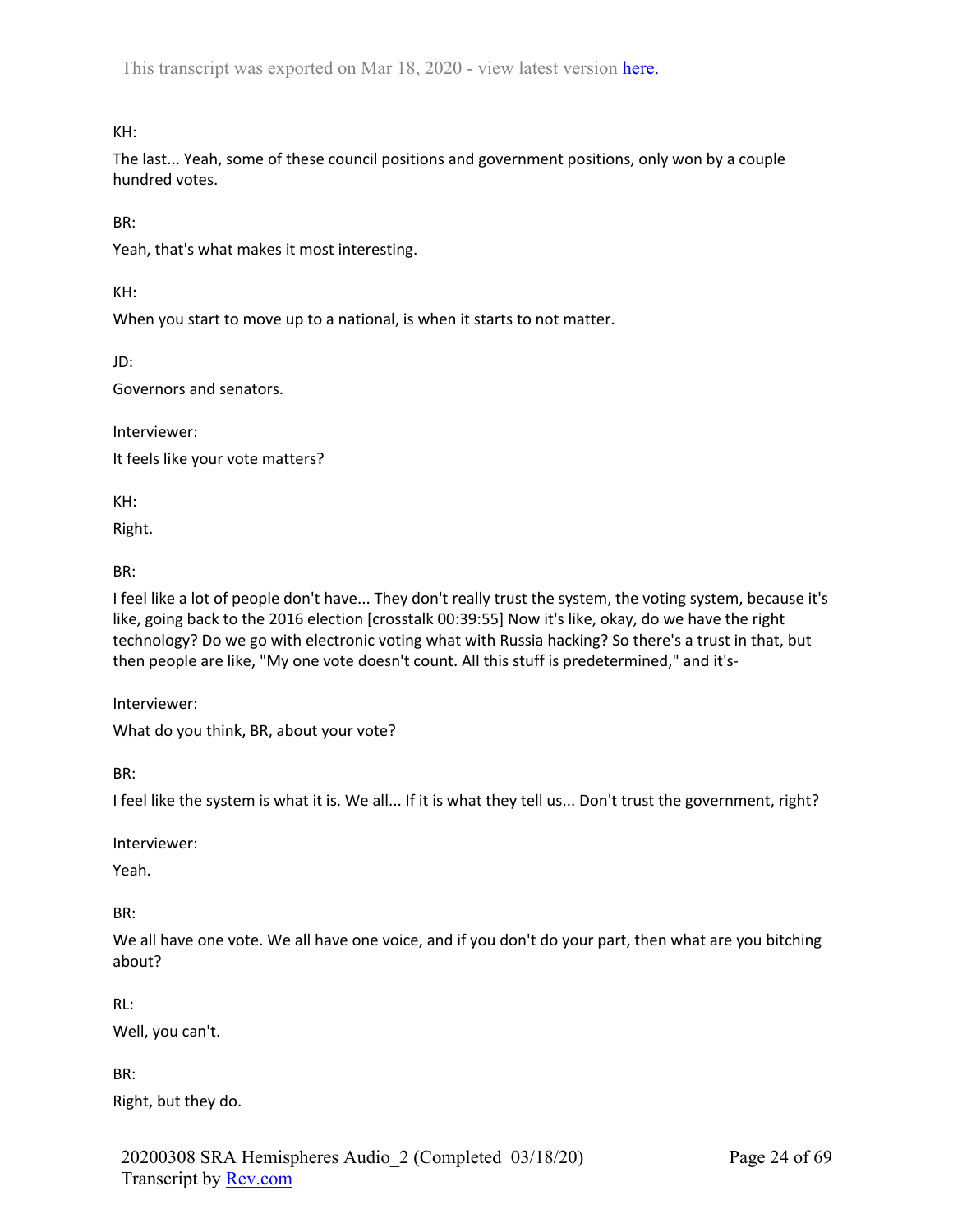KH:

The last... Yeah, some of these council positions and government positions, only won by a couple hundred votes.

BR:

Yeah, that's what makes it most interesting.

KH:

When you start to move up to a national, is when it starts to not matter.

JD:

Governors and senators.

Interviewer:

It feels like your vote matters?

KH:

Right.

BR:

I feel like a lot of people don't have... They don't really trust the system, the voting system, because it's like, going back to the 2016 election [crosstalk 00:39:55] Now it's like, okay, do we have the right technology? Do we go with electronic voting what with Russia hacking? So there's a trust in that, but then people are like, "My one vote doesn't count. All this stuff is predetermined," and it's-

Interviewer:

What do you think, BR, about your vote?

BR:

I feel like the system is what it is. We all... If it is what they tell us... Don't trust the government, right?

Interviewer:

Yeah.

BR:

We all have one vote. We all have one voice, and if you don't do your part, then what are you bitching about?

RL:

Well, you can't.

BR:

Right, but they do.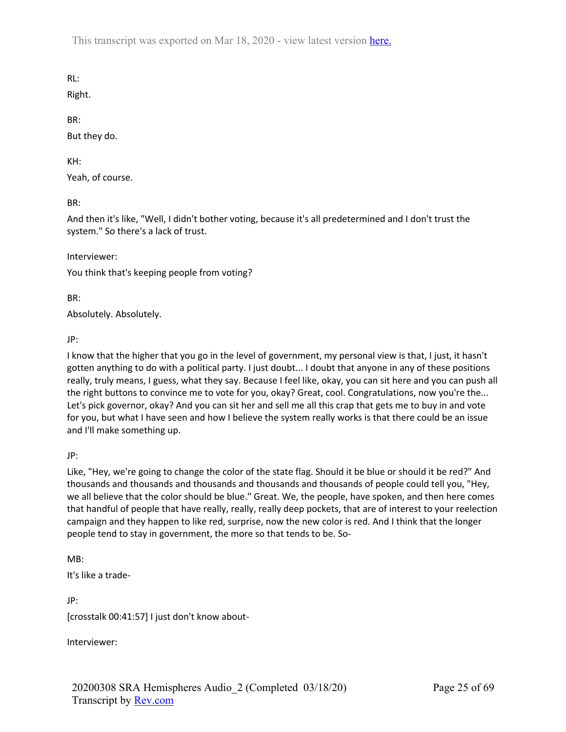RL:

Right.

BR:

But they do.

KH:

Yeah, of course.

BR:

And then it's like, "Well, I didn't bother voting, because it's all predetermined and I don't trust the system." So there's a lack of trust.

Interviewer:

You think that's keeping people from voting?

BR:

Absolutely. Absolutely.

JP:

I know that the higher that you go in the level of government, my personal view is that, I just, it hasn't gotten anything to do with a political party. I just doubt... I doubt that anyone in any of these positions really, truly means, I guess, what they say. Because I feel like, okay, you can sit here and you can push all the right buttons to convince me to vote for you, okay? Great, cool. Congratulations, now you're the... Let's pick governor, okay? And you can sit her and sell me all this crap that gets me to buy in and vote for you, but what I have seen and how I believe the system really works is that there could be an issue and I'll make something up.

JP:

Like, "Hey, we're going to change the color of the state flag. Should it be blue or should it be red?" And thousands and thousands and thousands and thousands and thousands of people could tell you, "Hey, we all believe that the color should be blue." Great. We, the people, have spoken, and then here comes that handful of people that have really, really, really deep pockets, that are of interest to your reelection campaign and they happen to like red, surprise, now the new color is red. And I think that the longer people tend to stay in government, the more so that tends to be. So-

MB:

It's like a trade-

JP:

[crosstalk 00:41:57] I just don't know about-

Interviewer: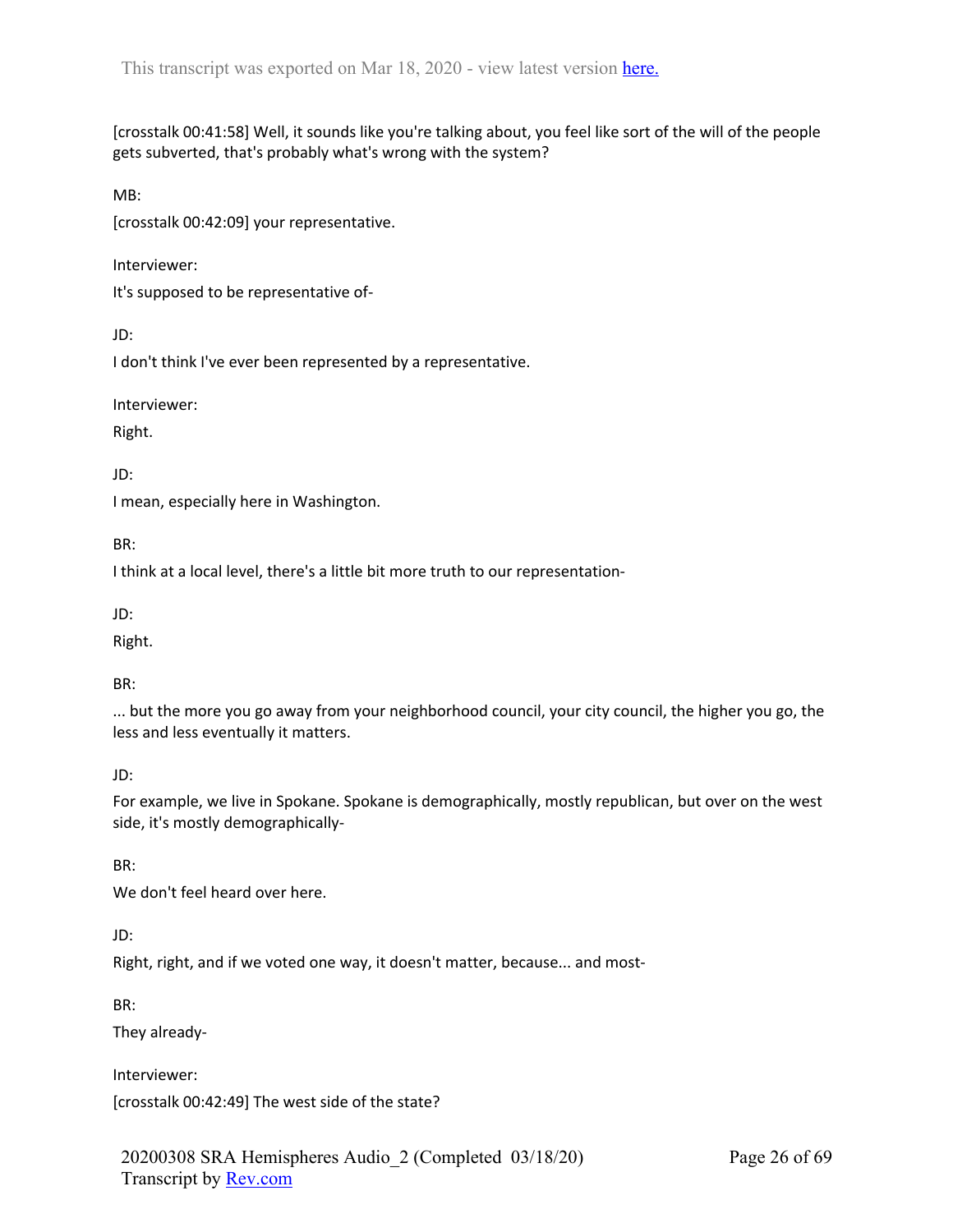[crosstalk 00:41:58] Well, it sounds like you're talking about, you feel like sort of the will of the people gets subverted, that's probably what's wrong with the system?

MB:

[crosstalk 00:42:09] your representative.

Interviewer:

It's supposed to be representative of-

JD:

I don't think I've ever been represented by a representative.

Interviewer:

Right.

JD:

I mean, especially here in Washington.

BR:

I think at a local level, there's a little bit more truth to our representation-

JD:

Right.

BR:

... but the more you go away from your neighborhood council, your city council, the higher you go, the less and less eventually it matters.

JD:

For example, we live in Spokane. Spokane is demographically, mostly republican, but over on the west side, it's mostly demographically-

BR:

We don't feel heard over here.

JD:

Right, right, and if we voted one way, it doesn't matter, because... and most-

BR:

They already-

Interviewer:

[crosstalk 00:42:49] The west side of the state?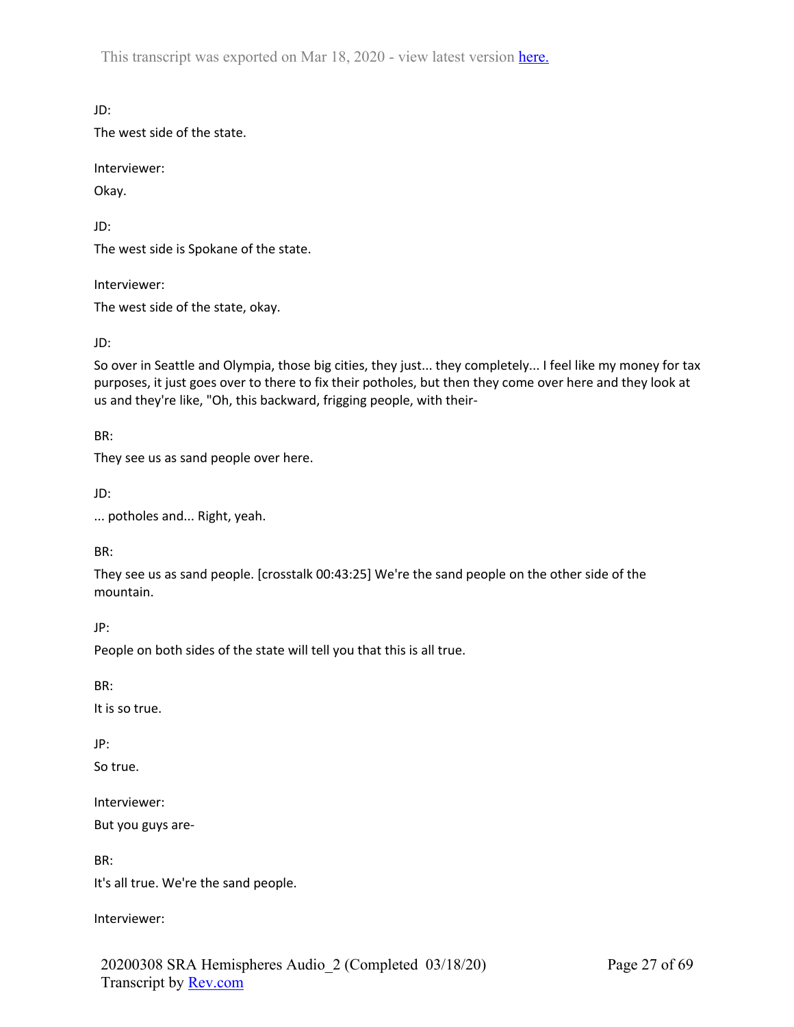JD:

The west side of the state.

Interviewer:

Okay.

JD:

The west side is Spokane of the state.

Interviewer:

The west side of the state, okay.

JD:

So over in Seattle and Olympia, those big cities, they just... they completely... I feel like my money for tax purposes, it just goes over to there to fix their potholes, but then they come over here and they look at us and they're like, "Oh, this backward, frigging people, with their-

BR:

They see us as sand people over here.

JD:

... potholes and... Right, yeah.

BR:

They see us as sand people. [crosstalk 00:43:25] We're the sand people on the other side of the mountain.

JP:

People on both sides of the state will tell you that this is all true.

BR:

It is so true.

JP:

So true.

Interviewer:

But you guys are-

BR:

It's all true. We're the sand people.

Interviewer: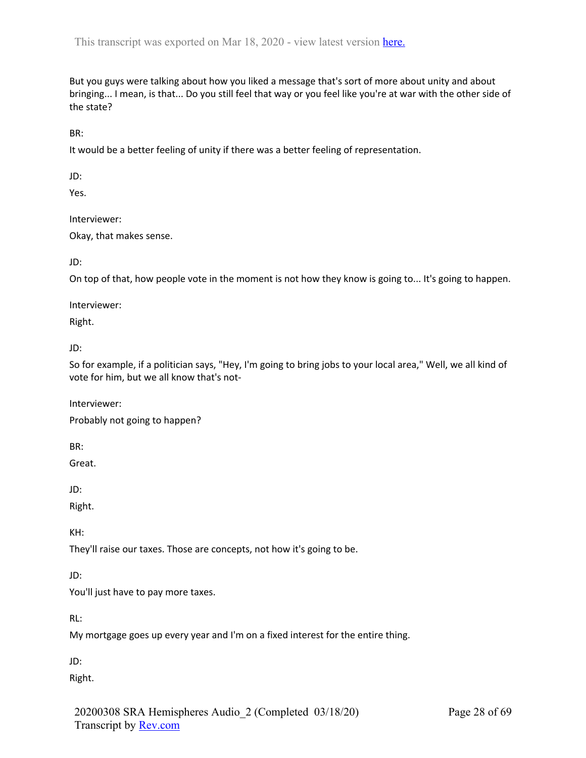But you guys were talking about how you liked a message that's sort of more about unity and about bringing... I mean, is that... Do you still feel that way or you feel like you're at war with the other side of the state?

BR:

It would be a better feeling of unity if there was a better feeling of representation.

JD:

Yes.

Interviewer:

Okay, that makes sense.

JD:

On top of that, how people vote in the moment is not how they know is going to... It's going to happen.

Interviewer:

Right.

JD:

So for example, if a politician says, "Hey, I'm going to bring jobs to your local area," Well, we all kind of vote for him, but we all know that's not-

Interviewer:

Probably not going to happen?

BR:

Great.

JD:

Right.

KH:

They'll raise our taxes. Those are concepts, not how it's going to be.

JD:

You'll just have to pay more taxes.

RL:

My mortgage goes up every year and I'm on a fixed interest for the entire thing.

JD:

Right.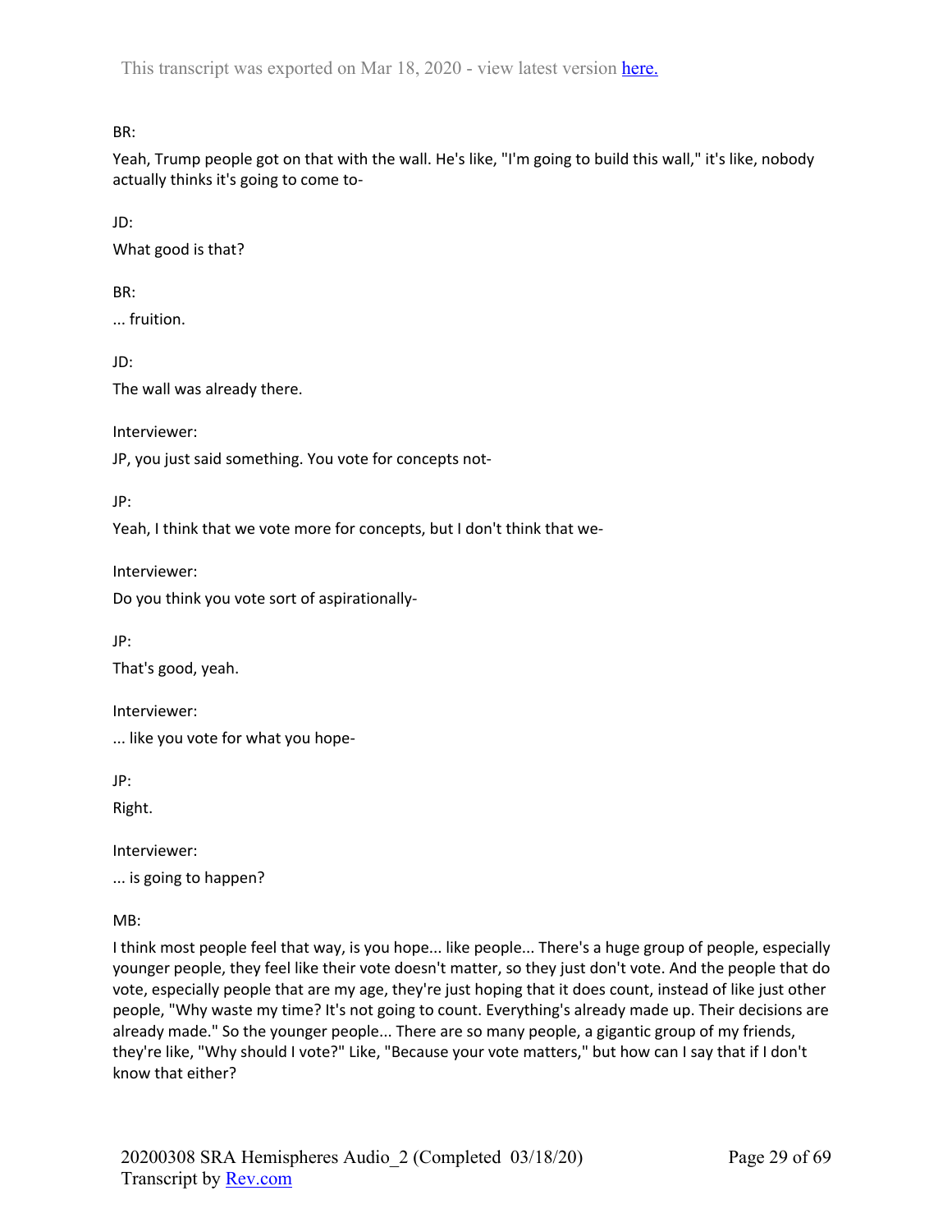BR:

Yeah, Trump people got on that with the wall. He's like, "I'm going to build this wall," it's like, nobody actually thinks it's going to come to-

JD:

What good is that?

BR:

... fruition.

JD:

The wall was already there.

Interviewer:

JP, you just said something. You vote for concepts not-

JP:

Yeah, I think that we vote more for concepts, but I don't think that we-

Interviewer:

Do you think you vote sort of aspirationally-

JP:

That's good, yeah.

Interviewer:

... like you vote for what you hope-

JP:

Right.

Interviewer:

... is going to happen?

MB:

I think most people feel that way, is you hope... like people... There's a huge group of people, especially younger people, they feel like their vote doesn't matter, so they just don't vote. And the people that do vote, especially people that are my age, they're just hoping that it does count, instead of like just other people, "Why waste my time? It's not going to count. Everything's already made up. Their decisions are already made." So the younger people... There are so many people, a gigantic group of my friends, they're like, "Why should I vote?" Like, "Because your vote matters," but how can I say that if I don't know that either?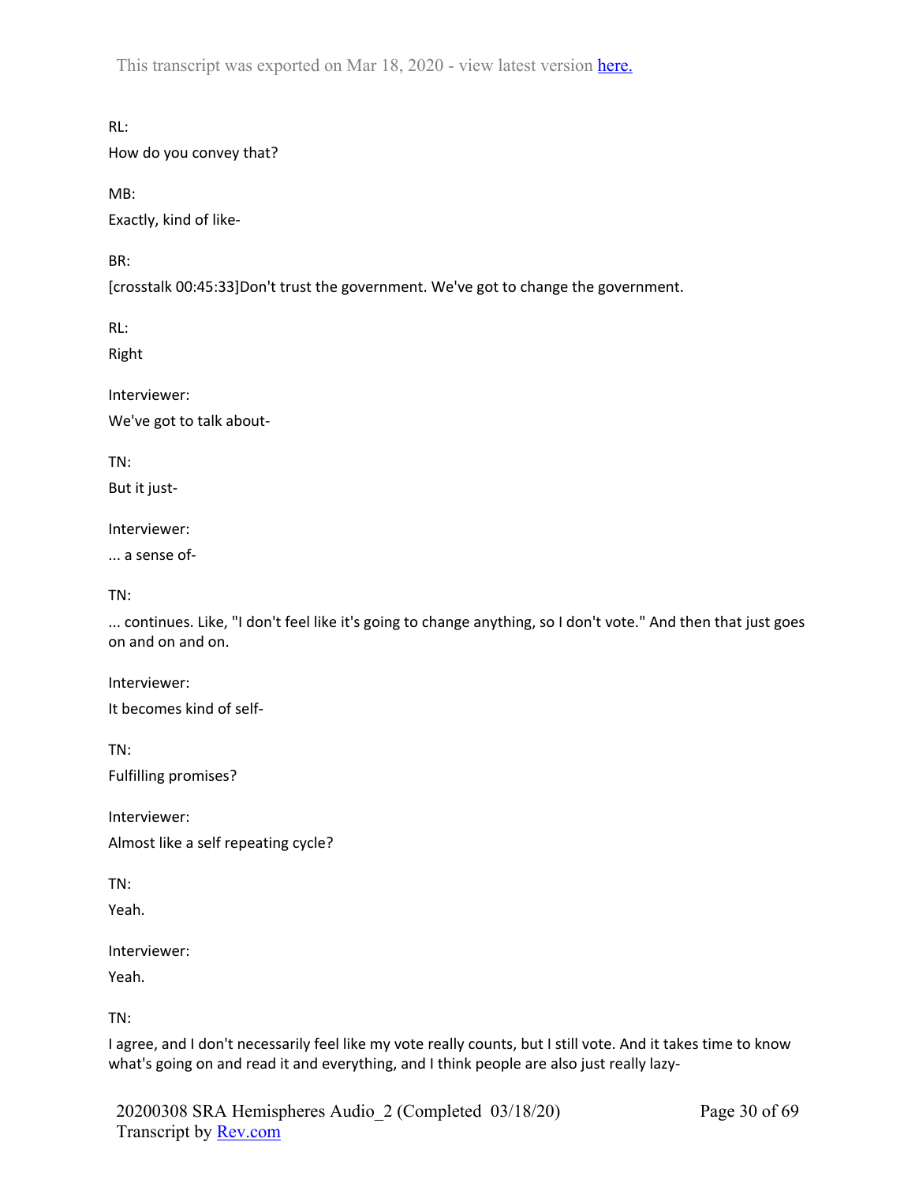RL:

How do you convey that?

MB:

Exactly, kind of like-

BR:

[crosstalk 00:45:33]Don't trust the government. We've got to change the government.

RL:

Right

Interviewer:

We've got to talk about-

TN:

But it just-

Interviewer:

... a sense of-

TN:

... continues. Like, "I don't feel like it's going to change anything, so I don't vote." And then that just goes on and on and on.

Interviewer:

It becomes kind of self-

TN:

Fulfilling promises?

Interviewer:

Almost like a self repeating cycle?

TN:

Yeah.

Interviewer:

Yeah.

TN:

I agree, and I don't necessarily feel like my vote really counts, but I still vote. And it takes time to know what's going on and read it and everything, and I think people are also just really lazy-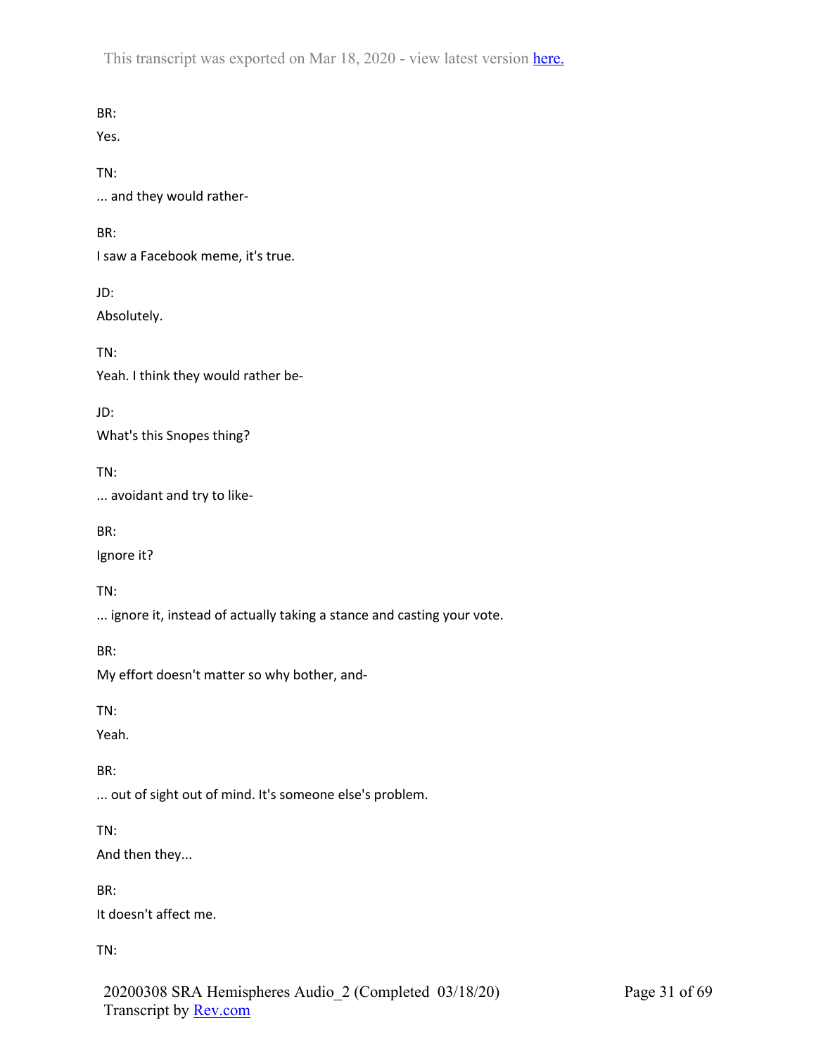BR:

Yes.

TN:

... and they would rather-

BR:

I saw a Facebook meme, it's true.

JD:

Absolutely.

TN:

Yeah. I think they would rather be-

JD:

What's this Snopes thing?

TN:

... avoidant and try to like-

BR:

Ignore it?

TN:

... ignore it, instead of actually taking a stance and casting your vote.

BR:

My effort doesn't matter so why bother, and-

TN:

Yeah.

BR:

... out of sight out of mind. It's someone else's problem.

TN:

And then they...

BR:

It doesn't affect me.

TN: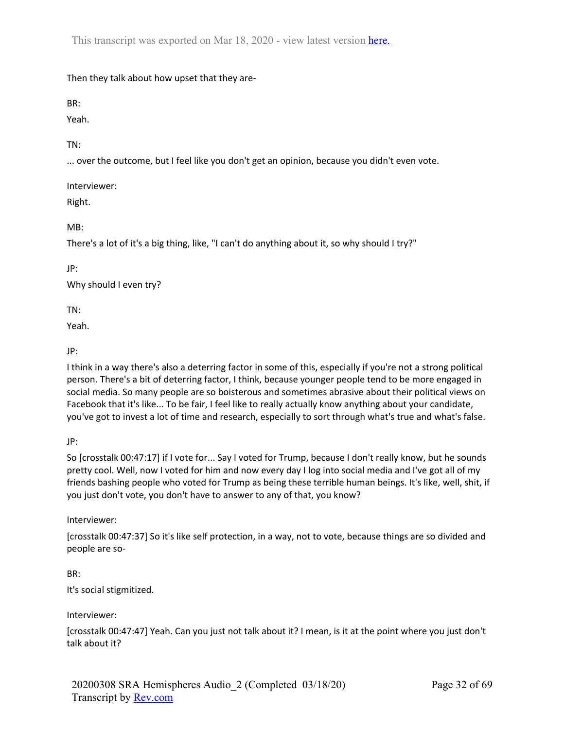Then they talk about how upset that they are-

BR:

Yeah.

TN:

... over the outcome, but I feel like you don't get an opinion, because you didn't even vote.

Interviewer:

Right.

MB:

There's a lot of it's a big thing, like, "I can't do anything about it, so why should I try?"

JP:

Why should I even try?

TN:

Yeah.

JP:

I think in a way there's also a deterring factor in some of this, especially if you're not a strong political person. There's a bit of deterring factor, I think, because younger people tend to be more engaged in social media. So many people are so boisterous and sometimes abrasive about their political views on Facebook that it's like... To be fair, I feel like to really actually know anything about your candidate, you've got to invest a lot of time and research, especially to sort through what's true and what's false.

JP:

So [crosstalk 00:47:17] if I vote for... Say I voted for Trump, because I don't really know, but he sounds pretty cool. Well, now I voted for him and now every day I log into social media and I've got all of my friends bashing people who voted for Trump as being these terrible human beings. It's like, well, shit, if you just don't vote, you don't have to answer to any of that, you know?

Interviewer:

[crosstalk 00:47:37] So it's like self protection, in a way, not to vote, because things are so divided and people are so-

BR:

It's social stigmitized.

Interviewer:

[crosstalk 00:47:47] Yeah. Can you just not talk about it? I mean, is it at the point where you just don't talk about it?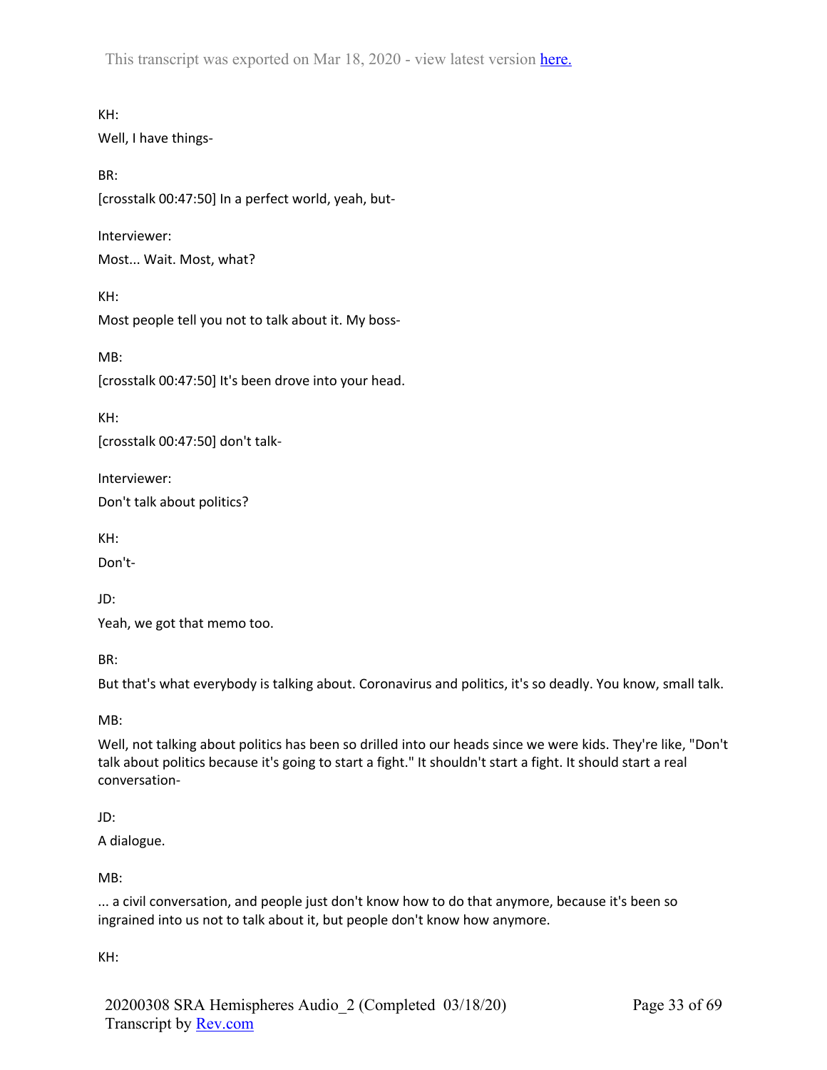KH:

Well, I have things-

BR:

[crosstalk 00:47:50] In a perfect world, yeah, but-

Interviewer:

Most... Wait. Most, what?

KH:

Most people tell you not to talk about it. My boss-

MB:

[crosstalk 00:47:50] It's been drove into your head.

KH:

[crosstalk 00:47:50] don't talk-

Interviewer:

Don't talk about politics?

KH:

Don't-

JD:

Yeah, we got that memo too.

BR:

But that's what everybody is talking about. Coronavirus and politics, it's so deadly. You know, small talk.

MB:

Well, not talking about politics has been so drilled into our heads since we were kids. They're like, "Don't talk about politics because it's going to start a fight." It shouldn't start a fight. It should start a real conversation-

JD:

A dialogue.

MB:

... a civil conversation, and people just don't know how to do that anymore, because it's been so ingrained into us not to talk about it, but people don't know how anymore.

KH: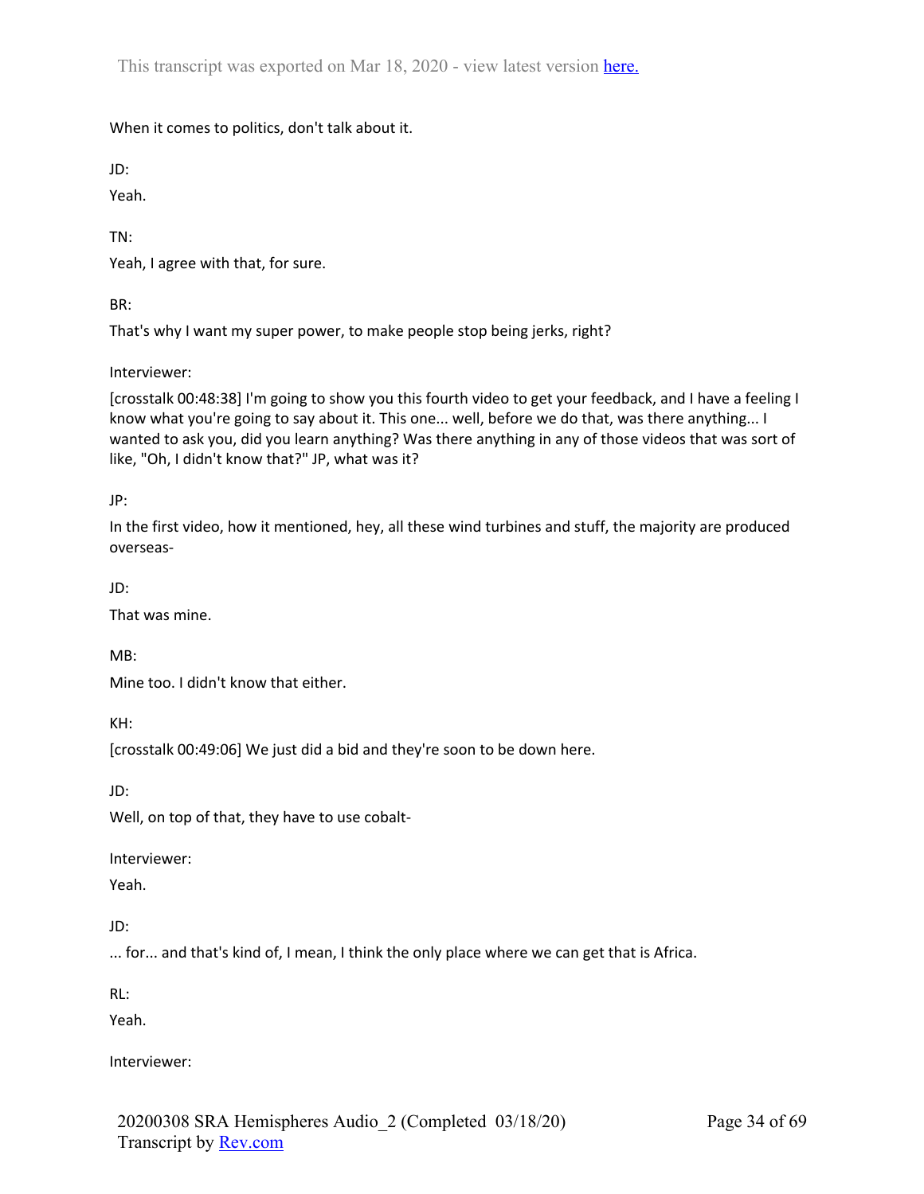When it comes to politics, don't talk about it.

JD:

Yeah.

TN:

Yeah, I agree with that, for sure.

BR:

That's why I want my super power, to make people stop being jerks, right?

Interviewer:

[crosstalk 00:48:38] I'm going to show you this fourth video to get your feedback, and I have a feeling I know what you're going to say about it. This one... well, before we do that, was there anything... I wanted to ask you, did you learn anything? Was there anything in any of those videos that was sort of like, "Oh, I didn't know that?" JP, what was it?

JP:

In the first video, how it mentioned, hey, all these wind turbines and stuff, the majority are produced overseas-

JD:

That was mine.

MB:

Mine too. I didn't know that either.

KH:

[crosstalk 00:49:06] We just did a bid and they're soon to be down here.

JD:

Well, on top of that, they have to use cobalt-

Interviewer:

Yeah.

JD:

... for... and that's kind of, I mean, I think the only place where we can get that is Africa.

RL:

Yeah.

Interviewer: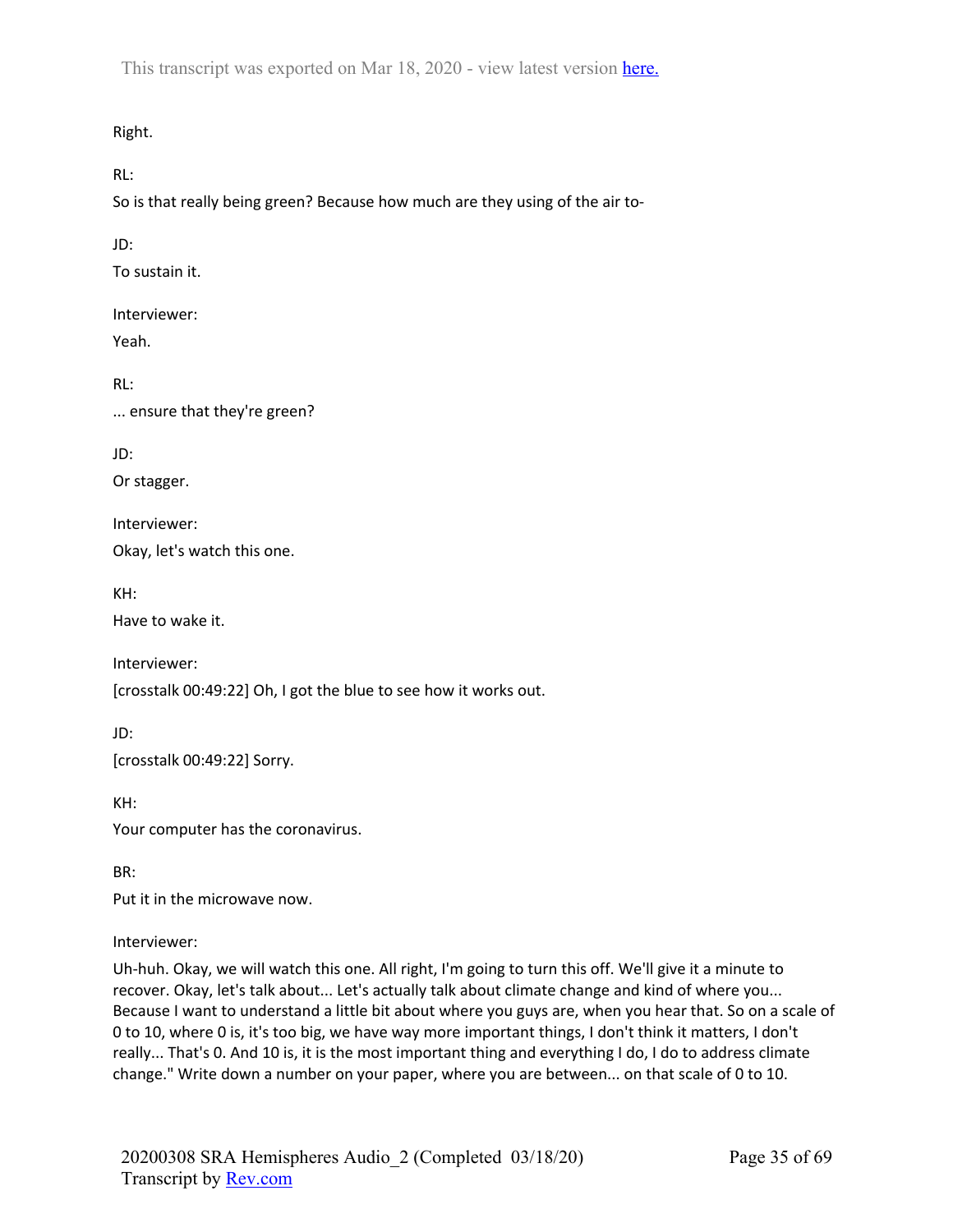Right.

RL:

So is that really being green? Because how much are they using of the air to-

JD:

To sustain it.

Interviewer:

Yeah.

RL:

... ensure that they're green?

JD:

Or stagger.

Interviewer:

Okay, let's watch this one.

KH:

Have to wake it.

Interviewer:

[crosstalk 00:49:22] Oh, I got the blue to see how it works out.

JD:

[crosstalk 00:49:22] Sorry.

KH:

Your computer has the coronavirus.

BR:

Put it in the microwave now.

Interviewer:

Uh-huh. Okay, we will watch this one. All right, I'm going to turn this off. We'll give it a minute to recover. Okay, let's talk about... Let's actually talk about climate change and kind of where you... Because I want to understand a little bit about where you guys are, when you hear that. So on a scale of 0 to 10, where 0 is, it's too big, we have way more important things, I don't think it matters, I don't really... That's 0. And 10 is, it is the most important thing and everything I do, I do to address climate change." Write down a number on your paper, where you are between... on that scale of 0 to 10.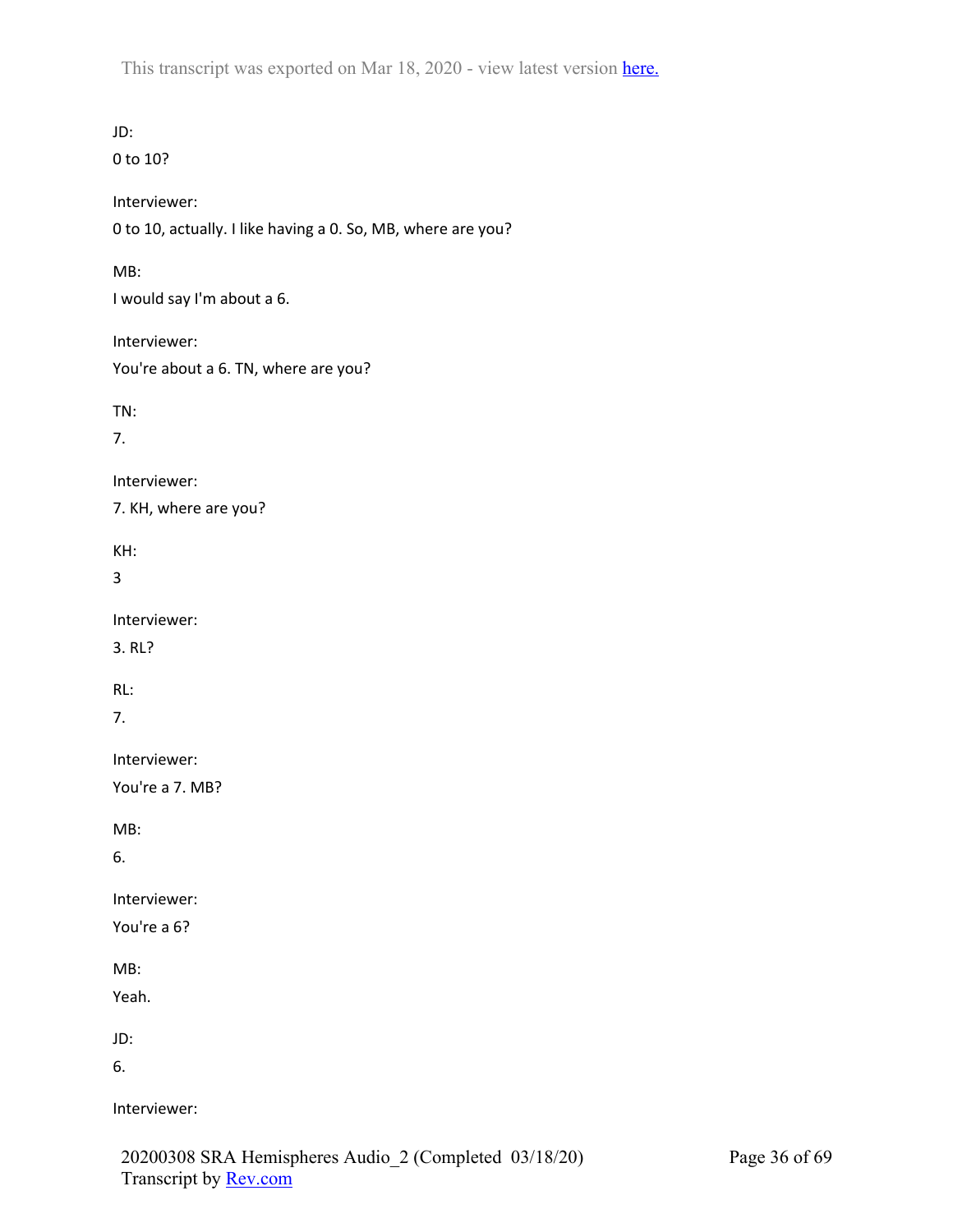JD:

0 to 10?

Interviewer:

0 to 10, actually. I like having a 0. So, MB, where are you?

MB:

I would say I'm about a 6.

Interviewer:

You're about a 6. TN, where are you?

TN:

7.

Interviewer:

7. KH, where are you?

KH:

3

Interviewer:

3. RL?

RL:

7.

Interviewer:

You're a 7. MB?

MB:

6.

Interviewer:

You're a 6?

MB:

Yeah.

JD:

6.

Interviewer: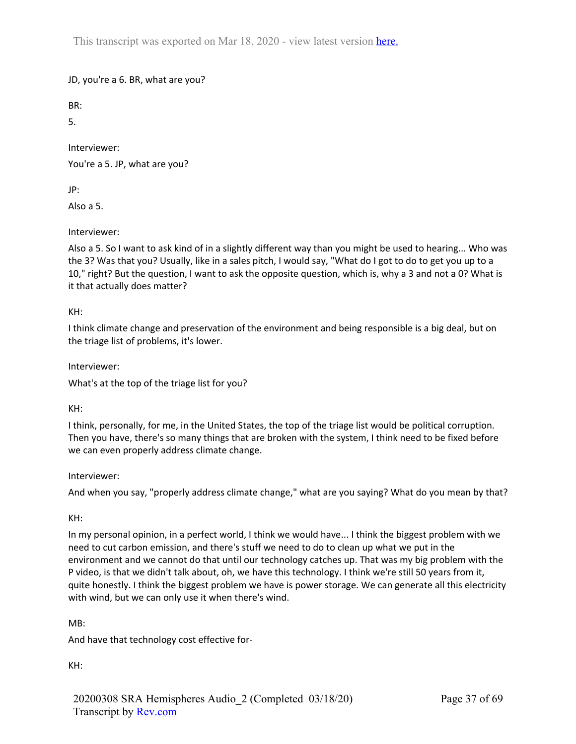JD, you're a 6. BR, what are you?

BR:

5.

Interviewer:

You're a 5. JP, what are you?

JP:

Also a 5.

Interviewer:

Also a 5. So I want to ask kind of in a slightly different way than you might be used to hearing... Who was the 3? Was that you? Usually, like in a sales pitch, I would say, "What do I got to do to get you up to a 10," right? But the question, I want to ask the opposite question, which is, why a 3 and not a 0? What is it that actually does matter?

KH:

I think climate change and preservation of the environment and being responsible is a big deal, but on the triage list of problems, it's lower.

Interviewer:

What's at the top of the triage list for you?

KH:

I think, personally, for me, in the United States, the top of the triage list would be political corruption. Then you have, there's so many things that are broken with the system, I think need to be fixed before we can even properly address climate change.

Interviewer:

And when you say, "properly address climate change," what are you saying? What do you mean by that?

KH:

In my personal opinion, in a perfect world, I think we would have... I think the biggest problem with we need to cut carbon emission, and there's stuff we need to do to clean up what we put in the environment and we cannot do that until our technology catches up. That was my big problem with the P video, is that we didn't talk about, oh, we have this technology. I think we're still 50 years from it, quite honestly. I think the biggest problem we have is power storage. We can generate all this electricity with wind, but we can only use it when there's wind.

MB:

And have that technology cost effective for-

KH: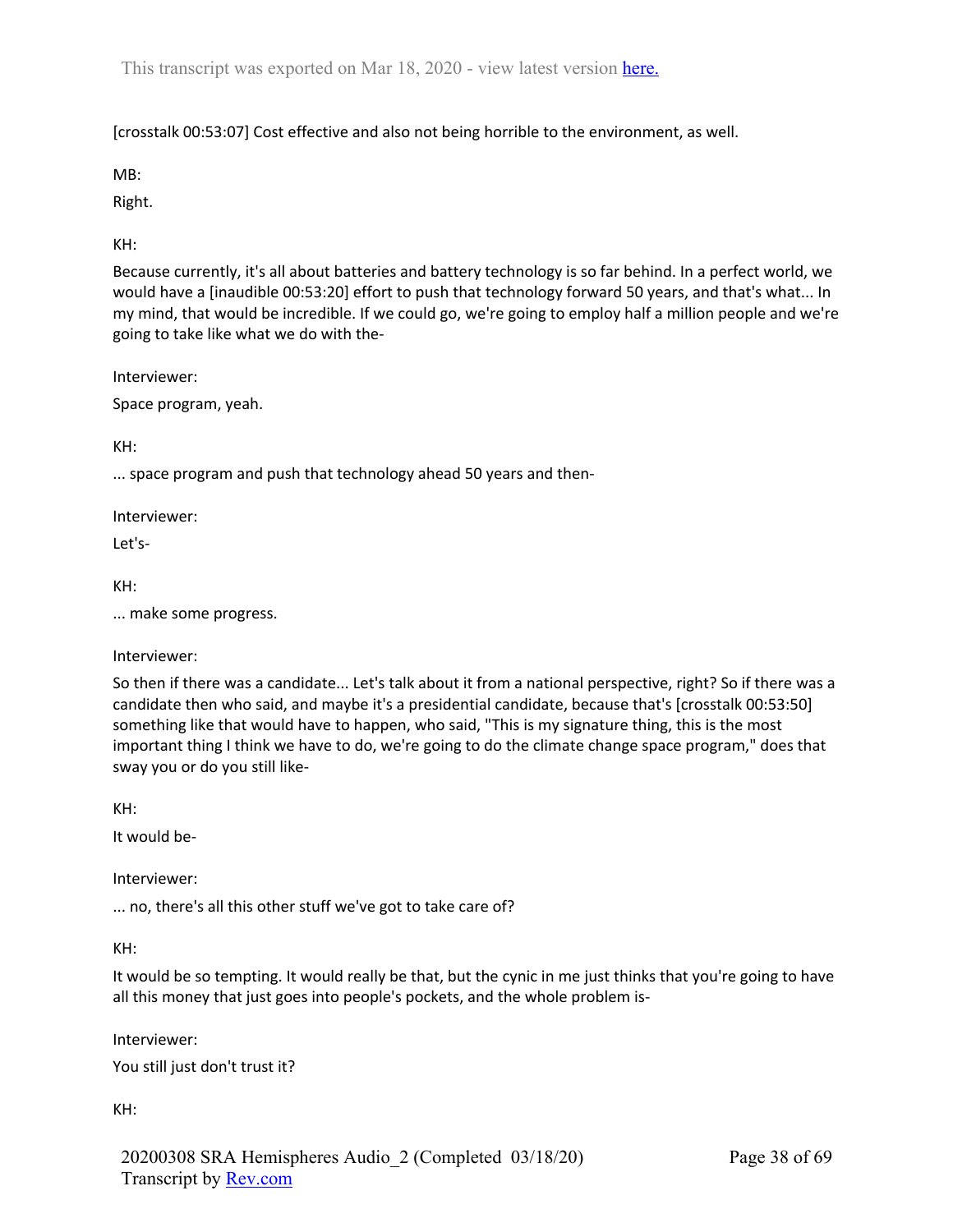[crosstalk 00:53:07] Cost effective and also not being horrible to the environment, as well.

MB:

Right.

KH:

Because currently, it's all about batteries and battery technology is so far behind. In a perfect world, we would have a [inaudible 00:53:20] effort to push that technology forward 50 years, and that's what... In my mind, that would be incredible. If we could go, we're going to employ half a million people and we're going to take like what we do with the-

Interviewer:

Space program, yeah.

KH:

... space program and push that technology ahead 50 years and then-

Interviewer:

Let's-

KH:

... make some progress.

Interviewer:

So then if there was a candidate... Let's talk about it from a national perspective, right? So if there was a candidate then who said, and maybe it's a presidential candidate, because that's [crosstalk 00:53:50] something like that would have to happen, who said, "This is my signature thing, this is the most important thing I think we have to do, we're going to do the climate change space program," does that sway you or do you still like-

KH:

It would be-

Interviewer:

... no, there's all this other stuff we've got to take care of?

KH:

It would be so tempting. It would really be that, but the cynic in me just thinks that you're going to have all this money that just goes into people's pockets, and the whole problem is-

Interviewer:

You still just don't trust it?

KH: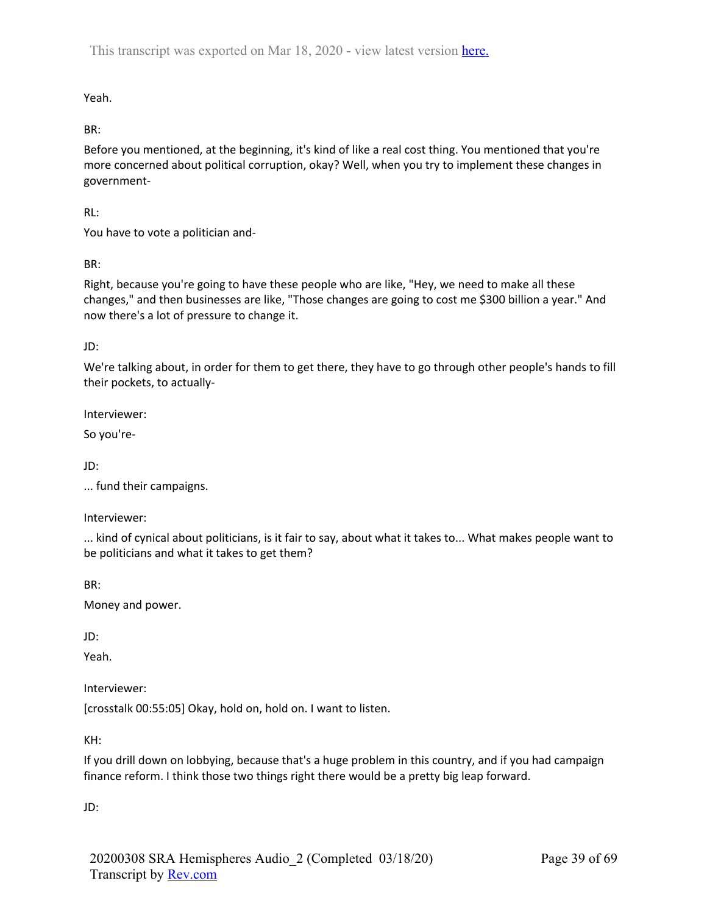Yeah.

BR:

Before you mentioned, at the beginning, it's kind of like a real cost thing. You mentioned that you're more concerned about political corruption, okay? Well, when you try to implement these changes in government-

RL:

You have to vote a politician and-

BR:

Right, because you're going to have these people who are like, "Hey, we need to make all these changes," and then businesses are like, "Those changes are going to cost me $300 billion a year." And now there's a lot of pressure to change it.

JD:

We're talking about, in order for them to get there, they have to go through other people's hands to fill their pockets, to actually-

Interviewer:

So you're-

JD:

... fund their campaigns.

Interviewer:

... kind of cynical about politicians, is it fair to say, about what it takes to... What makes people want to be politicians and what it takes to get them?

BR:

Money and power.

JD:

Yeah.

Interviewer:

[crosstalk 00:55:05] Okay, hold on, hold on. I want to listen.

KH:

If you drill down on lobbying, because that's a huge problem in this country, and if you had campaign finance reform. I think those two things right there would be a pretty big leap forward.

JD: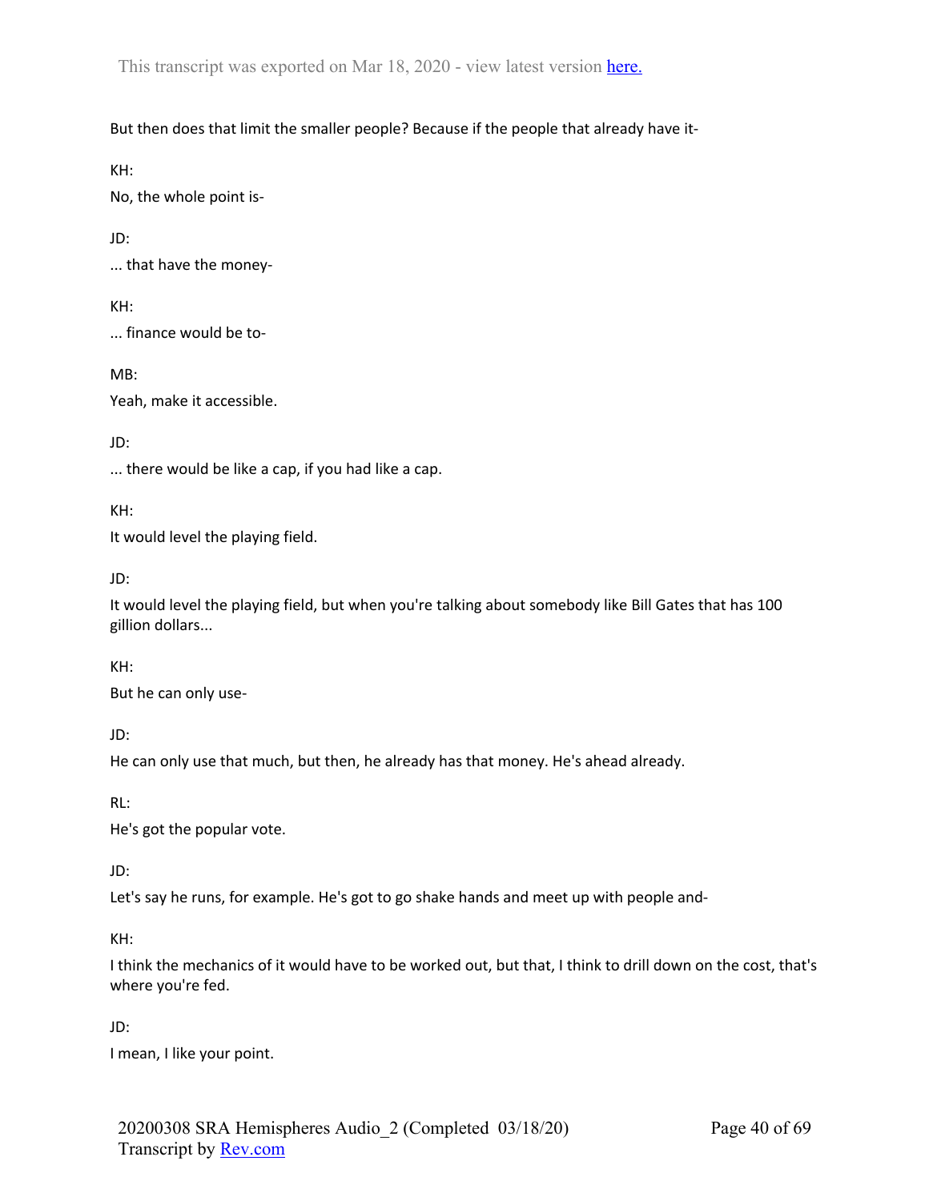But then does that limit the smaller people? Because if the people that already have it-

KH:

No, the whole point is-

JD:

... that have the money-

KH:

... finance would be to-

MB:

Yeah, make it accessible.

JD:

... there would be like a cap, if you had like a cap.

KH:

It would level the playing field.

JD:

It would level the playing field, but when you're talking about somebody like Bill Gates that has 100 gillion dollars...

KH:

But he can only use-

JD:

He can only use that much, but then, he already has that money. He's ahead already.

RL:

He's got the popular vote.

JD:

Let's say he runs, for example. He's got to go shake hands and meet up with people and-

KH:

I think the mechanics of it would have to be worked out, but that, I think to drill down on the cost, that's where you're fed.

JD:

I mean, I like your point.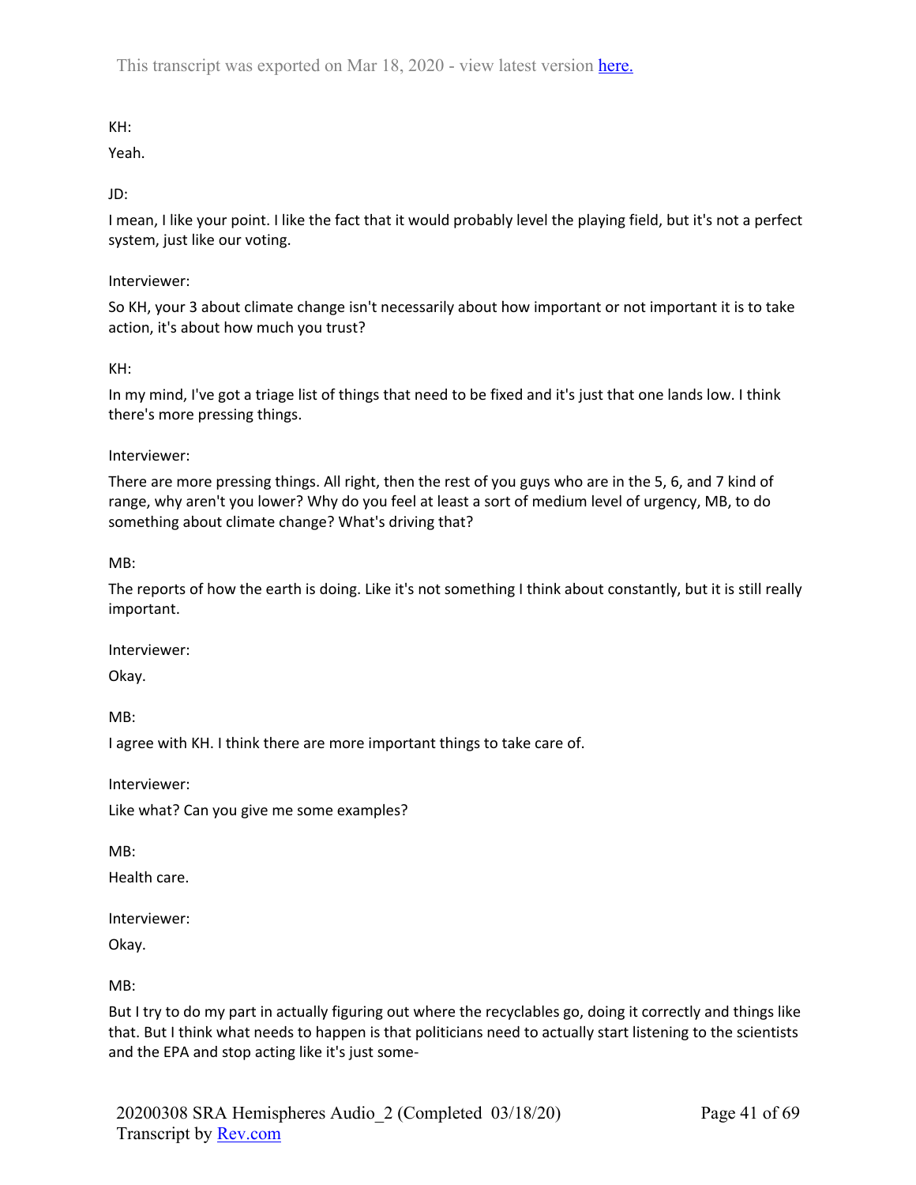KH:

Yeah.

JD:

I mean, I like your point. I like the fact that it would probably level the playing field, but it's not a perfect system, just like our voting.

Interviewer:

So KH, your 3 about climate change isn't necessarily about how important or not important it is to take action, it's about how much you trust?

KH:

In my mind, I've got a triage list of things that need to be fixed and it's just that one lands low. I think there's more pressing things.

Interviewer:

There are more pressing things. All right, then the rest of you guys who are in the 5, 6, and 7 kind of range, why aren't you lower? Why do you feel at least a sort of medium level of urgency, MB, to do something about climate change? What's driving that?

MB:

The reports of how the earth is doing. Like it's not something I think about constantly, but it is still really important.

Interviewer:

Okay.

MB:

I agree with KH. I think there are more important things to take care of.

Interviewer:

Like what? Can you give me some examples?

MB:

Health care.

Interviewer:

Okay.

MB:

But I try to do my part in actually figuring out where the recyclables go, doing it correctly and things like that. But I think what needs to happen is that politicians need to actually start listening to the scientists and the EPA and stop acting like it's just some-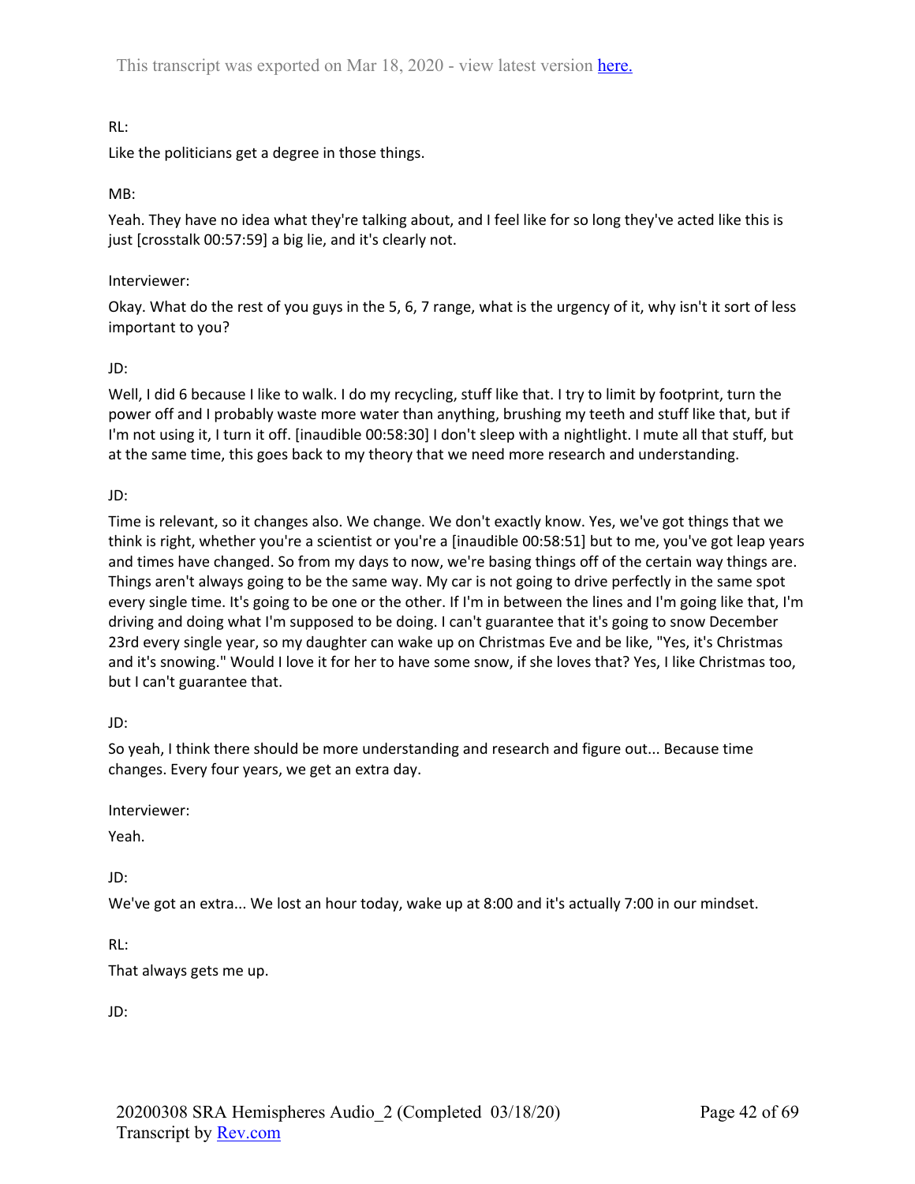RL:

Like the politicians get a degree in those things.

MB:

Yeah. They have no idea what they're talking about, and I feel like for so long they've acted like this is just [crosstalk 00:57:59] a big lie, and it's clearly not.

Interviewer:

Okay. What do the rest of you guys in the 5, 6, 7 range, what is the urgency of it, why isn't it sort of less important to you?

JD:

Well, I did 6 because I like to walk. I do my recycling, stuff like that. I try to limit by footprint, turn the power off and I probably waste more water than anything, brushing my teeth and stuff like that, but if I'm not using it, I turn it off. [inaudible 00:58:30] I don't sleep with a nightlight. I mute all that stuff, but at the same time, this goes back to my theory that we need more research and understanding.

JD:

Time is relevant, so it changes also. We change. We don't exactly know. Yes, we've got things that we think is right, whether you're a scientist or you're a [inaudible 00:58:51] but to me, you've got leap years and times have changed. So from my days to now, we're basing things off of the certain way things are. Things aren't always going to be the same way. My car is not going to drive perfectly in the same spot every single time. It's going to be one or the other. If I'm in between the lines and I'm going like that, I'm driving and doing what I'm supposed to be doing. I can't guarantee that it's going to snow December 23rd every single year, so my daughter can wake up on Christmas Eve and be like, "Yes, it's Christmas and it's snowing." Would I love it for her to have some snow, if she loves that? Yes, I like Christmas too, but I can't guarantee that.

JD:

So yeah, I think there should be more understanding and research and figure out... Because time changes. Every four years, we get an extra day.

Interviewer:

Yeah.

JD:

We've got an extra... We lost an hour today, wake up at 8:00 and it's actually 7:00 in our mindset.

RL:

That always gets me up.

JD: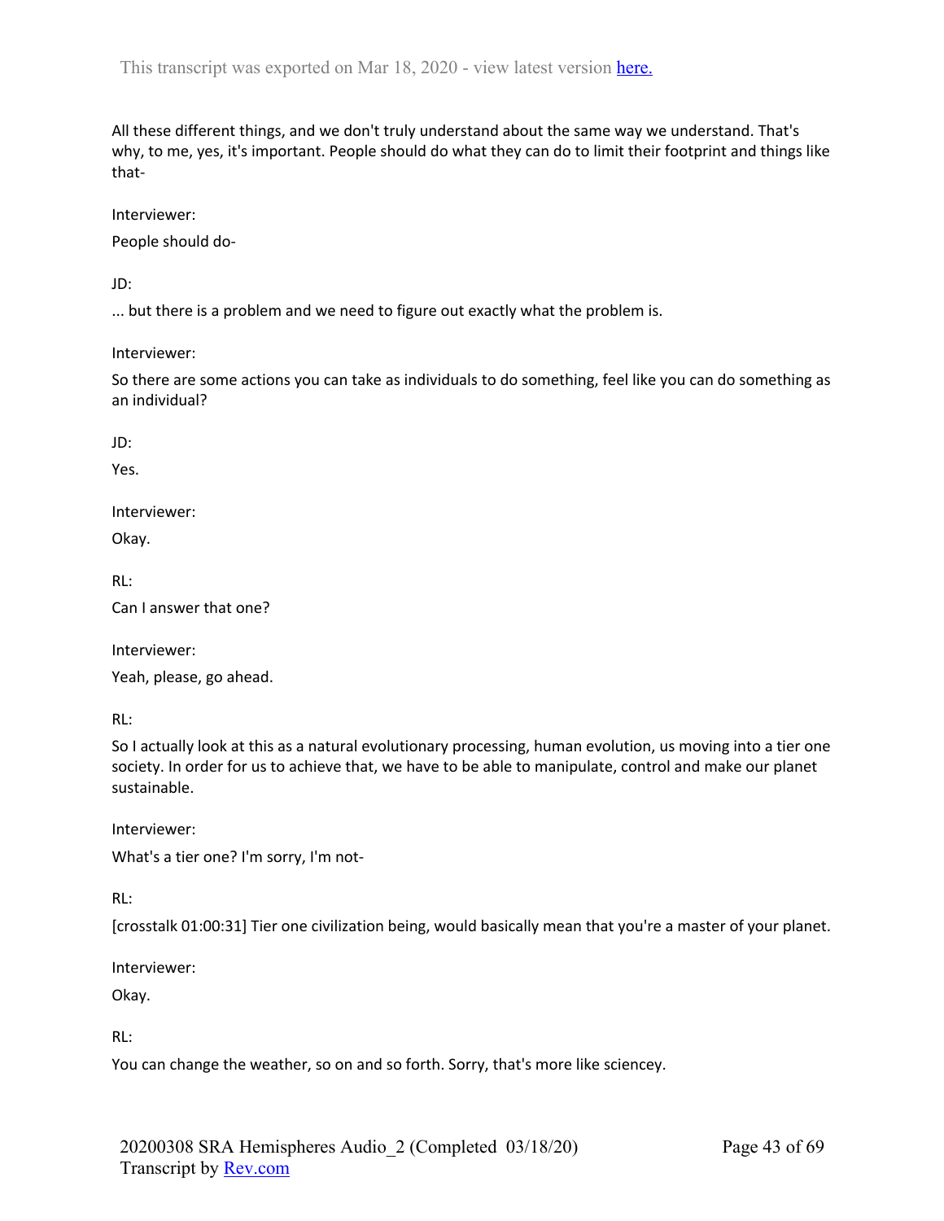All these different things, and we don't truly understand about the same way we understand. That's why, to me, yes, it's important. People should do what they can do to limit their footprint and things like that-

Interviewer:

People should do-

JD:

... but there is a problem and we need to figure out exactly what the problem is.

Interviewer:

So there are some actions you can take as individuals to do something, feel like you can do something as an individual?

JD:

Yes.

Interviewer:

Okay.

RL:

Can I answer that one?

Interviewer:

Yeah, please, go ahead.

RL:

So I actually look at this as a natural evolutionary processing, human evolution, us moving into a tier one society. In order for us to achieve that, we have to be able to manipulate, control and make our planet sustainable.

Interviewer:

What's a tier one? I'm sorry, I'm not-

RL:

[crosstalk 01:00:31] Tier one civilization being, would basically mean that you're a master of your planet.

Interviewer:

Okay.

RL:

You can change the weather, so on and so forth. Sorry, that's more like sciencey.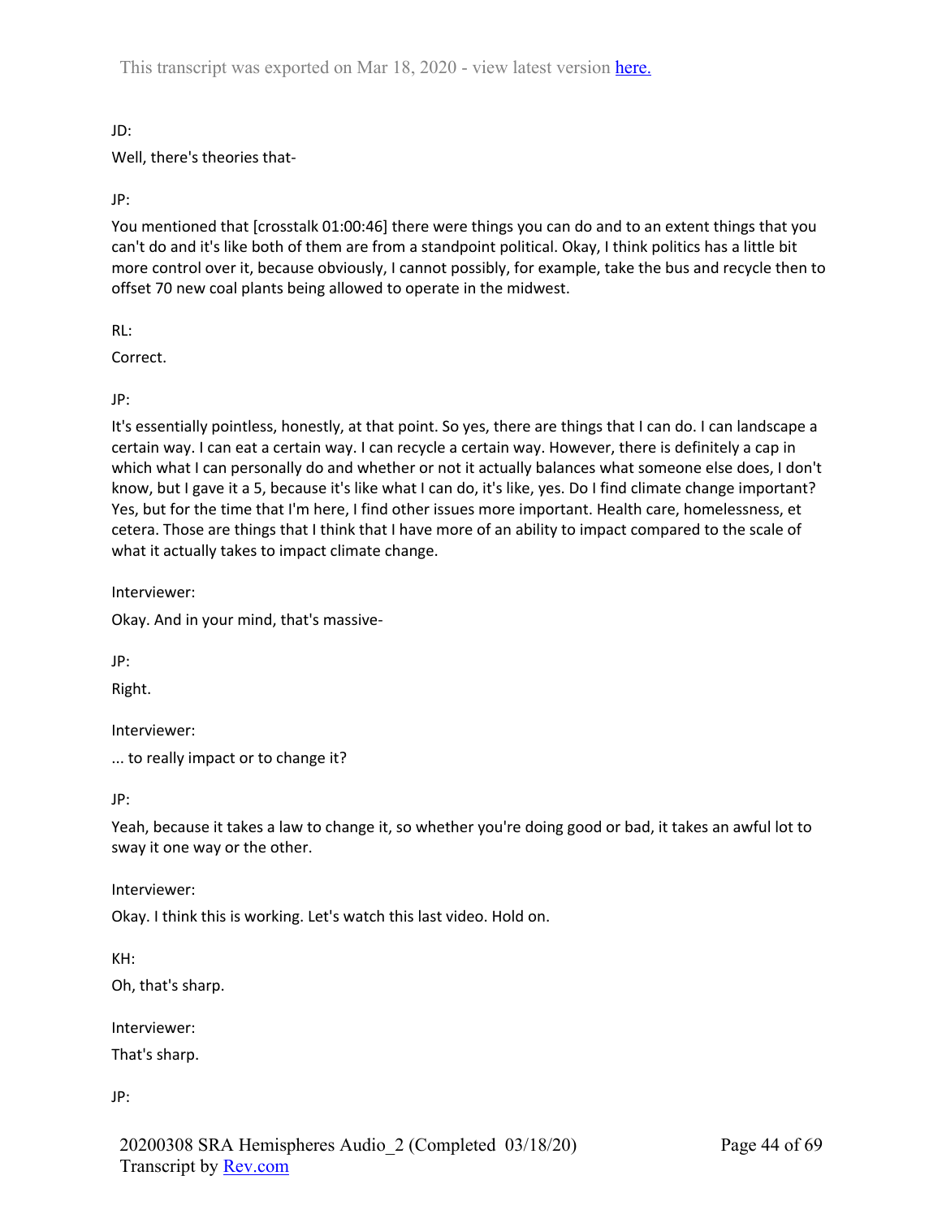JD:

Well, there's theories that-

JP:

You mentioned that [crosstalk 01:00:46] there were things you can do and to an extent things that you can't do and it's like both of them are from a standpoint political. Okay, I think politics has a little bit more control over it, because obviously, I cannot possibly, for example, take the bus and recycle then to offset 70 new coal plants being allowed to operate in the midwest.

RL:

Correct.

JP:

It's essentially pointless, honestly, at that point. So yes, there are things that I can do. I can landscape a certain way. I can eat a certain way. I can recycle a certain way. However, there is definitely a cap in which what I can personally do and whether or not it actually balances what someone else does, I don't know, but I gave it a 5, because it's like what I can do, it's like, yes. Do I find climate change important? Yes, but for the time that I'm here, I find other issues more important. Health care, homelessness, et cetera. Those are things that I think that I have more of an ability to impact compared to the scale of what it actually takes to impact climate change.

Interviewer:

Okay. And in your mind, that's massive-

JP:

Right.

Interviewer:

... to really impact or to change it?

JP:

Yeah, because it takes a law to change it, so whether you're doing good or bad, it takes an awful lot to sway it one way or the other.

Interviewer:

Okay. I think this is working. Let's watch this last video. Hold on.

KH:

Oh, that's sharp.

Interviewer:

That's sharp.

JP: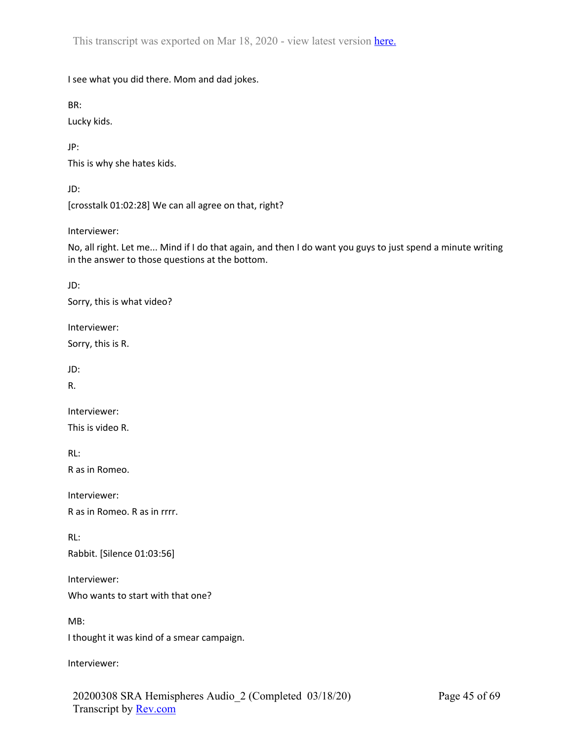I see what you did there. Mom and dad jokes.

BR:

Lucky kids.

JP:

This is why she hates kids.

JD:

[crosstalk 01:02:28] We can all agree on that, right?

Interviewer:

No, all right. Let me... Mind if I do that again, and then I do want you guys to just spend a minute writing in the answer to those questions at the bottom.

JD:

Sorry, this is what video?

Interviewer:

Sorry, this is R.

JD:

R.

Interviewer:

This is video R.

RL:

R as in Romeo.

Interviewer:

R as in Romeo. R as in rrrr.

RL:

Rabbit. [Silence 01:03:56]

Interviewer:

Who wants to start with that one?

MB:

I thought it was kind of a smear campaign.

Interviewer: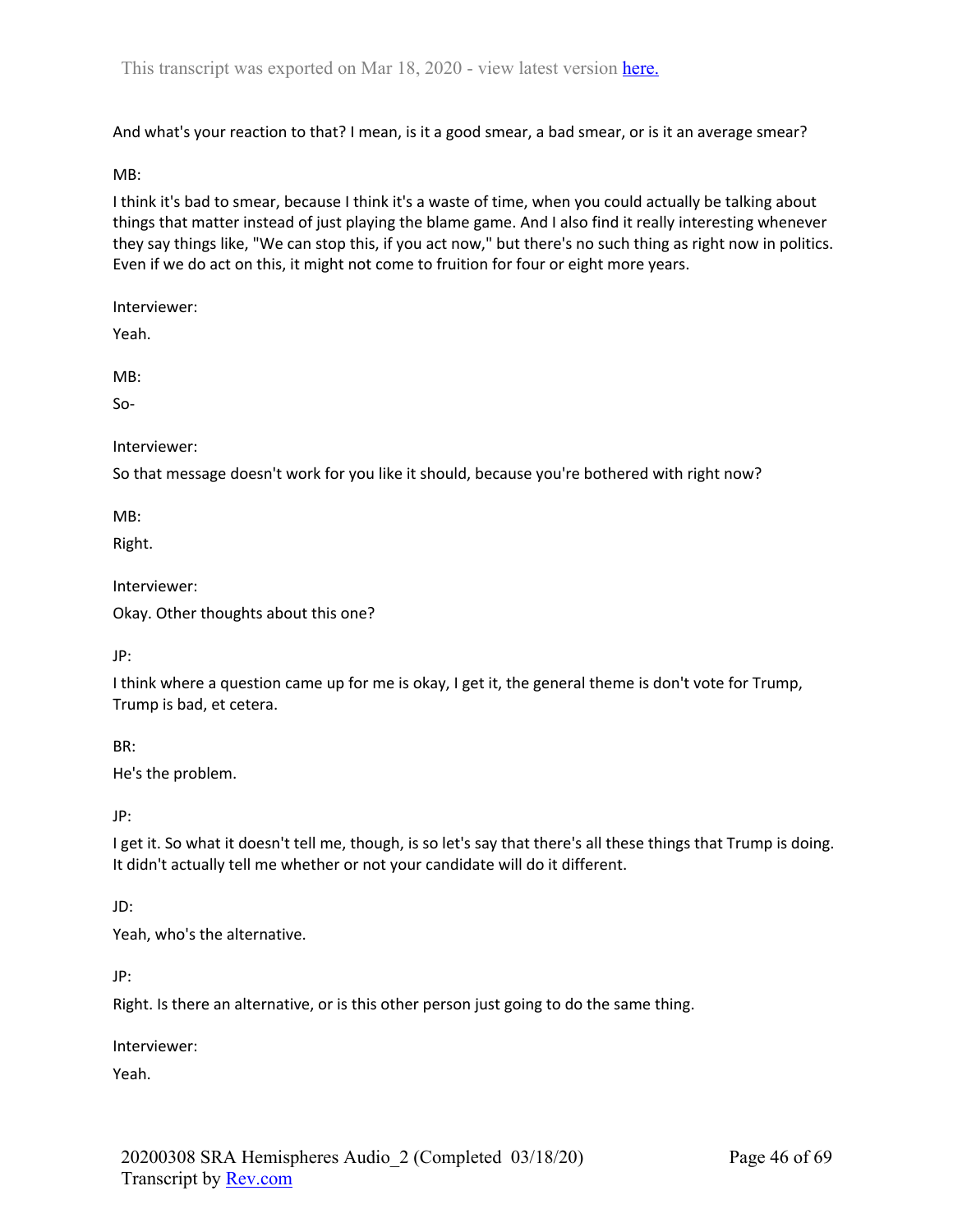And what's your reaction to that? I mean, is it a good smear, a bad smear, or is it an average smear?

MB:

I think it's bad to smear, because I think it's a waste of time, when you could actually be talking about things that matter instead of just playing the blame game. And I also find it really interesting whenever they say things like, "We can stop this, if you act now," but there's no such thing as right now in politics. Even if we do act on this, it might not come to fruition for four or eight more years.

Interviewer:

Yeah.

MB:

So-

Interviewer:

So that message doesn't work for you like it should, because you're bothered with right now?

MB:

Right.

Interviewer:

Okay. Other thoughts about this one?

JP:

I think where a question came up for me is okay, I get it, the general theme is don't vote for Trump, Trump is bad, et cetera.

BR:

He's the problem.

JP:

I get it. So what it doesn't tell me, though, is so let's say that there's all these things that Trump is doing. It didn't actually tell me whether or not your candidate will do it different.

JD:

Yeah, who's the alternative.

JP:

Right. Is there an alternative, or is this other person just going to do the same thing.

Interviewer:

Yeah.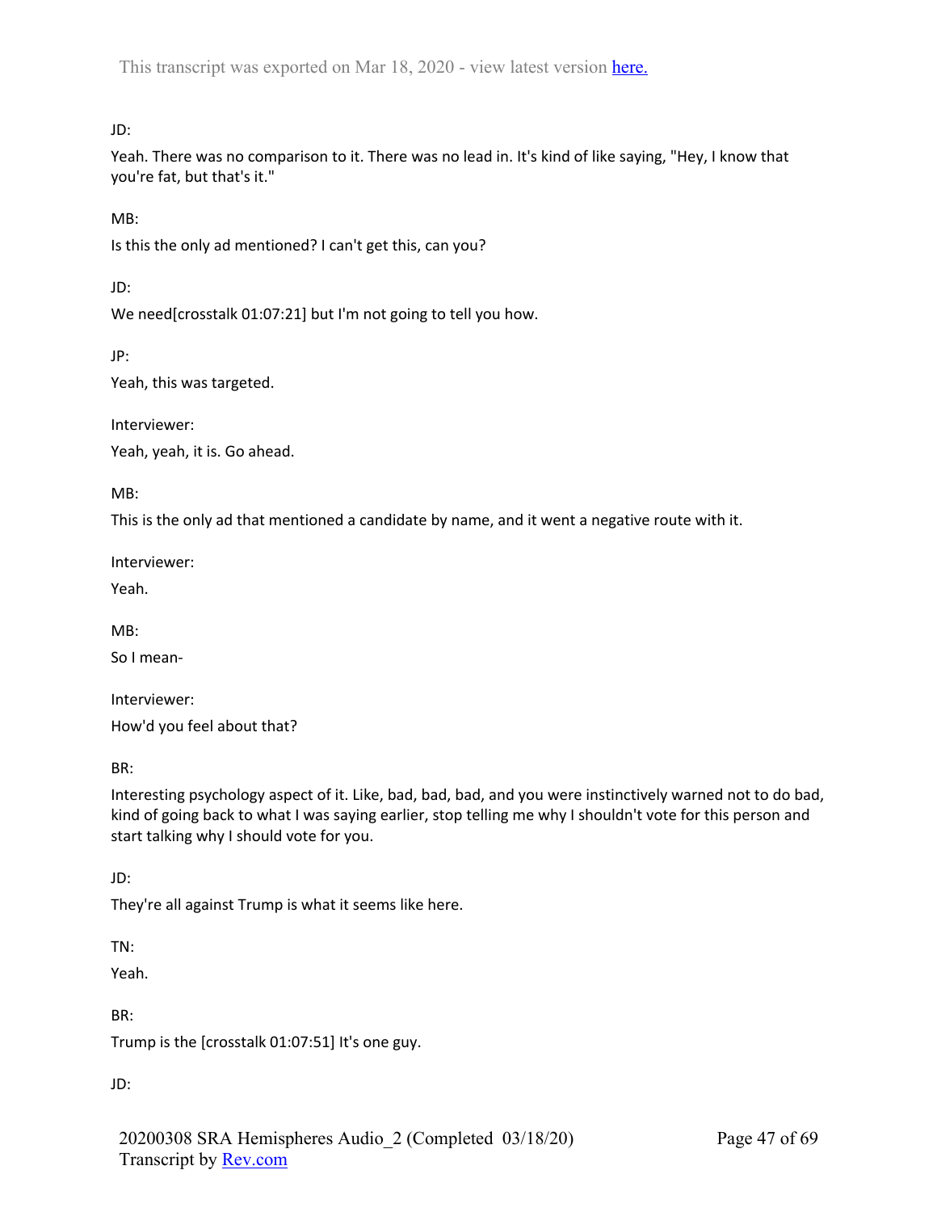JD:

Yeah. There was no comparison to it. There was no lead in. It's kind of like saying, "Hey, I know that you're fat, but that's it."

MB:

Is this the only ad mentioned? I can't get this, can you?

JD:

We need[crosstalk 01:07:21] but I'm not going to tell you how.

JP:

Yeah, this was targeted.

Interviewer:

Yeah, yeah, it is. Go ahead.

MB:

This is the only ad that mentioned a candidate by name, and it went a negative route with it.

Interviewer:

Yeah.

MB:

So I mean-

Interviewer:

How'd you feel about that?

BR:

Interesting psychology aspect of it. Like, bad, bad, bad, and you were instinctively warned not to do bad, kind of going back to what I was saying earlier, stop telling me why I shouldn't vote for this person and start talking why I should vote for you.

JD:

They're all against Trump is what it seems like here.

TN:

Yeah.

BR:

Trump is the [crosstalk 01:07:51] It's one guy.

JD: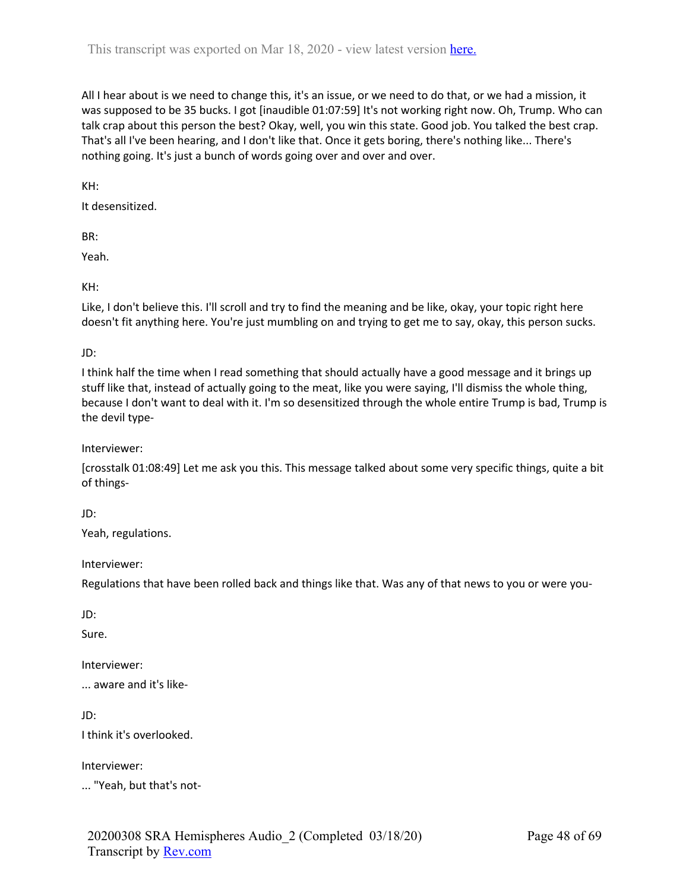All I hear about is we need to change this, it's an issue, or we need to do that, or we had a mission, it was supposed to be 35 bucks. I got [inaudible 01:07:59] It's not working right now. Oh, Trump. Who can talk crap about this person the best? Okay, well, you win this state. Good job. You talked the best crap. That's all I've been hearing, and I don't like that. Once it gets boring, there's nothing like... There's nothing going. It's just a bunch of words going over and over and over.

KH:

It desensitized.

BR:

Yeah.

KH:

Like, I don't believe this. I'll scroll and try to find the meaning and be like, okay, your topic right here doesn't fit anything here. You're just mumbling on and trying to get me to say, okay, this person sucks.

JD:

I think half the time when I read something that should actually have a good message and it brings up stuff like that, instead of actually going to the meat, like you were saying, I'll dismiss the whole thing, because I don't want to deal with it. I'm so desensitized through the whole entire Trump is bad, Trump is the devil type-

Interviewer:

[crosstalk 01:08:49] Let me ask you this. This message talked about some very specific things, quite a bit of things-

JD:

Yeah, regulations.

Interviewer:

Regulations that have been rolled back and things like that. Was any of that news to you or were you-

JD:

Sure.

Interviewer:

... aware and it's like-

JD:

I think it's overlooked.

Interviewer:

... "Yeah, but that's not-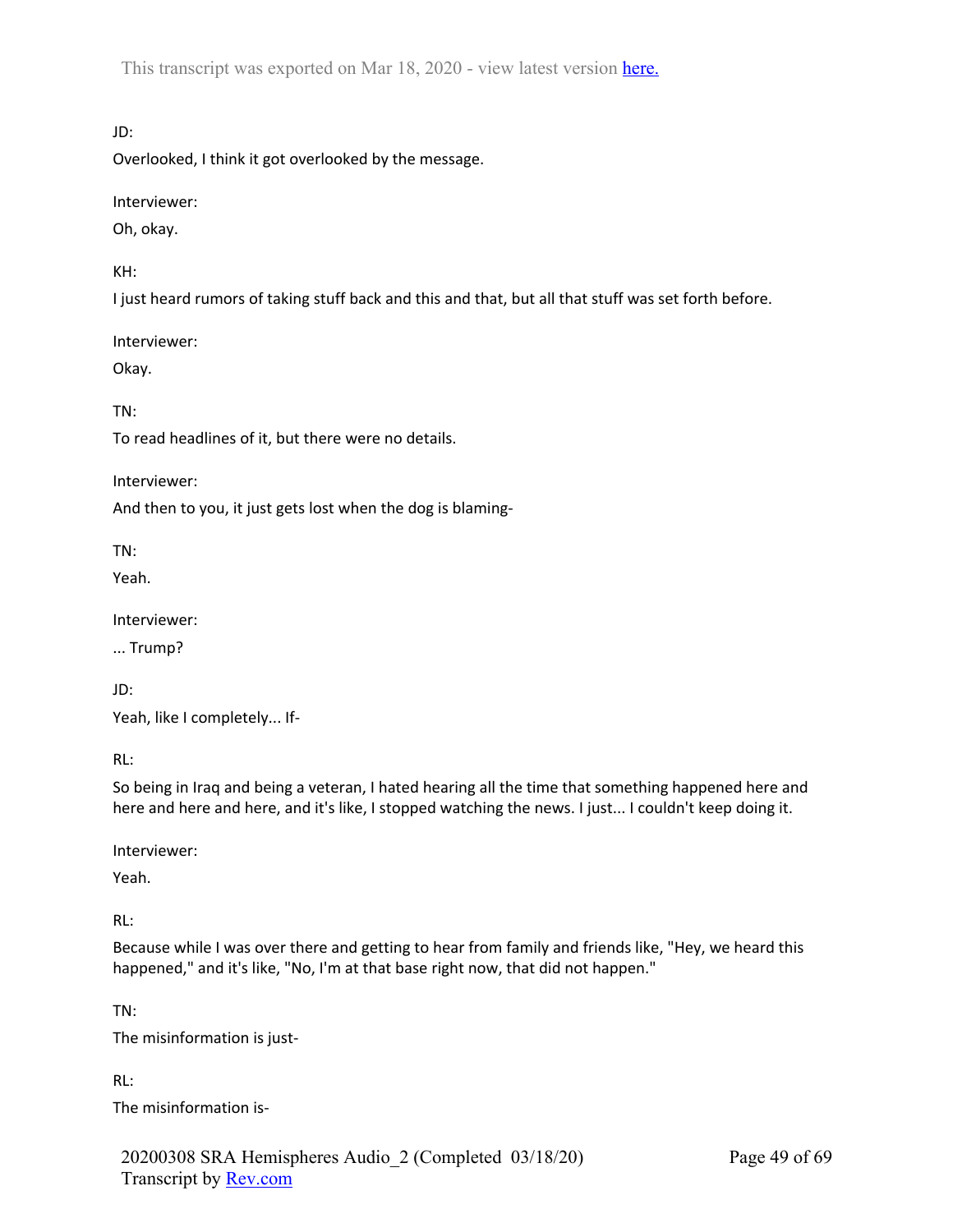JD:

Overlooked, I think it got overlooked by the message.

Interviewer:

Oh, okay.

KH:

I just heard rumors of taking stuff back and this and that, but all that stuff was set forth before.

Interviewer:

Okay.

TN:

To read headlines of it, but there were no details.

Interviewer:

And then to you, it just gets lost when the dog is blaming-

TN:

Yeah.

Interviewer:

... Trump?

JD:

Yeah, like I completely... If-

RL:

So being in Iraq and being a veteran, I hated hearing all the time that something happened here and here and here and here, and it's like, I stopped watching the news. I just... I couldn't keep doing it.

Interviewer:

Yeah.

RL:

Because while I was over there and getting to hear from family and friends like, "Hey, we heard this happened," and it's like, "No, I'm at that base right now, that did not happen."

TN:

The misinformation is just-

RL:

The misinformation is-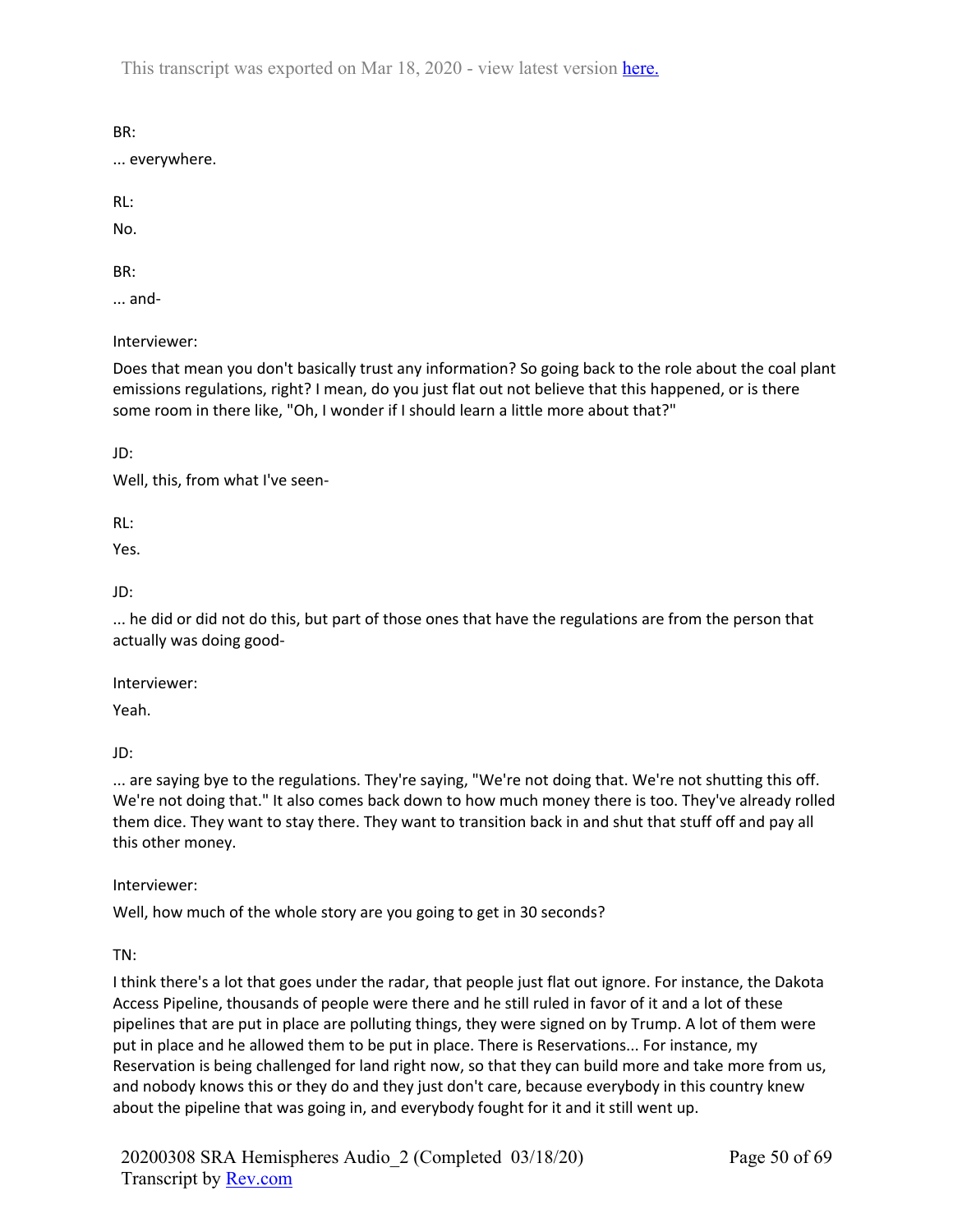BR:

... everywhere.

RL:

No.

BR:

... and-

Interviewer:

Does that mean you don't basically trust any information? So going back to the role about the coal plant emissions regulations, right? I mean, do you just flat out not believe that this happened, or is there some room in there like, "Oh, I wonder if I should learn a little more about that?"

JD:

Well, this, from what I've seen-

RL:

Yes.

JD:

... he did or did not do this, but part of those ones that have the regulations are from the person that actually was doing good-

Interviewer:

Yeah.

JD:

... are saying bye to the regulations. They're saying, "We're not doing that. We're not shutting this off. We're not doing that." It also comes back down to how much money there is too. They've already rolled them dice. They want to stay there. They want to transition back in and shut that stuff off and pay all this other money.

Interviewer:

Well, how much of the whole story are you going to get in 30 seconds?

TN:

I think there's a lot that goes under the radar, that people just flat out ignore. For instance, the Dakota Access Pipeline, thousands of people were there and he still ruled in favor of it and a lot of these pipelines that are put in place are polluting things, they were signed on by Trump. A lot of them were put in place and he allowed them to be put in place. There is Reservations... For instance, my Reservation is being challenged for land right now, so that they can build more and take more from us, and nobody knows this or they do and they just don't care, because everybody in this country knew about the pipeline that was going in, and everybody fought for it and it still went up.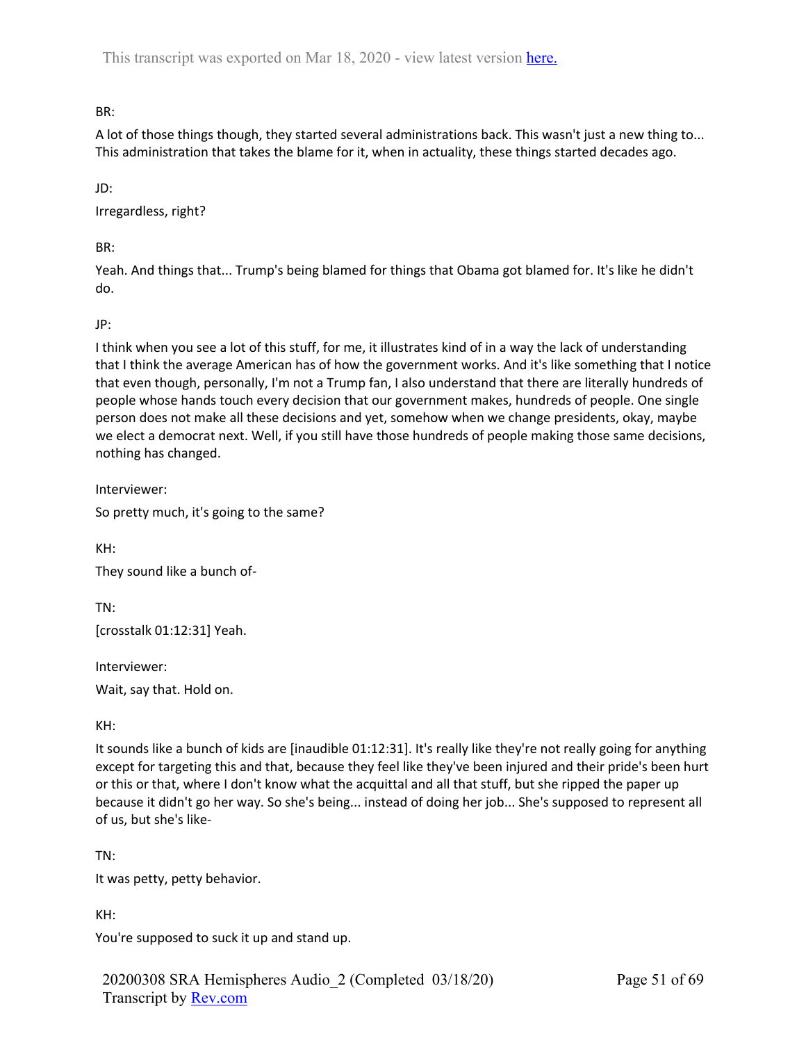BR:

A lot of those things though, they started several administrations back. This wasn't just a new thing to... This administration that takes the blame for it, when in actuality, these things started decades ago.

JD:

Irregardless, right?

BR:

Yeah. And things that... Trump's being blamed for things that Obama got blamed for. It's like he didn't do.

JP:

I think when you see a lot of this stuff, for me, it illustrates kind of in a way the lack of understanding that I think the average American has of how the government works. And it's like something that I notice that even though, personally, I'm not a Trump fan, I also understand that there are literally hundreds of people whose hands touch every decision that our government makes, hundreds of people. One single person does not make all these decisions and yet, somehow when we change presidents, okay, maybe we elect a democrat next. Well, if you still have those hundreds of people making those same decisions, nothing has changed.

Interviewer:

So pretty much, it's going to the same?

KH:

They sound like a bunch of-

TN:

[crosstalk 01:12:31] Yeah.

Interviewer:

Wait, say that. Hold on.

KH:

It sounds like a bunch of kids are [inaudible 01:12:31]. It's really like they're not really going for anything except for targeting this and that, because they feel like they've been injured and their pride's been hurt or this or that, where I don't know what the acquittal and all that stuff, but she ripped the paper up because it didn't go her way. So she's being... instead of doing her job... She's supposed to represent all of us, but she's like-

TN:

It was petty, petty behavior.

KH:

You're supposed to suck it up and stand up.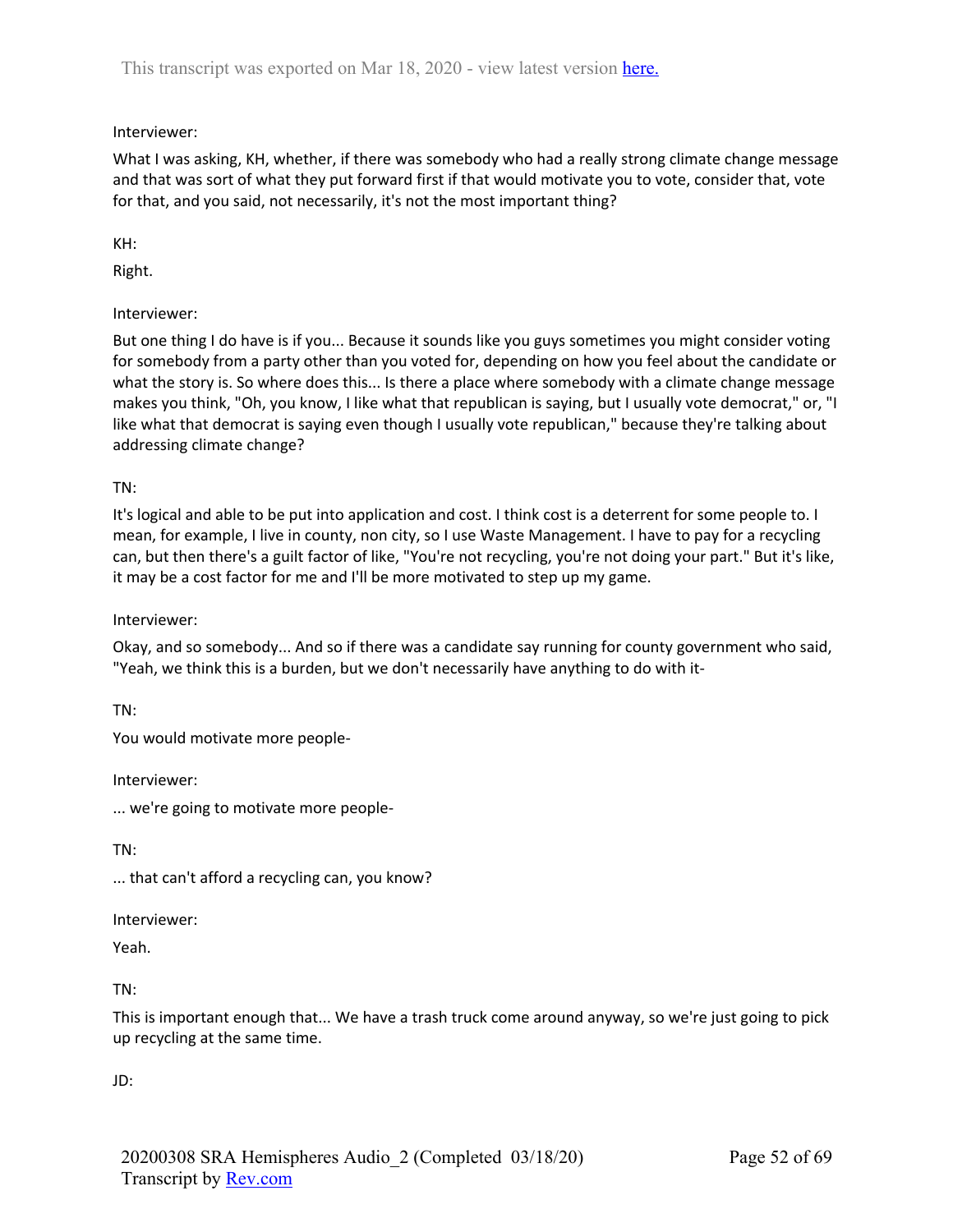Interviewer:

What I was asking, KH, whether, if there was somebody who had a really strong climate change message and that was sort of what they put forward first if that would motivate you to vote, consider that, vote for that, and you said, not necessarily, it's not the most important thing?

KH:

Right.

Interviewer:

But one thing I do have is if you... Because it sounds like you guys sometimes you might consider voting for somebody from a party other than you voted for, depending on how you feel about the candidate or what the story is. So where does this... Is there a place where somebody with a climate change message makes you think, "Oh, you know, I like what that republican is saying, but I usually vote democrat," or, "I like what that democrat is saying even though I usually vote republican," because they're talking about addressing climate change?

TN:

It's logical and able to be put into application and cost. I think cost is a deterrent for some people to. I mean, for example, I live in county, non city, so I use Waste Management. I have to pay for a recycling can, but then there's a guilt factor of like, "You're not recycling, you're not doing your part." But it's like, it may be a cost factor for me and I'll be more motivated to step up my game.

Interviewer:

Okay, and so somebody... And so if there was a candidate say running for county government who said, "Yeah, we think this is a burden, but we don't necessarily have anything to do with it-

TN:

You would motivate more people-

Interviewer:

... we're going to motivate more people-

TN:

... that can't afford a recycling can, you know?

Interviewer:

Yeah.

TN:

This is important enough that... We have a trash truck come around anyway, so we're just going to pick up recycling at the same time.

JD: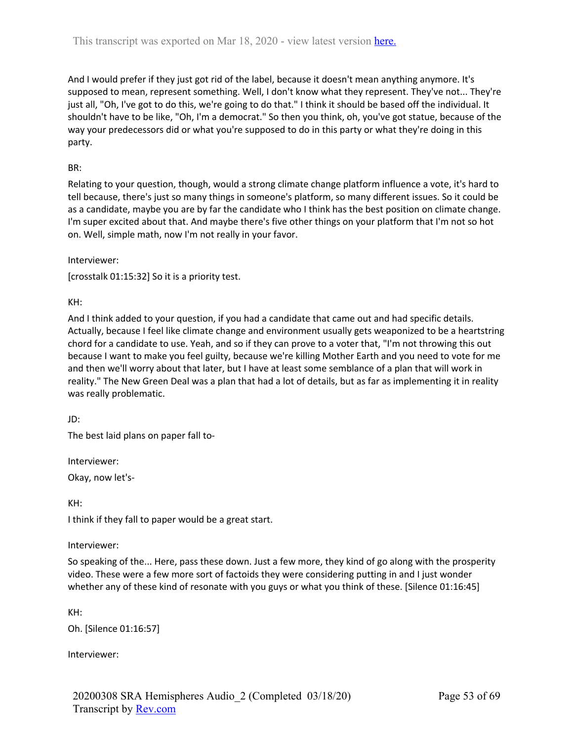And I would prefer if they just got rid of the label, because it doesn't mean anything anymore. It's supposed to mean, represent something. Well, I don't know what they represent. They've not... They're just all, "Oh, I've got to do this, we're going to do that." I think it should be based off the individual. It shouldn't have to be like, "Oh, I'm a democrat." So then you think, oh, you've got statue, because of the way your predecessors did or what you're supposed to do in this party or what they're doing in this party.

BR:

Relating to your question, though, would a strong climate change platform influence a vote, it's hard to tell because, there's just so many things in someone's platform, so many different issues. So it could be as a candidate, maybe you are by far the candidate who I think has the best position on climate change. I'm super excited about that. And maybe there's five other things on your platform that I'm not so hot on. Well, simple math, now I'm not really in your favor.

Interviewer:

[crosstalk 01:15:32] So it is a priority test.

KH:

And I think added to your question, if you had a candidate that came out and had specific details. Actually, because I feel like climate change and environment usually gets weaponized to be a heartstring chord for a candidate to use. Yeah, and so if they can prove to a voter that, "I'm not throwing this out because I want to make you feel guilty, because we're killing Mother Earth and you need to vote for me and then we'll worry about that later, but I have at least some semblance of a plan that will work in reality." The New Green Deal was a plan that had a lot of details, but as far as implementing it in reality was really problematic.

JD:

The best laid plans on paper fall to-

Interviewer:

Okay, now let's-

KH:

I think if they fall to paper would be a great start.

Interviewer:

So speaking of the... Here, pass these down. Just a few more, they kind of go along with the prosperity video. These were a few more sort of factoids they were considering putting in and I just wonder whether any of these kind of resonate with you guys or what you think of these. [Silence 01:16:45]

KH:

Oh. [Silence 01:16:57]

Interviewer: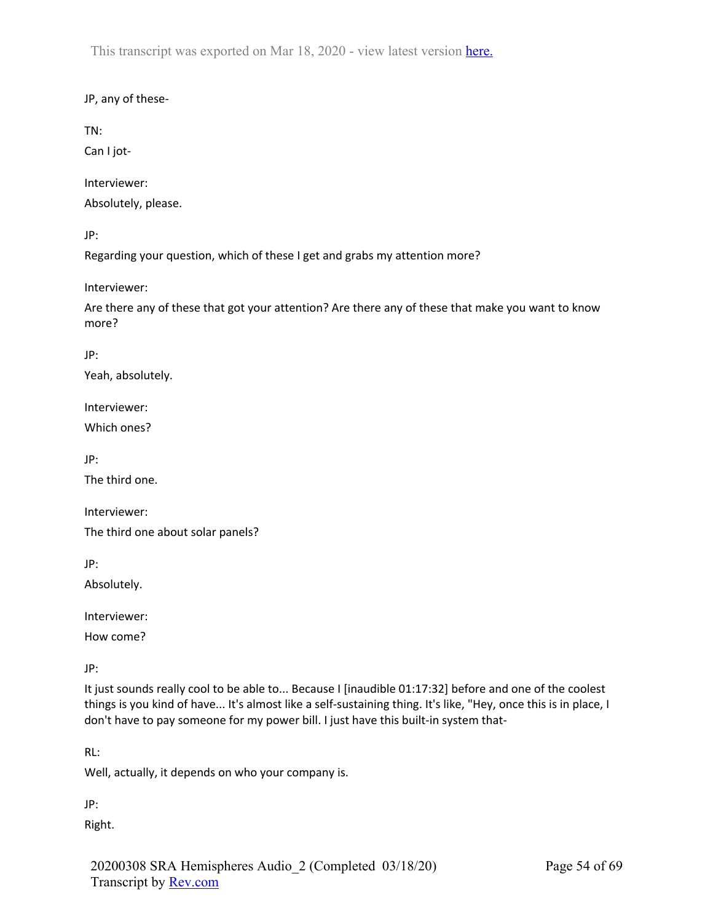JP, any of these-

TN:

Can I jot-

Interviewer:

Absolutely, please.

JP:

Regarding your question, which of these I get and grabs my attention more?

Interviewer:

Are there any of these that got your attention? Are there any of these that make you want to know more?

JP:

Yeah, absolutely.

Interviewer:

Which ones?

JP:

The third one.

Interviewer:

The third one about solar panels?

JP:

Absolutely.

Interviewer:

How come?

JP:

It just sounds really cool to be able to... Because I [inaudible 01:17:32] before and one of the coolest things is you kind of have... It's almost like a self-sustaining thing. It's like, "Hey, once this is in place, I don't have to pay someone for my power bill. I just have this built-in system that-

RL:

Well, actually, it depends on who your company is.

JP:

Right.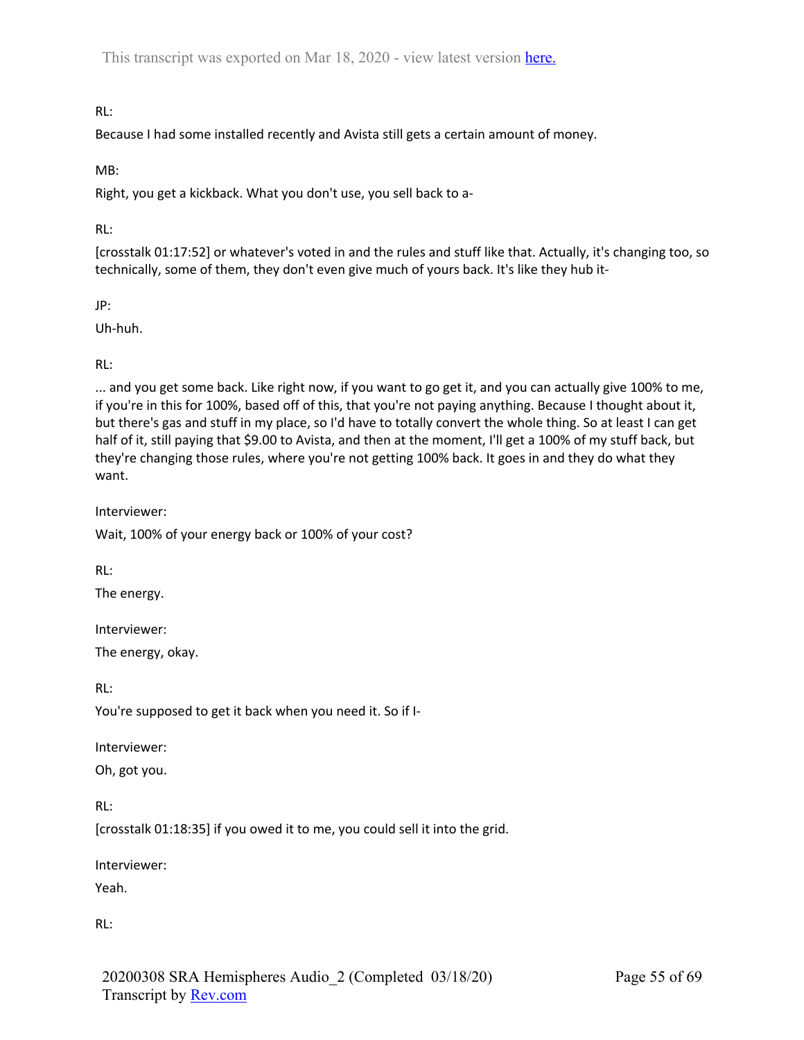RL:

Because I had some installed recently and Avista still gets a certain amount of money.

MB:

Right, you get a kickback. What you don't use, you sell back to a-

RL:

[crosstalk 01:17:52] or whatever's voted in and the rules and stuff like that. Actually, it's changing too, so technically, some of them, they don't even give much of yours back. It's like they hub it-

JP:

Uh-huh.

RL:

... and you get some back. Like right now, if you want to go get it, and you can actually give 100% to me, if you're in this for 100%, based off of this, that you're not paying anything. Because I thought about it, but there's gas and stuff in my place, so I'd have to totally convert the whole thing. So at least I can get half of it, still paying that $9.00 to Avista, and then at the moment, I'll get a 100% of my stuff back, but they're changing those rules, where you're not getting 100% back. It goes in and they do what they want.

Interviewer:

Wait, 100% of your energy back or 100% of your cost?

RL:

The energy.

Interviewer:

The energy, okay.

RL:

You're supposed to get it back when you need it. So if I-

Interviewer:

Oh, got you.

RL:

[crosstalk 01:18:35] if you owed it to me, you could sell it into the grid.

Interviewer:

Yeah.

RL: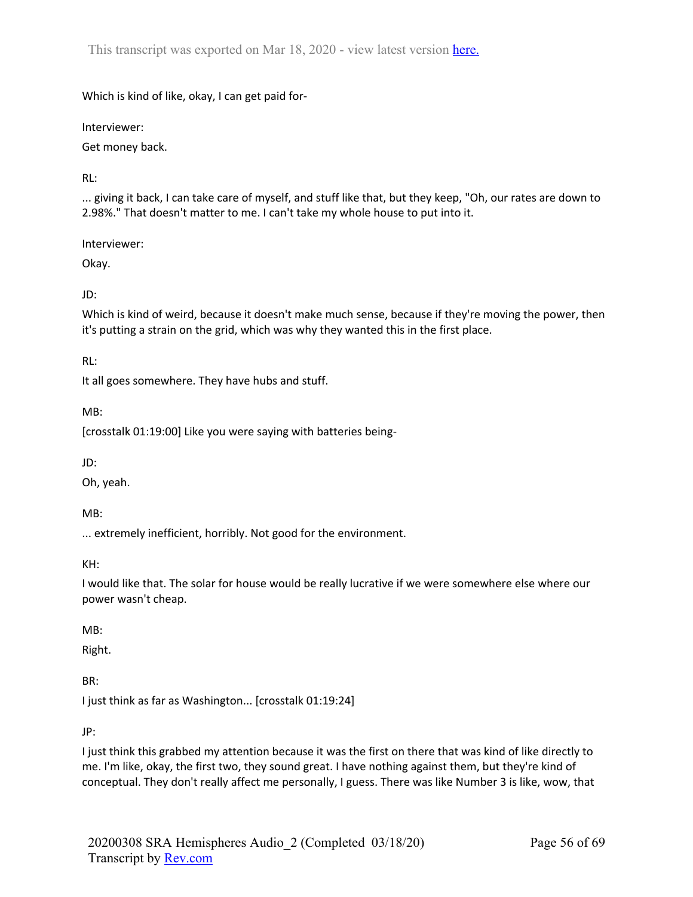Which is kind of like, okay, I can get paid for-

Interviewer:

Get money back.

RL:

... giving it back, I can take care of myself, and stuff like that, but they keep, "Oh, our rates are down to 2.98%." That doesn't matter to me. I can't take my whole house to put into it.

Interviewer:

Okay.

JD:

Which is kind of weird, because it doesn't make much sense, because if they're moving the power, then it's putting a strain on the grid, which was why they wanted this in the first place.

RL:

It all goes somewhere. They have hubs and stuff.

MB:

[crosstalk 01:19:00] Like you were saying with batteries being-

JD:

Oh, yeah.

MB:

... extremely inefficient, horribly. Not good for the environment.

KH:

I would like that. The solar for house would be really lucrative if we were somewhere else where our power wasn't cheap.

MB:

Right.

BR:

I just think as far as Washington... [crosstalk 01:19:24]

JP:

I just think this grabbed my attention because it was the first on there that was kind of like directly to me. I'm like, okay, the first two, they sound great. I have nothing against them, but they're kind of conceptual. They don't really affect me personally, I guess. There was like Number 3 is like, wow, that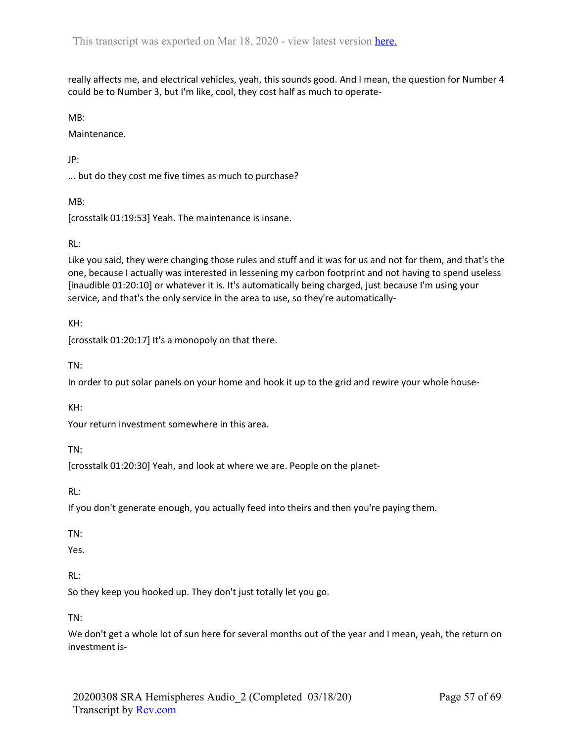really affects me, and electrical vehicles, yeah, this sounds good. And I mean, the question for Number 4 could be to Number 3, but I'm like, cool, they cost half as much to operate-

MB:

Maintenance.

JP:

... but do they cost me five times as much to purchase?

MB:

[crosstalk 01:19:53] Yeah. The maintenance is insane.

RL:

Like you said, they were changing those rules and stuff and it was for us and not for them, and that's the one, because I actually was interested in lessening my carbon footprint and not having to spend useless [inaudible 01:20:10] or whatever it is. It's automatically being charged, just because I'm using your service, and that's the only service in the area to use, so they're automatically-

KH:

[crosstalk 01:20:17] It's a monopoly on that there.

TN:

In order to put solar panels on your home and hook it up to the grid and rewire your whole house-

KH:

Your return investment somewhere in this area.

TN:

[crosstalk 01:20:30] Yeah, and look at where we are. People on the planet-

RL:

If you don't generate enough, you actually feed into theirs and then you're paying them.

TN:

Yes.

RL:

So they keep you hooked up. They don't just totally let you go.

TN:

We don't get a whole lot of sun here for several months out of the year and I mean, yeah, the return on investment is-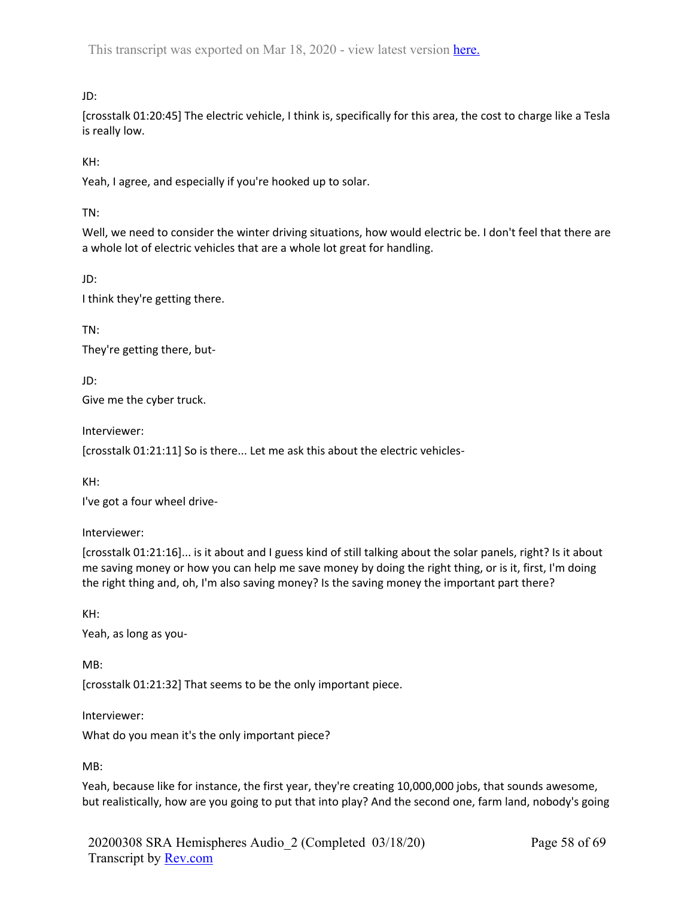JD:

[crosstalk 01:20:45] The electric vehicle, I think is, specifically for this area, the cost to charge like a Tesla is really low.

KH:

Yeah, I agree, and especially if you're hooked up to solar.

TN:

Well, we need to consider the winter driving situations, how would electric be. I don't feel that there are a whole lot of electric vehicles that are a whole lot great for handling.

JD:

I think they're getting there.

TN:

They're getting there, but-

JD:

Give me the cyber truck.

Interviewer:

[crosstalk 01:21:11] So is there... Let me ask this about the electric vehicles-

KH:

I've got a four wheel drive-

Interviewer:

[crosstalk 01:21:16]... is it about and I guess kind of still talking about the solar panels, right? Is it about me saving money or how you can help me save money by doing the right thing, or is it, first, I'm doing the right thing and, oh, I'm also saving money? Is the saving money the important part there?

KH:

Yeah, as long as you-

MB:

[crosstalk 01:21:32] That seems to be the only important piece.

Interviewer:

What do you mean it's the only important piece?

MB:

Yeah, because like for instance, the first year, they're creating 10,000,000 jobs, that sounds awesome, but realistically, how are you going to put that into play? And the second one, farm land, nobody's going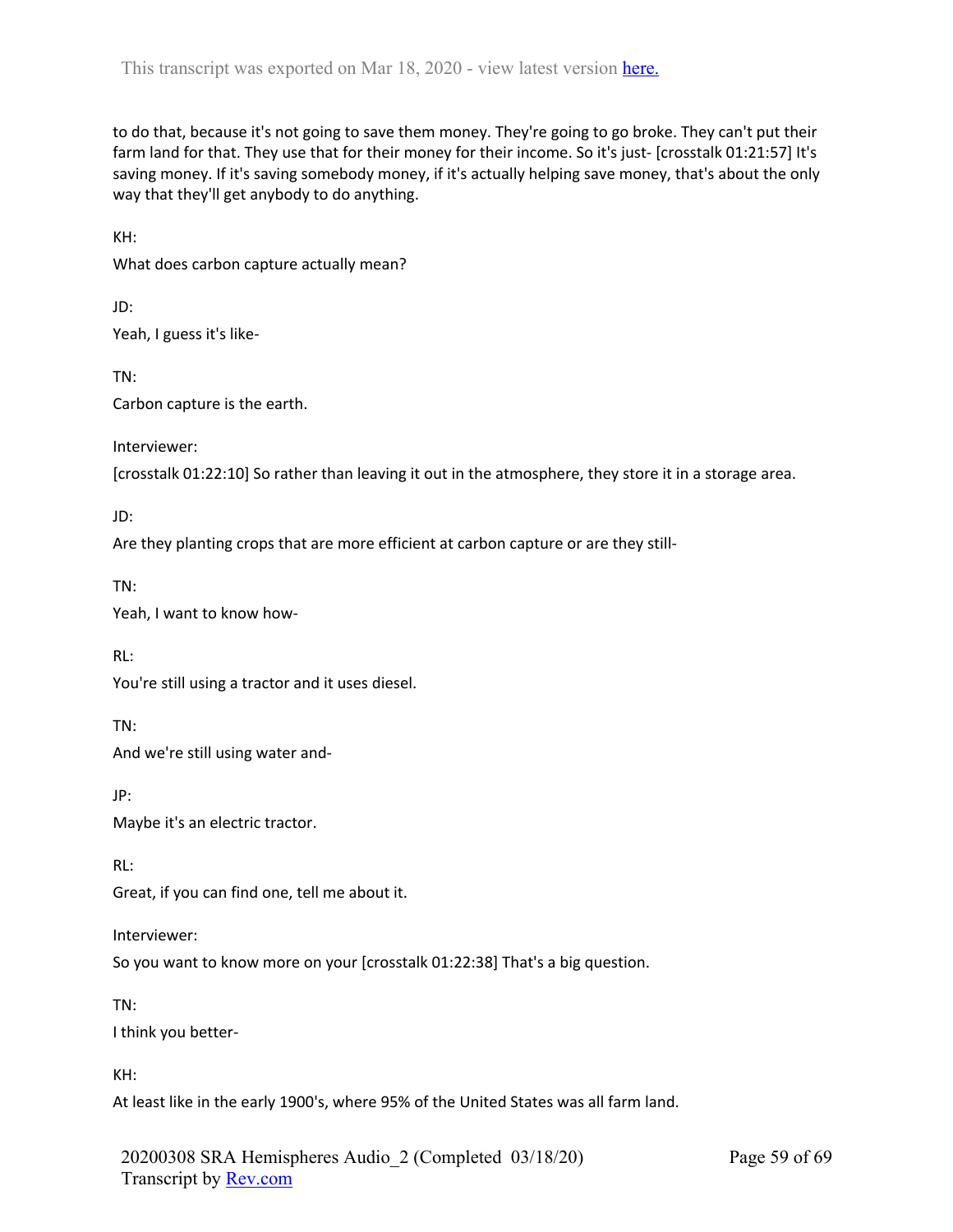to do that, because it's not going to save them money. They're going to go broke. They can't put their farm land for that. They use that for their money for their income. So it's just- [crosstalk 01:21:57] It's saving money. If it's saving somebody money, if it's actually helping save money, that's about the only way that they'll get anybody to do anything.

KH:

What does carbon capture actually mean?

JD:

Yeah, I guess it's like-

TN:

Carbon capture is the earth.

Interviewer:

[crosstalk 01:22:10] So rather than leaving it out in the atmosphere, they store it in a storage area.

JD:

Are they planting crops that are more efficient at carbon capture or are they still-

TN:

Yeah, I want to know how-

RL:

You're still using a tractor and it uses diesel.

TN:

And we're still using water and-

JP:

Maybe it's an electric tractor.

RL:

Great, if you can find one, tell me about it.

Interviewer:

So you want to know more on your [crosstalk 01:22:38] That's a big question.

TN:

I think you better-

KH:

At least like in the early 1900's, where 95% of the United States was all farm land.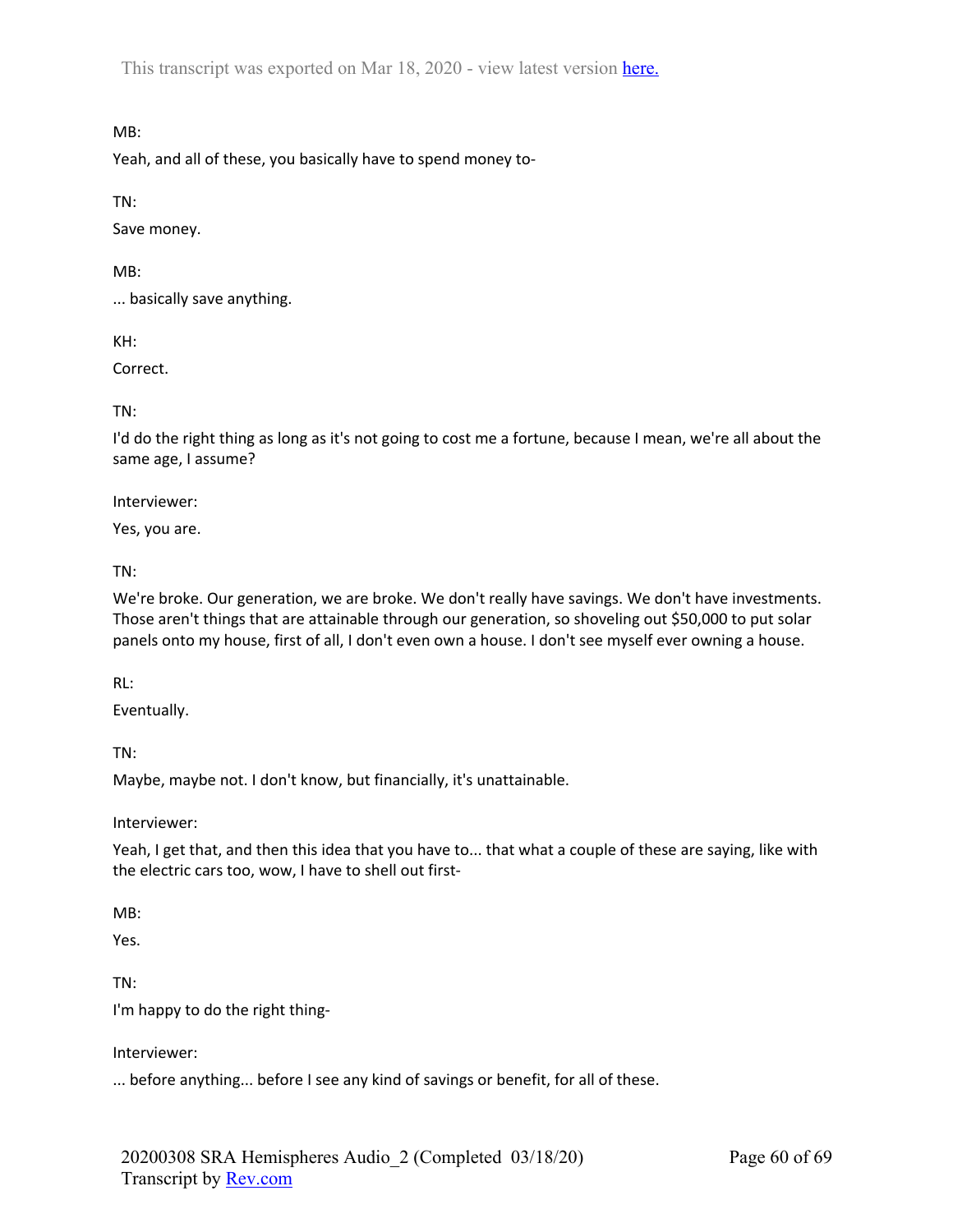MB:

Yeah, and all of these, you basically have to spend money to-

TN:

Save money.

MB:

... basically save anything.

KH:

Correct.

TN:

I'd do the right thing as long as it's not going to cost me a fortune, because I mean, we're all about the same age, I assume?

Interviewer:

Yes, you are.

TN:

We're broke. Our generation, we are broke. We don't really have savings. We don't have investments. Those aren't things that are attainable through our generation, so shoveling out $50,000 to put solar panels onto my house, first of all, I don't even own a house. I don't see myself ever owning a house.

RL:

Eventually.

TN:

Maybe, maybe not. I don't know, but financially, it's unattainable.

Interviewer:

Yeah, I get that, and then this idea that you have to... that what a couple of these are saying, like with the electric cars too, wow, I have to shell out first-

MB:

Yes.

TN:

I'm happy to do the right thing-

Interviewer:

... before anything... before I see any kind of savings or benefit, for all of these.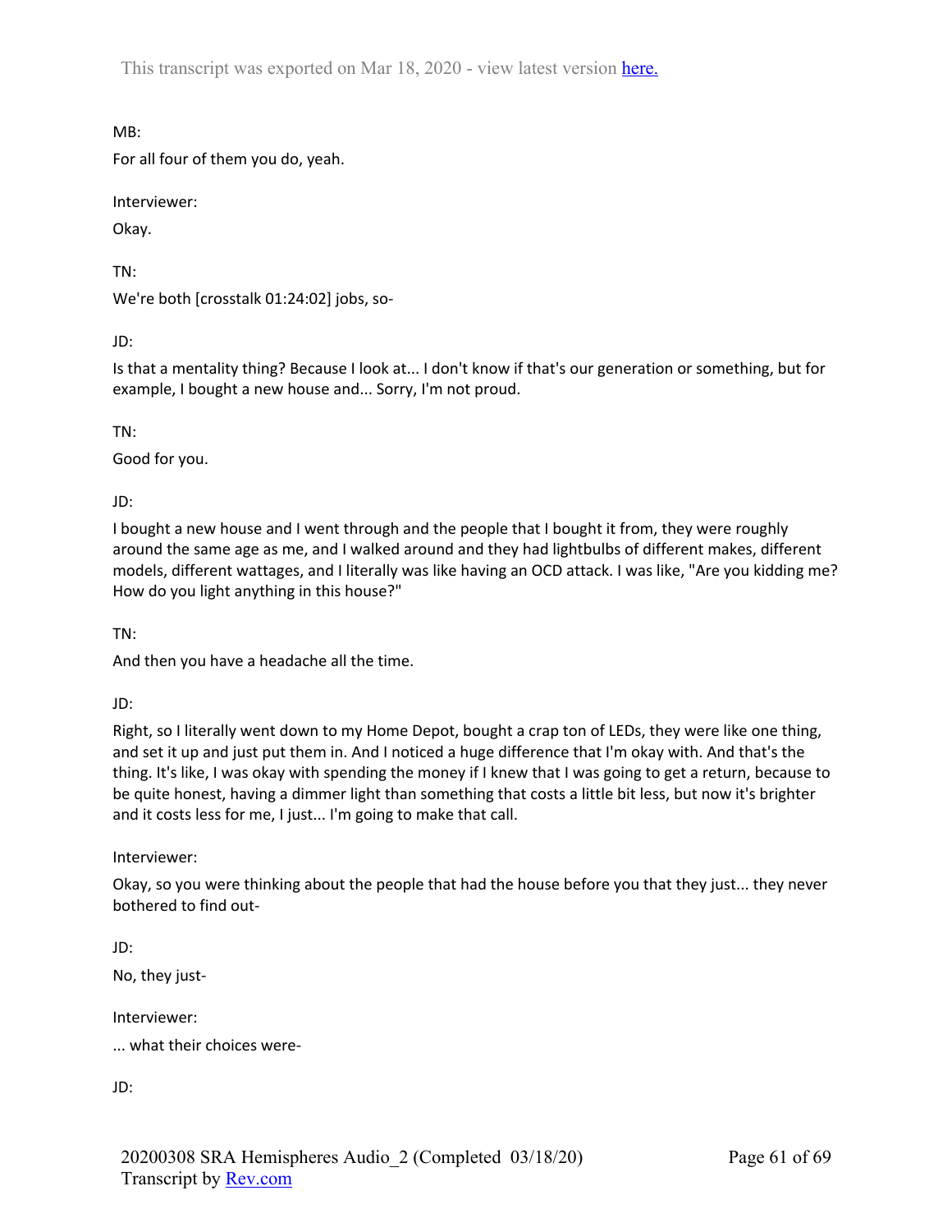MB:

For all four of them you do, yeah.

Interviewer:

Okay.

TN:

We're both [crosstalk 01:24:02] jobs, so-

JD:

Is that a mentality thing? Because I look at... I don't know if that's our generation or something, but for example, I bought a new house and... Sorry, I'm not proud.

TN:

Good for you.

JD:

I bought a new house and I went through and the people that I bought it from, they were roughly around the same age as me, and I walked around and they had lightbulbs of different makes, different models, different wattages, and I literally was like having an OCD attack. I was like, "Are you kidding me? How do you light anything in this house?"

TN:

And then you have a headache all the time.

JD:

Right, so I literally went down to my Home Depot, bought a crap ton of LEDs, they were like one thing, and set it up and just put them in. And I noticed a huge difference that I'm okay with. And that's the thing. It's like, I was okay with spending the money if I knew that I was going to get a return, because to be quite honest, having a dimmer light than something that costs a little bit less, but now it's brighter and it costs less for me, I just... I'm going to make that call.

Interviewer:

Okay, so you were thinking about the people that had the house before you that they just... they never bothered to find out-

JD:

No, they just-

Interviewer:

... what their choices were-

JD: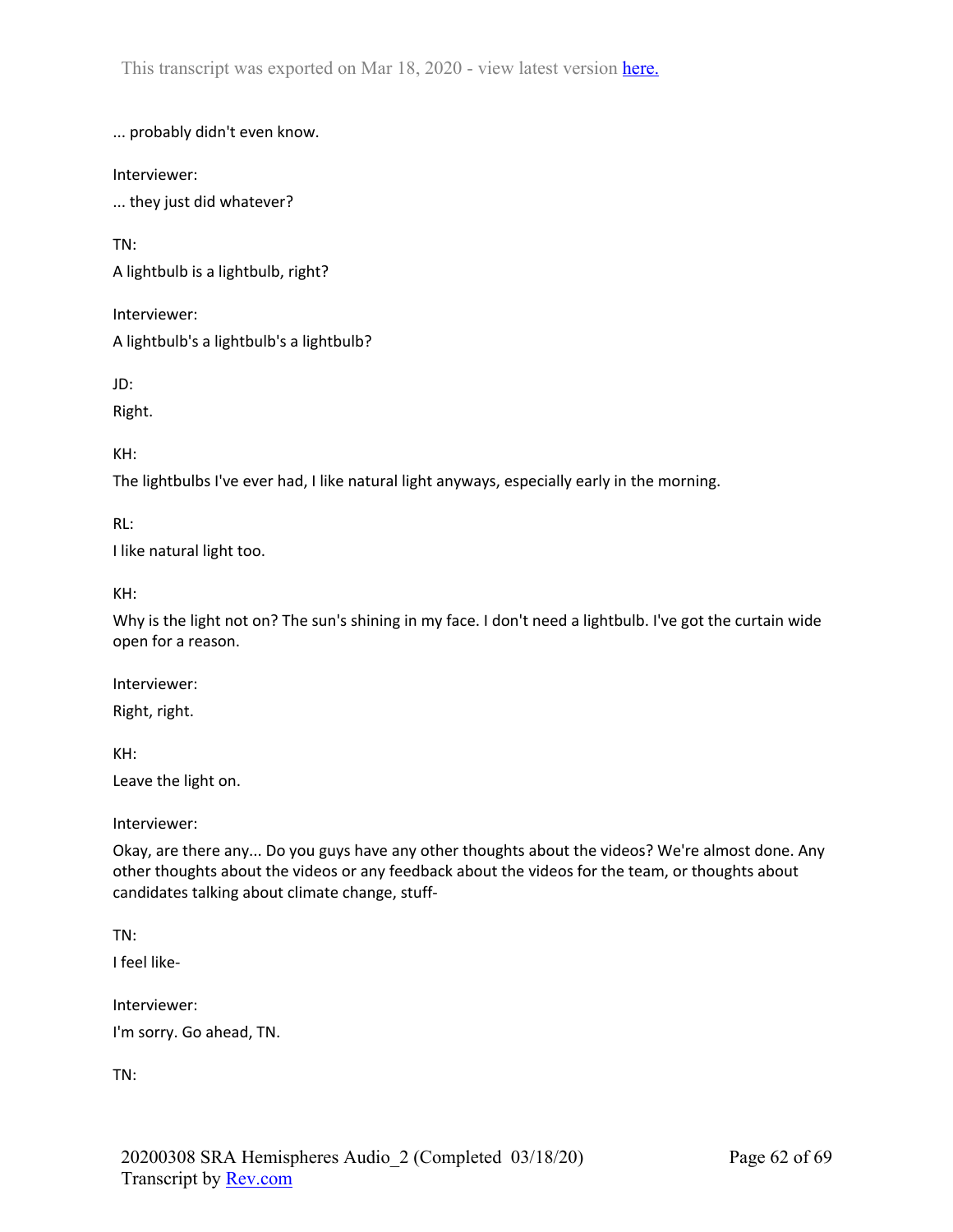... probably didn't even know.

Interviewer:

... they just did whatever?

TN:

A lightbulb is a lightbulb, right?

Interviewer:

A lightbulb's a lightbulb's a lightbulb?

JD:

Right.

KH:

The lightbulbs I've ever had, I like natural light anyways, especially early in the morning.

RL:

I like natural light too.

KH:

Why is the light not on? The sun's shining in my face. I don't need a lightbulb. I've got the curtain wide open for a reason.

Interviewer:

Right, right.

KH:

Leave the light on.

Interviewer:

Okay, are there any... Do you guys have any other thoughts about the videos? We're almost done. Any other thoughts about the videos or any feedback about the videos for the team, or thoughts about candidates talking about climate change, stuff-

TN:

I feel like-

Interviewer:

I'm sorry. Go ahead, TN.

TN: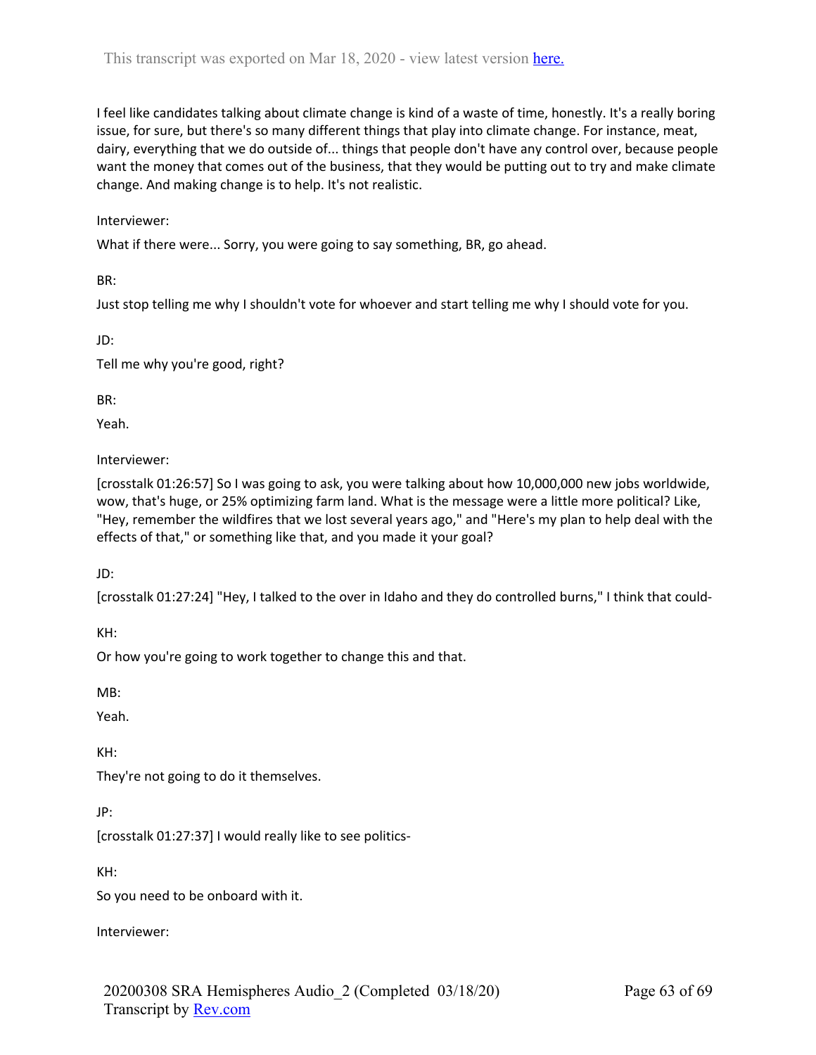I feel like candidates talking about climate change is kind of a waste of time, honestly. It's a really boring issue, for sure, but there's so many different things that play into climate change. For instance, meat, dairy, everything that we do outside of... things that people don't have any control over, because people want the money that comes out of the business, that they would be putting out to try and make climate change. And making change is to help. It's not realistic.

Interviewer:

What if there were... Sorry, you were going to say something, BR, go ahead.

BR:

Just stop telling me why I shouldn't vote for whoever and start telling me why I should vote for you.

JD:

Tell me why you're good, right?

BR:

Yeah.

Interviewer:

[crosstalk 01:26:57] So I was going to ask, you were talking about how 10,000,000 new jobs worldwide, wow, that's huge, or 25% optimizing farm land. What is the message were a little more political? Like, "Hey, remember the wildfires that we lost several years ago," and "Here's my plan to help deal with the effects of that," or something like that, and you made it your goal?

JD:

[crosstalk 01:27:24] "Hey, I talked to the over in Idaho and they do controlled burns," I think that could-

KH:

Or how you're going to work together to change this and that.

MB:

Yeah.

KH:

They're not going to do it themselves.

JP:

[crosstalk 01:27:37] I would really like to see politics-

KH:

So you need to be onboard with it.

Interviewer: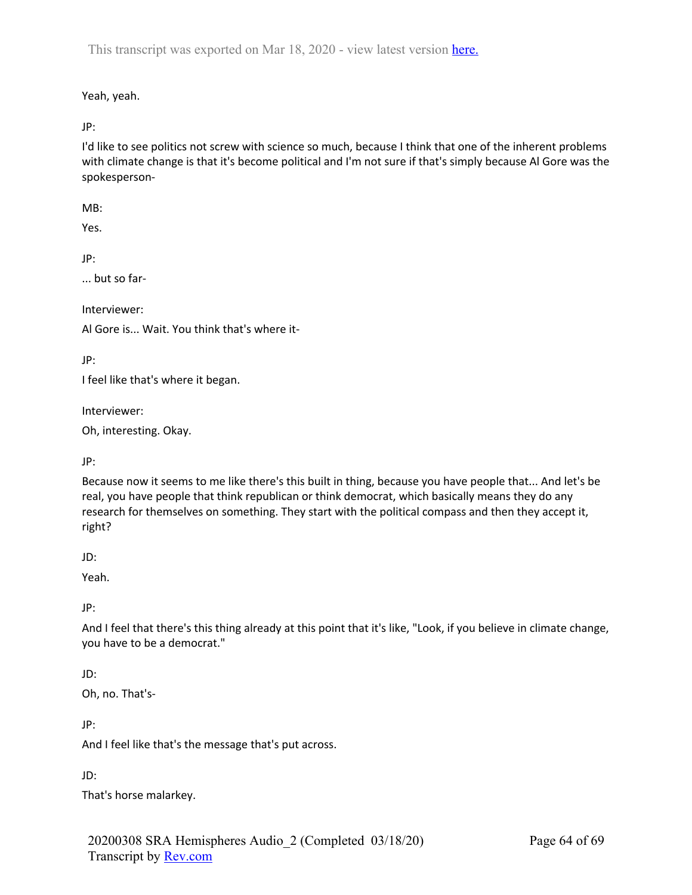Yeah, yeah.

JP:

I'd like to see politics not screw with science so much, because I think that one of the inherent problems with climate change is that it's become political and I'm not sure if that's simply because Al Gore was the spokesperson-

MB:

Yes.

JP:

... but so far-

Interviewer:

Al Gore is... Wait. You think that's where it-

JP:

I feel like that's where it began.

Interviewer:

Oh, interesting. Okay.

JP:

Because now it seems to me like there's this built in thing, because you have people that... And let's be real, you have people that think republican or think democrat, which basically means they do any research for themselves on something. They start with the political compass and then they accept it, right?

JD:

Yeah.

JP:

And I feel that there's this thing already at this point that it's like, "Look, if you believe in climate change, you have to be a democrat."

JD:

Oh, no. That's-

JP:

And I feel like that's the message that's put across.

JD:

That's horse malarkey.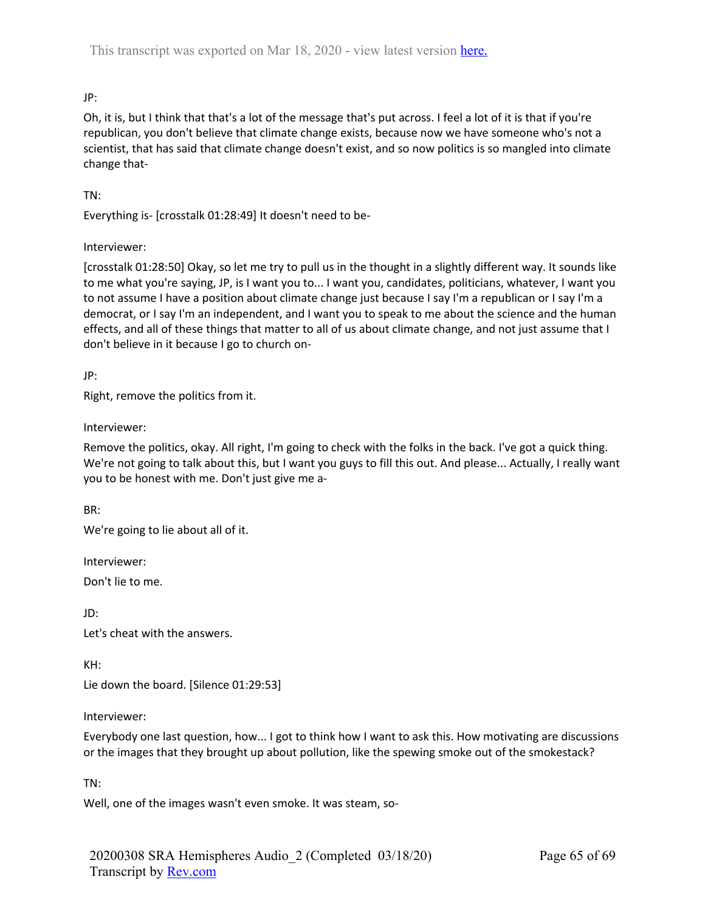JP:

Oh, it is, but I think that that's a lot of the message that's put across. I feel a lot of it is that if you're republican, you don't believe that climate change exists, because now we have someone who's not a scientist, that has said that climate change doesn't exist, and so now politics is so mangled into climate change that-

TN:

Everything is- [crosstalk 01:28:49] It doesn't need to be-

Interviewer:

[crosstalk 01:28:50] Okay, so let me try to pull us in the thought in a slightly different way. It sounds like to me what you're saying, JP, is I want you to... I want you, candidates, politicians, whatever, I want you to not assume I have a position about climate change just because I say I'm a republican or I say I'm a democrat, or I say I'm an independent, and I want you to speak to me about the science and the human effects, and all of these things that matter to all of us about climate change, and not just assume that I don't believe in it because I go to church on-

JP:

Right, remove the politics from it.

Interviewer:

Remove the politics, okay. All right, I'm going to check with the folks in the back. I've got a quick thing. We're not going to talk about this, but I want you guys to fill this out. And please... Actually, I really want you to be honest with me. Don't just give me a-

BR:

We're going to lie about all of it.

Interviewer:

Don't lie to me.

JD:

Let's cheat with the answers.

KH:

Lie down the board. [Silence 01:29:53]

Interviewer:

Everybody one last question, how... I got to think how I want to ask this. How motivating are discussions or the images that they brought up about pollution, like the spewing smoke out of the smokestack?

TN:

Well, one of the images wasn't even smoke. It was steam, so-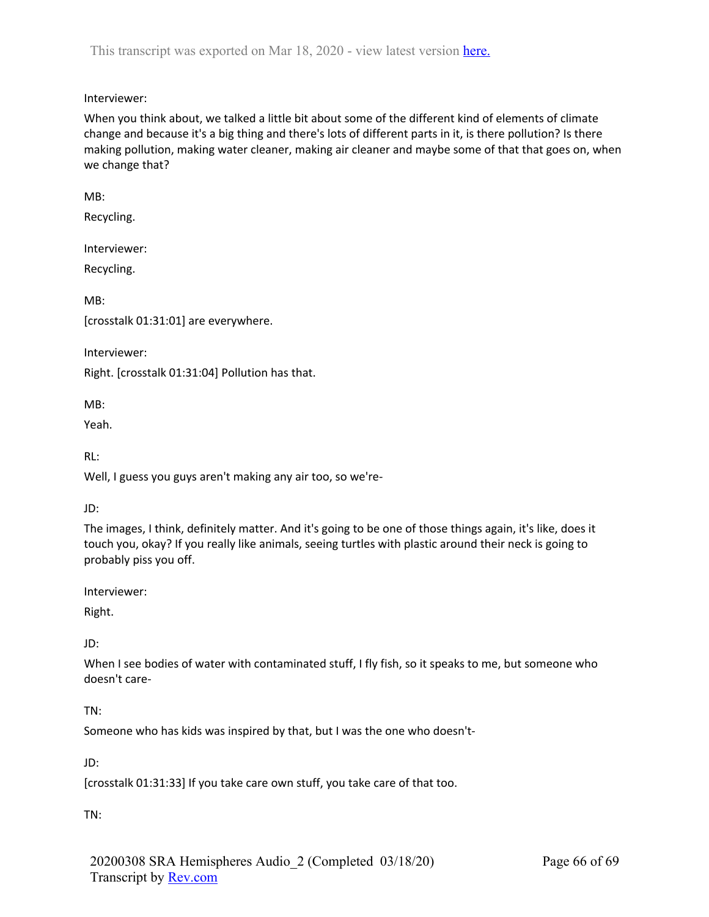Interviewer:

When you think about, we talked a little bit about some of the different kind of elements of climate change and because it's a big thing and there's lots of different parts in it, is there pollution? Is there making pollution, making water cleaner, making air cleaner and maybe some of that that goes on, when we change that?

MB:

Recycling.

Interviewer:

Recycling.

MB:

[crosstalk 01:31:01] are everywhere.

Interviewer:

Right. [crosstalk 01:31:04] Pollution has that.

MB:

Yeah.

RL:

Well, I guess you guys aren't making any air too, so we're-

JD:

The images, I think, definitely matter. And it's going to be one of those things again, it's like, does it touch you, okay? If you really like animals, seeing turtles with plastic around their neck is going to probably piss you off.

Interviewer:

Right.

JD:

When I see bodies of water with contaminated stuff, I fly fish, so it speaks to me, but someone who doesn't care-

TN:

Someone who has kids was inspired by that, but I was the one who doesn't-

JD:

[crosstalk 01:31:33] If you take care own stuff, you take care of that too.

TN: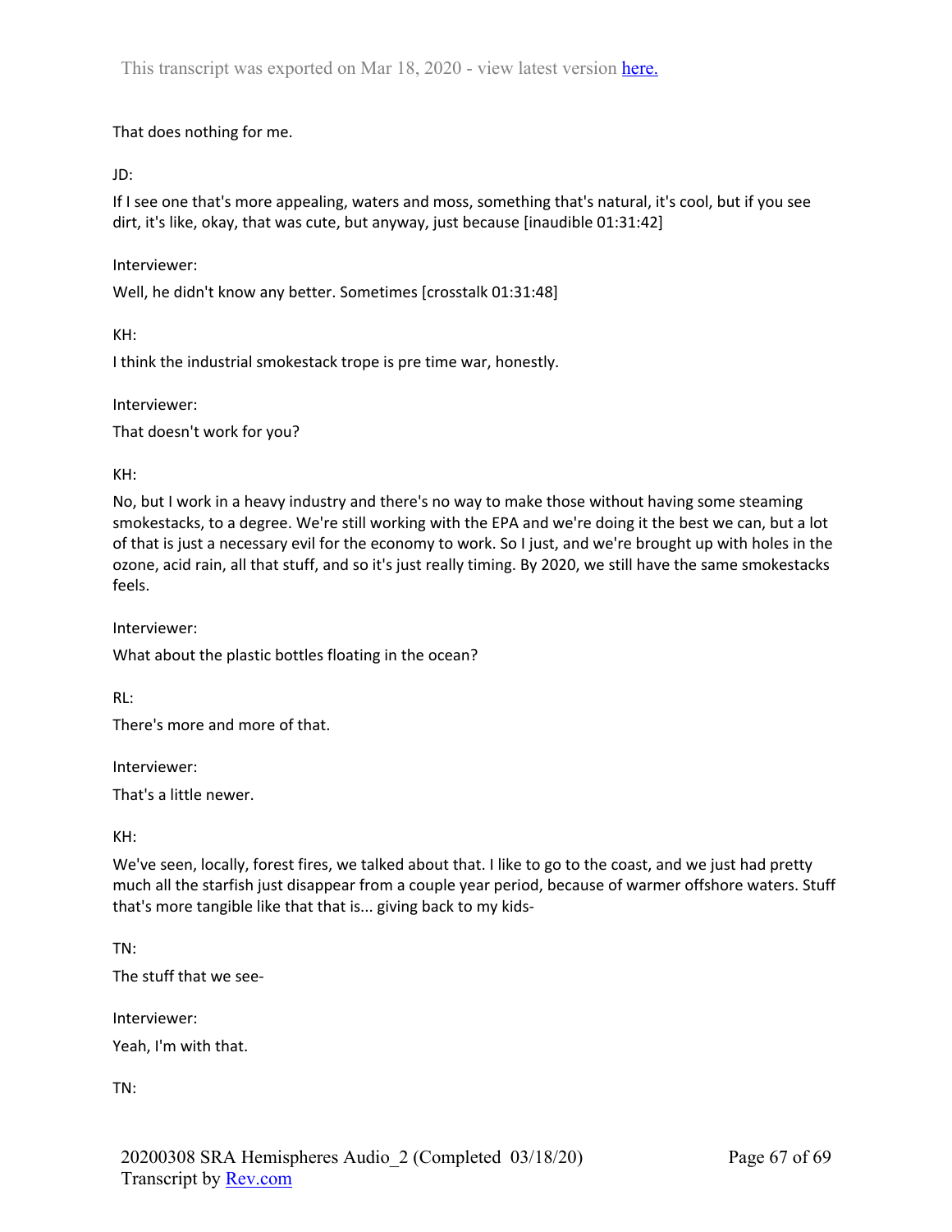That does nothing for me.

JD:

If I see one that's more appealing, waters and moss, something that's natural, it's cool, but if you see dirt, it's like, okay, that was cute, but anyway, just because [inaudible 01:31:42]

Interviewer:

Well, he didn't know any better. Sometimes [crosstalk 01:31:48]

KH:

I think the industrial smokestack trope is pre time war, honestly.

Interviewer:

That doesn't work for you?

KH:

No, but I work in a heavy industry and there's no way to make those without having some steaming smokestacks, to a degree. We're still working with the EPA and we're doing it the best we can, but a lot of that is just a necessary evil for the economy to work. So I just, and we're brought up with holes in the ozone, acid rain, all that stuff, and so it's just really timing. By 2020, we still have the same smokestacks feels.

Interviewer:

What about the plastic bottles floating in the ocean?

RL:

There's more and more of that.

Interviewer:

That's a little newer.

KH:

We've seen, locally, forest fires, we talked about that. I like to go to the coast, and we just had pretty much all the starfish just disappear from a couple year period, because of warmer offshore waters. Stuff that's more tangible like that that is... giving back to my kids-

TN:

The stuff that we see-

Interviewer:

Yeah, I'm with that.

TN: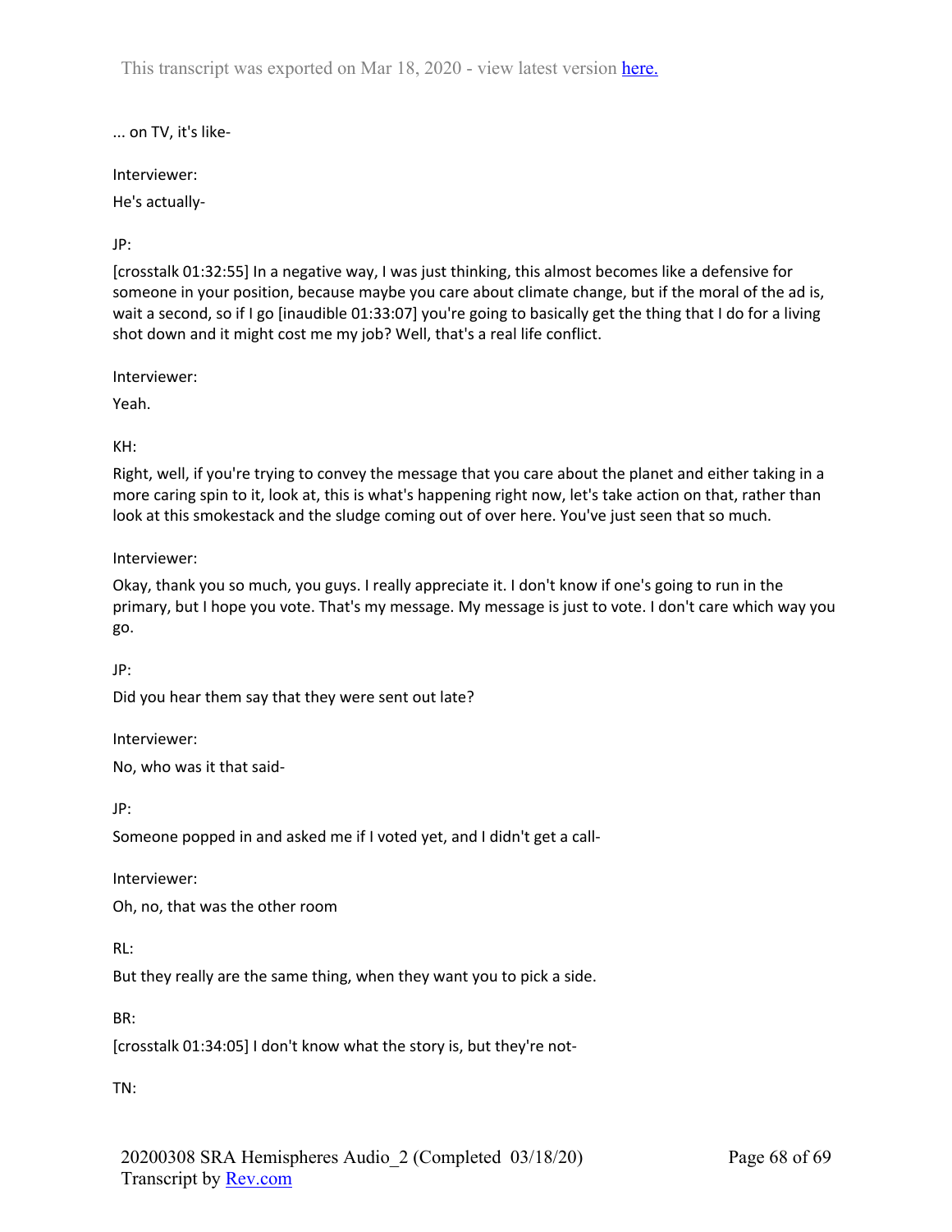... on TV, it's like-

Interviewer:

He's actually-

JP:

[crosstalk 01:32:55] In a negative way, I was just thinking, this almost becomes like a defensive for someone in your position, because maybe you care about climate change, but if the moral of the ad is, wait a second, so if I go [inaudible 01:33:07] you're going to basically get the thing that I do for a living shot down and it might cost me my job? Well, that's a real life conflict.

Interviewer:

Yeah.

KH:

Right, well, if you're trying to convey the message that you care about the planet and either taking in a more caring spin to it, look at, this is what's happening right now, let's take action on that, rather than look at this smokestack and the sludge coming out of over here. You've just seen that so much.

Interviewer:

Okay, thank you so much, you guys. I really appreciate it. I don't know if one's going to run in the primary, but I hope you vote. That's my message. My message is just to vote. I don't care which way you go.

JP:

Did you hear them say that they were sent out late?

Interviewer:

No, who was it that said-

JP:

Someone popped in and asked me if I voted yet, and I didn't get a call-

Interviewer:

Oh, no, that was the other room

RL:

But they really are the same thing, when they want you to pick a side.

BR:

[crosstalk 01:34:05] I don't know what the story is, but they're not-

TN: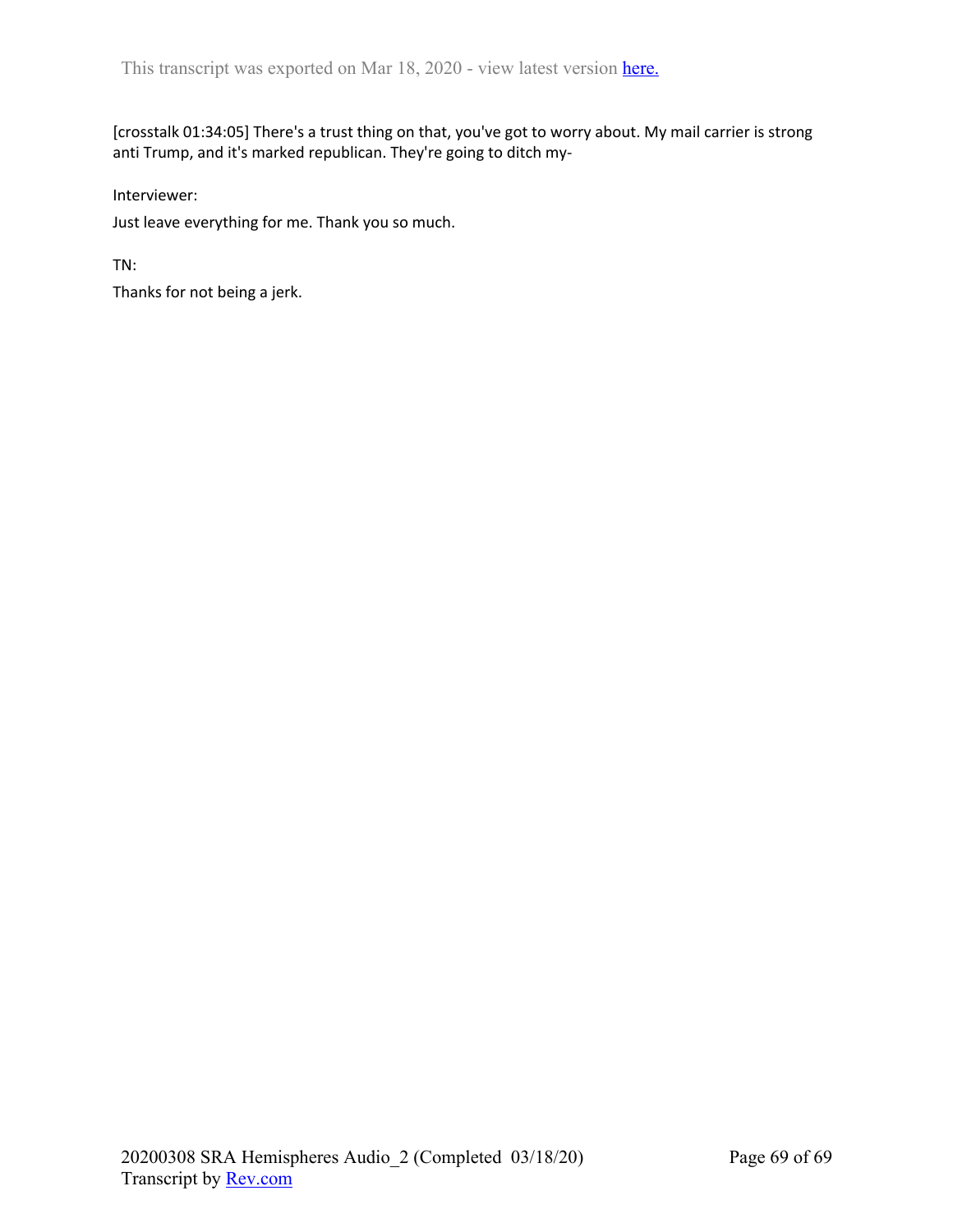[crosstalk 01:34:05] There's a trust thing on that, you've got to worry about. My mail carrier is strong anti Trump, and it's marked republican. They're going to ditch my-

Interviewer:

Just leave everything for me. Thank you so much.

TN:

Thanks for not being a jerk.